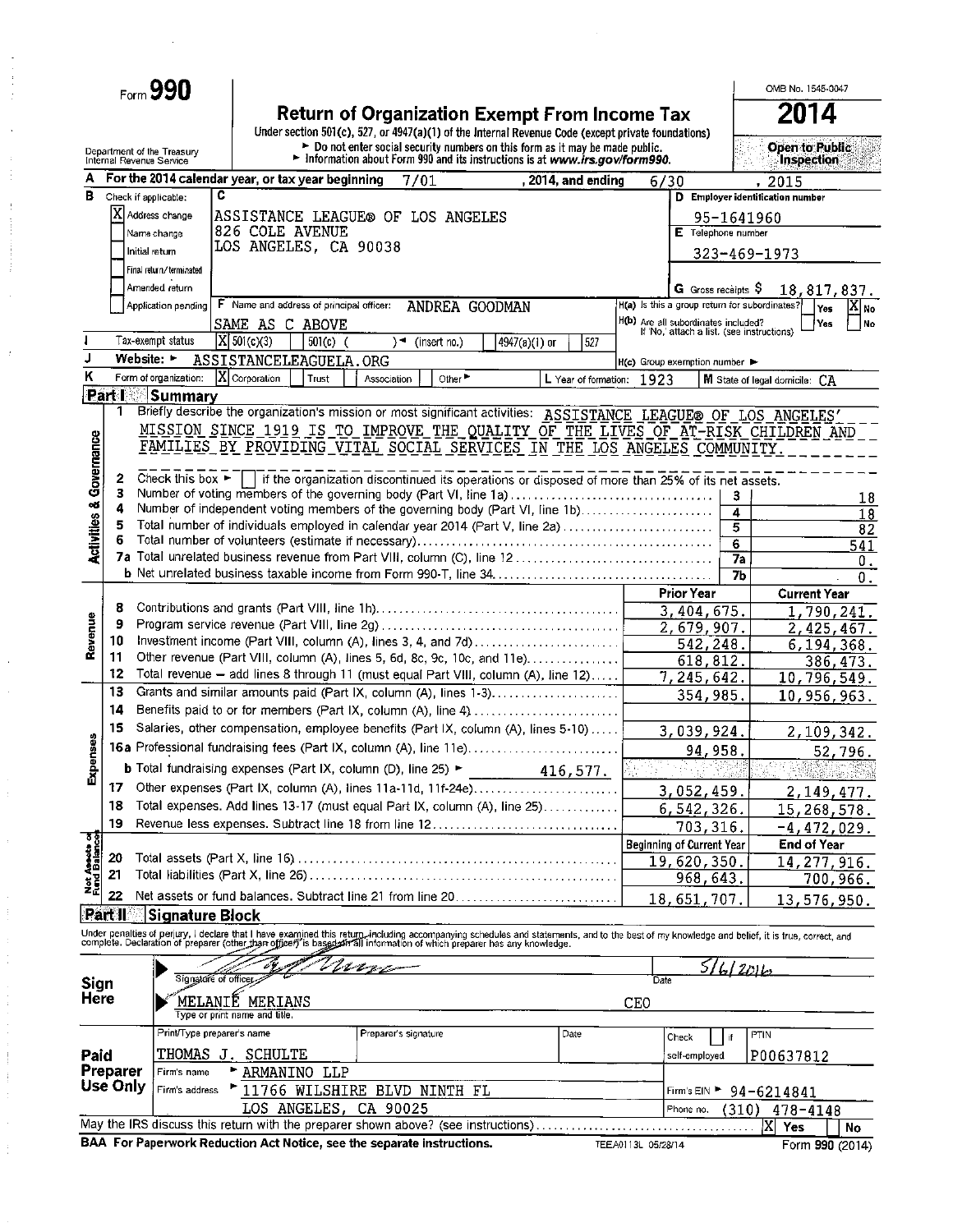Form **990**

# Return of Organization Exempt From Income Tax

Under section 501(c), 527, or 4947(a)(1) of the Internal Revenue Code (except private foundations)

► Do not enter social security numbers on this form as it may be made public.

► Information about Form 990 and its instructions is at www.irs.gov/form990.

Department of the Treasury Internal Revenue Service

OMB No. 1545-0047

**2014**

**Open to Public Inspection**

**A** For the 2014 calendar year, or tax year beginning 7/01 , 2014, and ending 6/30 , 2015

**B** Check if applicable:
- [X] Address change
- [ ] Name change
- [ ] Initial return
- [ ] Final return/terminated
- [ ] Amended return
- [ ] Application pending

**C** ASSISTANCE LEAGUE® OF LOS ANGELES
826 COLE AVENUE
LOS ANGELES, CA 90038

**D** Employer identification number: 95-1641960

**E** Telephone number: 323-469-1973

**G** Gross receipts $ 18,817,837.

**F** Name and address of principal officer: ANDREA GOODMAN
SAME AS C ABOVE

H(a) Is this a group return for subordinates? [ ] Yes [X] No

H(b) Are all subordinates included? [ ] Yes [ ] No
If 'No,' attach a list. (see instructions)

**I** Tax-exempt status: [X] 501(c)(3) [ ] 501(c) ( ) ◄ (insert no.) [ ] 4947(a)(1) or [ ] 527

**J** Website: ► ASSISTANCELEAGUELA.ORG

H(c) Group exemption number ►

**K** Form of organization: [X] Corporation [ ] Trust [ ] Association [ ] Other ►

**L** Year of formation: 1923 **M** State of legal domicile: CA

## Part I Summary

**Activities & Governance**

1 Briefly describe the organization's mission or most significant activities: ASSISTANCE LEAGUE® OF LOS ANGELES' MISSION SINCE 1919 IS TO IMPROVE THE QUALITY OF THE LIVES OF AT-RISK CHILDREN AND FAMILIES BY PROVIDING VITAL SOCIAL SERVICES IN THE LOS ANGELES COMMUNITY.

2 Check this box ► [ ] if the organization discontinued its operations or disposed of more than 25% of its net assets.

| | | Line | |
|---|---|---|---|
| 3 | Number of voting members of the governing body (Part VI, line 1a) | 3 | 18 |
| 4 | Number of independent voting members of the governing body (Part VI, line 1b) | 4 | 18 |
| 5 | Total number of individuals employed in calendar year 2014 (Part V, line 2a) | 5 | 82 |
| 6 | Total number of volunteers (estimate if necessary) | 6 | 541 |
| 7a | Total unrelated business revenue from Part VIII, column (C), line 12 | 7a | 0. |
| b | Net unrelated business taxable income from Form 990-T, line 34 | 7b | 0. |

| | | Prior Year | Current Year |
|---|---|---|---|
| **Revenue** | | | |
| 8 | Contributions and grants (Part VIII, line 1h) | 3,404,675. | 1,790,241. |
| 9 | Program service revenue (Part VIII, line 2g) | 2,679,907. | 2,425,467. |
| 10 | Investment income (Part VIII, column (A), lines 3, 4, and 7d) | 542,248. | 6,194,368. |
| 11 | Other revenue (Part VIII, column (A), lines 5, 6d, 8c, 9c, 10c, and 11e) | 618,812. | 386,473. |
| 12 | Total revenue – add lines 8 through 11 (must equal Part VIII, column (A), line 12) | 7,245,642. | 10,796,549. |
| **Expenses** | | | |
| 13 | Grants and similar amounts paid (Part IX, column (A), lines 1-3) | 354,985. | 10,956,963. |
| 14 | Benefits paid to or for members (Part IX, column (A), line 4) | | |
| 15 | Salaries, other compensation, employee benefits (Part IX, column (A), lines 5-10) | 3,039,924. | 2,109,342. |
| 16a | Professional fundraising fees (Part IX, column (A), line 11e) | 94,958. | 52,796. |
| b | Total fundraising expenses (Part IX, column (D), line 25) ► 416,577. | | |
| 17 | Other expenses (Part IX, column (A), lines 11a-11d, 11f-24e) | 3,052,459. | 2,149,477. |
| 18 | Total expenses. Add lines 13-17 (must equal Part IX, column (A), line 25) | 6,542,326. | 15,268,578. |
| 19 | Revenue less expenses. Subtract line 18 from line 12 | 703,316. | -4,472,029. |

| **Net Assets or Fund Balances** | | Beginning of Current Year | End of Year |
|---|---|---|---|
| 20 | Total assets (Part X, line 16) | 19,620,350. | 14,277,916. |
| 21 | Total liabilities (Part X, line 26) | 968,643. | 700,966. |
| 22 | Net assets or fund balances. Subtract line 21 from line 20 | 18,651,707. | 13,576,950. |

## Part II Signature Block

Under penalties of perjury, I declare that I have examined this return, including accompanying schedules and statements, and to the best of my knowledge and belief, it is true, correct, and complete. Declaration of preparer (other than officer) is based on all information of which preparer has any knowledge.

**Sign Here**

Signature of officer — Date: 5/6/2016

MELANIE MERIANS — CEO
Type or print name and title.

**Paid Preparer Use Only**

| Print/Type preparer's name | Preparer's signature | Date | Check [ ] if self-employed | PTIN |
|---|---|---|---|---|
| THOMAS J. SCHULTE | | | | P00637812 |

Firm's name ► ARMANINO LLP — Firm's EIN ► 94-6214841

Firm's address ► 11766 WILSHIRE BLVD NINTH FL, LOS ANGELES, CA 90025 — Phone no. (310) 478-4148

May the IRS discuss this return with the preparer shown above? (see instructions) [X] Yes [ ] No

BAA For Paperwork Reduction Act Notice, see the separate instructions. TEEA0113L 05/28/14 Form 990 (2014)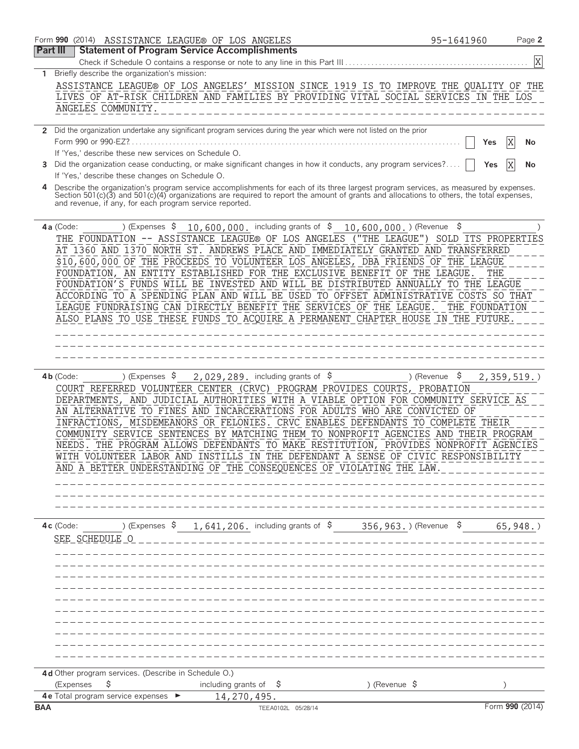Form **990** (2014) ASSISTANCE LEAGUE® OF LOS ANGELES 95-1641960

## Part III Statement of Program Service Accomplishments

Check if Schedule O contains a response or note to any line in this Part III . . . . . . . . . . [X]

**1** Briefly describe the organization's mission:

ASSISTANCE LEAGUE® OF LOS ANGELES' MISSION SINCE 1919 IS TO IMPROVE THE QUALITY OF THE LIVES OF AT-RISK CHILDREN AND FAMILIES BY PROVIDING VITAL SOCIAL SERVICES IN THE LOS ANGELES COMMUNITY.

**2** Did the organization undertake any significant program services during the year which were not listed on the prior Form 990 or 990-EZ? . . . . . [ ] Yes [X] No

If 'Yes,' describe these new services on Schedule O.

**3** Did the organization cease conducting, or make significant changes in how it conducts, any program services? . . . . [ ] Yes [X] No

If 'Yes,' describe these changes on Schedule O.

**4** Describe the organization's program service accomplishments for each of its three largest program services, as measured by expenses. Section 501(c)(3) and 501(c)(4) organizations are required to report the amount of grants and allocations to others, the total expenses, and revenue, if any, for each program service reported.

**4a** (Code: ) (Expenses $ 10,600,000. including grants of $ 10,600,000. ) (Revenue $ )

THE FOUNDATION -- ASSISTANCE LEAGUE® OF LOS ANGELES ("THE LEAGUE") SOLD ITS PROPERTIES AT 1360 AND 1370 NORTH ST. ANDREWS PLACE AND IMMEDIATELY GRANTED AND TRANSFERRED $10,600,000 OF THE PROCEEDS TO VOLUNTEER LOS ANGELES, DBA FRIENDS OF THE LEAGUE FOUNDATION, AN ENTITY ESTABLISHED FOR THE EXCLUSIVE BENEFIT OF THE LEAGUE. THE FOUNDATION'S FUNDS WILL BE INVESTED AND WILL BE DISTRIBUTED ANNUALLY TO THE LEAGUE ACCORDING TO A SPENDING PLAN AND WILL BE USED TO OFFSET ADMINISTRATIVE COSTS SO THAT LEAGUE FUNDRAISING CAN DIRECTLY BENEFIT THE SERVICES OF THE LEAGUE. THE FOUNDATION ALSO PLANS TO USE THESE FUNDS TO ACQUIRE A PERMANENT CHAPTER HOUSE IN THE FUTURE.

**4b** (Code: ) (Expenses $ 2,029,289. including grants of $ ) (Revenue $ 2,359,519.)

COURT REFERRED VOLUNTEER CENTER (CRVC) PROGRAM PROVIDES COURTS, PROBATION DEPARTMENTS, AND JUDICIAL AUTHORITIES WITH A VIABLE OPTION FOR COMMUNITY SERVICE AS AN ALTERNATIVE TO FINES AND INCARCERATIONS FOR ADULTS WHO ARE CONVICTED OF INFRACTIONS, MISDEMEANORS OR FELONIES. CRVC ENABLES DEFENDANTS TO COMPLETE THEIR COMMUNITY SERVICE SENTENCES BY MATCHING THEM TO NONPROFIT AGENCIES AND THEIR PROGRAM NEEDS. THE PROGRAM ALLOWS DEFENDANTS TO MAKE RESTITUTION, PROVIDES NONPROFIT AGENCIES WITH VOLUNTEER LABOR AND INSTILLS IN THE DEFENDANT A SENSE OF CIVIC RESPONSIBILITY AND A BETTER UNDERSTANDING OF THE CONSEQUENCES OF VIOLATING THE LAW.

**4c** (Code: ) (Expenses $ 1,641,206. including grants of $ 356,963. ) (Revenue $ 65,948.)

SEE SCHEDULE O

**4d** Other program services. (Describe in Schedule O.)

(Expenses $ including grants of $ ) (Revenue $ )

**4e** Total program service expenses ► 14,270,495.

BAA TEEA0102L 05/28/14 Form **990** (2014)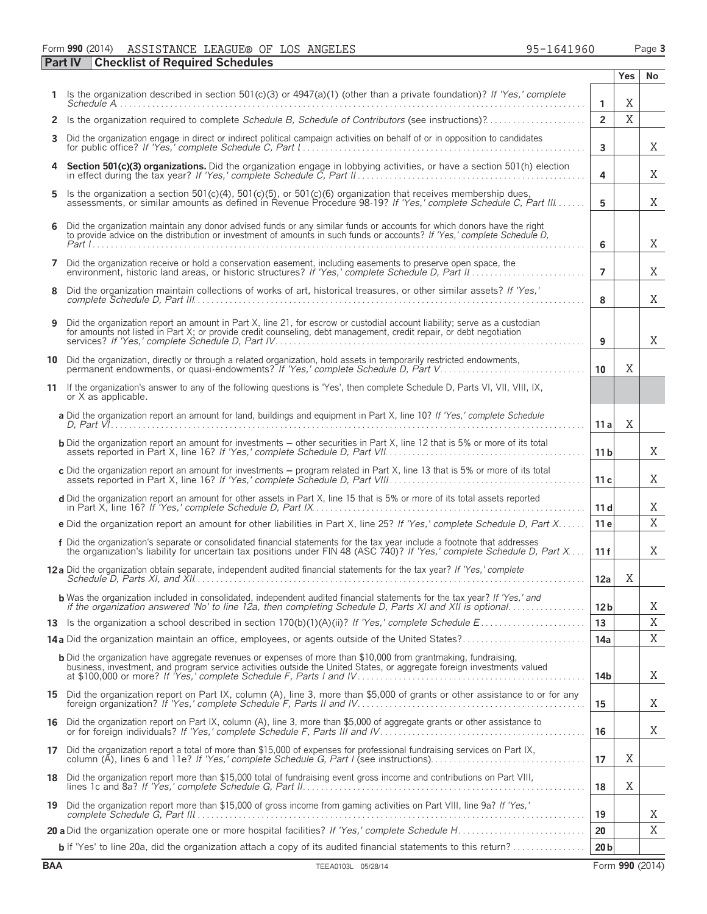Form **990** (2014) ASSISTANCE LEAGUE® OF LOS ANGELES 95-1641960

**Part IV Checklist of Required Schedules**

| | | | Yes | No |
|---|---|---|---|---|
| **1** | Is the organization described in section 501(c)(3) or 4947(a)(1) (other than a private foundation)? *If 'Yes,' complete Schedule A* | 1 | X | |
| **2** | Is the organization required to complete *Schedule B, Schedule of Contributors* (see instructions)? | 2 | X | |
| **3** | Did the organization engage in direct or indirect political campaign activities on behalf of or in opposition to candidates for public office? *If 'Yes,' complete Schedule C, Part I* | 3 | | X |
| **4** | **Section 501(c)(3) organizations.** Did the organization engage in lobbying activities, or have a section 501(h) election in effect during the tax year? *If 'Yes,' complete Schedule C, Part II* | 4 | | X |
| **5** | Is the organization a section 501(c)(4), 501(c)(5), or 501(c)(6) organization that receives membership dues, assessments, or similar amounts as defined in Revenue Procedure 98-19? *If 'Yes,' complete Schedule C, Part III* | 5 | | X |
| **6** | Did the organization maintain any donor advised funds or any similar funds or accounts for which donors have the right to provide advice on the distribution or investment of amounts in such funds or accounts? *If 'Yes,' complete Schedule D, Part I* | 6 | | X |
| **7** | Did the organization receive or hold a conservation easement, including easements to preserve open space, the environment, historic land areas, or historic structures? *If 'Yes,' complete Schedule D, Part II* | 7 | | X |
| **8** | Did the organization maintain collections of works of art, historical treasures, or other similar assets? *If 'Yes,' complete Schedule D, Part III* | 8 | | X |
| **9** | Did the organization report an amount in Part X, line 21, for escrow or custodial account liability; serve as a custodian for amounts not listed in Part X; or provide credit counseling, debt management, credit repair, or debt negotiation services? *If 'Yes,' complete Schedule D, Part IV* | 9 | | X |
| **10** | Did the organization, directly or through a related organization, hold assets in temporarily restricted endowments, permanent endowments, or quasi-endowments? *If 'Yes,' complete Schedule D, Part V* | 10 | X | |
| **11** | If the organization's answer to any of the following questions is 'Yes', then complete Schedule D, Parts VI, VII, VIII, IX, or X as applicable. | | | |
| | **a** Did the organization report an amount for land, buildings and equipment in Part X, line 10? *If 'Yes,' complete Schedule D, Part VI* | 11a | X | |
| | **b** Did the organization report an amount for investments – other securities in Part X, line 12 that is 5% or more of its total assets reported in Part X, line 16? *If 'Yes,' complete Schedule D, Part VII* | 11b | | X |
| | **c** Did the organization report an amount for investments – program related in Part X, line 13 that is 5% or more of its total assets reported in Part X, line 16? *If 'Yes,' complete Schedule D, Part VIII* | 11c | | X |
| | **d** Did the organization report an amount for other assets in Part X, line 15 that is 5% or more of its total assets reported in Part X, line 16? *If 'Yes,' complete Schedule D, Part IX* | 11d | | X |
| | **e** Did the organization report an amount for other liabilities in Part X, line 25? *If 'Yes,' complete Schedule D, Part X* | 11e | | X |
| | **f** Did the organization's separate or consolidated financial statements for the tax year include a footnote that addresses the organization's liability for uncertain tax positions under FIN 48 (ASC 740)? *If 'Yes,' complete Schedule D, Part X* | 11f | | X |
| **12a** | Did the organization obtain separate, independent audited financial statements for the tax year? *If 'Yes,' complete Schedule D, Parts XI, and XII* | 12a | X | |
| | **b** Was the organization included in consolidated, independent audited financial statements for the tax year? *If 'Yes,' and if the organization answered 'No' to line 12a, then completing Schedule D, Parts XI and XII is optional* | 12b | | X |
| **13** | Is the organization a school described in section 170(b)(1)(A)(ii)? *If 'Yes,' complete Schedule E* | 13 | | X |
| **14a** | Did the organization maintain an office, employees, or agents outside of the United States? | 14a | | X |
| | **b** Did the organization have aggregate revenues or expenses of more than $10,000 from grantmaking, fundraising, business, investment, and program service activities outside the United States, or aggregate foreign investments valued at $100,000 or more? *If 'Yes,' complete Schedule F, Parts I and IV* | 14b | | X |
| **15** | Did the organization report on Part IX, column (A), line 3, more than $5,000 of grants or other assistance to or for any foreign organization? *If 'Yes,' complete Schedule F, Parts II and IV* | 15 | | X |
| **16** | Did the organization report on Part IX, column (A), line 3, more than $5,000 of aggregate grants or other assistance to or for foreign individuals? *If 'Yes,' complete Schedule F, Parts III and IV* | 16 | | X |
| **17** | Did the organization report a total of more than $15,000 of expenses for professional fundraising services on Part IX, column (A), lines 6 and 11e? *If 'Yes,' complete Schedule G, Part I* (see instructions) | 17 | X | |
| **18** | Did the organization report more than $15,000 total of fundraising event gross income and contributions on Part VIII, lines 1c and 8a? *If 'Yes,' complete Schedule G, Part II* | 18 | X | |
| **19** | Did the organization report more than $15,000 of gross income from gaming activities on Part VIII, line 9a? *If 'Yes,' complete Schedule G, Part III* | 19 | | X |
| **20a** | Did the organization operate one or more hospital facilities? *If 'Yes,' complete Schedule H* | 20 | | X |
| | **b** If 'Yes' to line 20a, did the organization attach a copy of its audited financial statements to this return? | 20b | | |

BAA TEEA0103L 05/28/14 Form **990** (2014)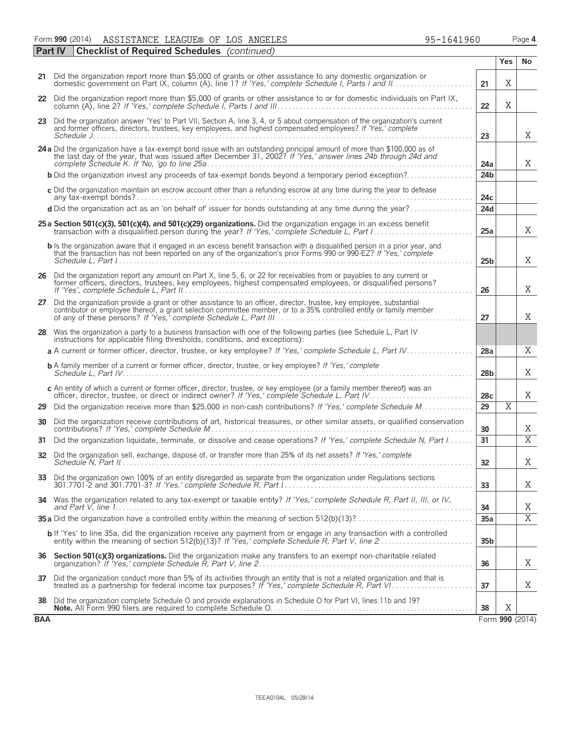Form **990** (2014) ASSISTANCE LEAGUE® OF LOS ANGELES 95-1641960 Page **4**

**Part IV** **Checklist of Required Schedules** *(continued)*

| | | | Yes | No |
|---|---|---|---|---|
| **21** | Did the organization report more than $5,000 of grants or other assistance to any domestic organization or domestic government on Part IX, column (A), line 1? *If 'Yes,' complete Schedule I, Parts I and II* | **21** | X | |
| **22** | Did the organization report more than $5,000 of grants or other assistance to or for domestic individuals on Part IX, column (A), line 2? *If 'Yes,' complete Schedule I, Parts I and III* | **22** | X | |
| **23** | Did the organization answer 'Yes' to Part VII, Section A, line 3, 4, or 5 about compensation of the organization's current and former officers, directors, trustees, key employees, and highest compensated employees? *If 'Yes,' complete Schedule J* | **23** | | X |
| **24a** | Did the organization have a tax-exempt bond issue with an outstanding principal amount of more than $100,000 as of the last day of the year, that was issued after December 31, 2002? *If 'Yes,' answer lines 24b through 24d and complete Schedule K. If 'No,' go to line 25a* | **24a** | | X |
| **b** | Did the organization invest any proceeds of tax-exempt bonds beyond a temporary period exception? | **24b** | | |
| **c** | Did the organization maintain an escrow account other than a refunding escrow at any time during the year to defease any tax-exempt bonds? | **24c** | | |
| **d** | Did the organization act as an 'on behalf of' issuer for bonds outstanding at any time during the year? | **24d** | | |
| **25a** | **Section 501(c)(3), 501(c)(4), and 501(c)(29) organizations.** Did the organization engage in an excess benefit transaction with a disqualified person during the year? *If 'Yes,' complete Schedule L, Part I* | **25a** | | X |
| **b** | Is the organization aware that it engaged in an excess benefit transaction with a disqualified person in a prior year, and that the transaction has not been reported on any of the organization's prior Forms 990 or 990-EZ? *If 'Yes,' complete Schedule L, Part I* | **25b** | | X |
| **26** | Did the organization report any amount on Part X, line 5, 6, or 22 for receivables from or payables to any current or former officers, directors, trustees, key employees, highest compensated employees, or disqualified persons? *If 'Yes,' complete Schedule L, Part II* | **26** | | X |
| **27** | Did the organization provide a grant or other assistance to an officer, director, trustee, key employee, substantial contributor or employee thereof, a grant selection committee member, or to a 35% controlled entity or family member of any of these persons? *If 'Yes,' complete Schedule L, Part III* | **27** | | X |
| **28** | Was the organization a party to a business transaction with one of the following parties (see Schedule L, Part IV instructions for applicable filing thresholds, conditions, and exceptions): | | | |
| **a** | A current or former officer, director, trustee, or key employee? *If 'Yes,' complete Schedule L, Part IV* | **28a** | | X |
| **b** | A family member of a current or former officer, director, trustee, or key employee? *If 'Yes,' complete Schedule L, Part IV* | **28b** | | X |
| **c** | An entity of which a current or former officer, director, trustee, or key employee (or a family member thereof) was an officer, director, trustee, or direct or indirect owner? *If 'Yes,' complete Schedule L, Part IV* | **28c** | | X |
| **29** | Did the organization receive more than $25,000 in non-cash contributions? *If 'Yes,' complete Schedule M* | **29** | X | |
| **30** | Did the organization receive contributions of art, historical treasures, or other similar assets, or qualified conservation contributions? *If 'Yes,' complete Schedule M* | **30** | | X |
| **31** | Did the organization liquidate, terminate, or dissolve and cease operations? *If 'Yes,' complete Schedule N, Part I* | **31** | | X |
| **32** | Did the organization sell, exchange, dispose of, or transfer more than 25% of its net assets? *If 'Yes,' complete Schedule N, Part II* | **32** | | X |
| **33** | Did the organization own 100% of an entity disregarded as separate from the organization under Regulations sections 301.7701-2 and 301.7701-3? *If 'Yes,' complete Schedule R, Part I* | **33** | | X |
| **34** | Was the organization related to any tax-exempt or taxable entity? *If 'Yes,' complete Schedule R, Part II, III, or IV, and Part V, line 1* | **34** | | X |
| **35a** | Did the organization have a controlled entity within the meaning of section 512(b)(13)? | **35a** | | X |
| **b** | If 'Yes' to line 35a, did the organization receive any payment from or engage in any transaction with a controlled entity within the meaning of section 512(b)(13)? *If 'Yes,' complete Schedule R, Part V, line 2* | **35b** | | |
| **36** | **Section 501(c)(3) organizations.** Did the organization make any transfers to an exempt non-charitable related organization? *If 'Yes,' complete Schedule R, Part V, line 2* | **36** | | X |
| **37** | Did the organization conduct more than 5% of its activities through an entity that is not a related organization and that is treated as a partnership for federal income tax purposes? *If 'Yes,' complete Schedule R, Part VI* | **37** | | X |
| **38** | Did the organization complete Schedule O and provide explanations in Schedule O for Part VI, lines 11b and 19? **Note.** All Form 990 filers are required to complete Schedule O. | **38** | X | |

**BAA** Form **990** (2014)

TEEA0104L 05/28/14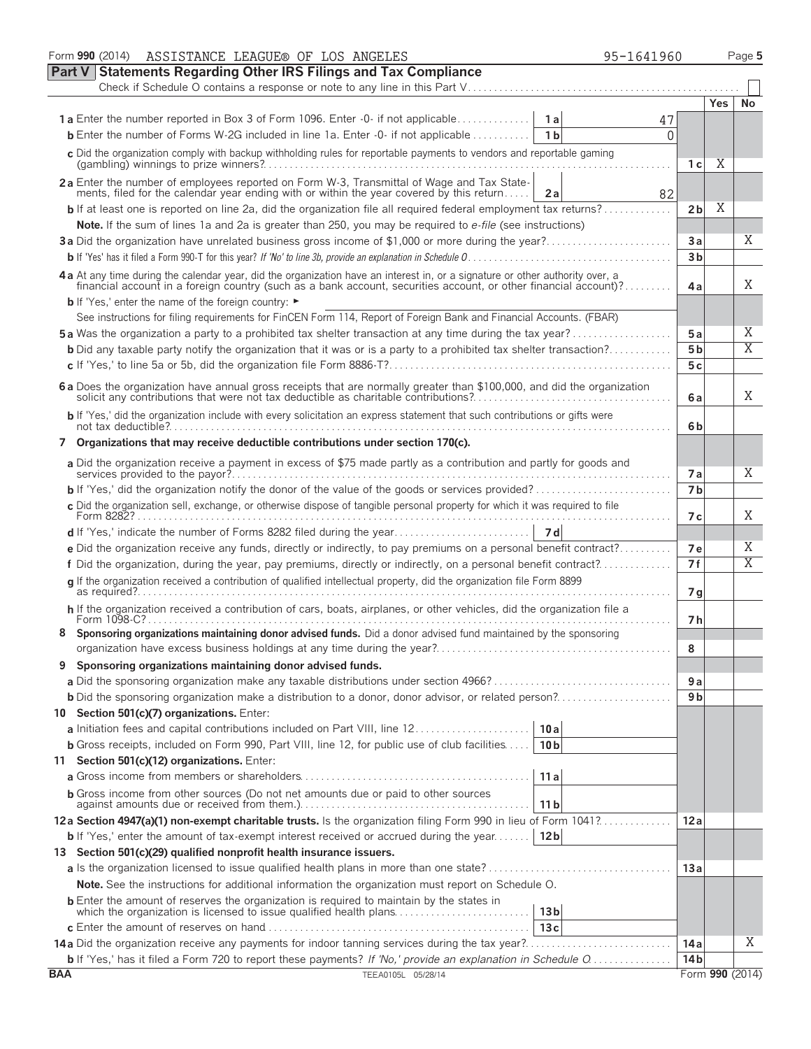Form **990** (2014) ASSISTANCE LEAGUE® OF LOS ANGELES 95-1641960 Page **5**

## Part V Statements Regarding Other IRS Filings and Tax Compliance

Check if Schedule O contains a response or note to any line in this Part V . . . . . . ☐

| | | | | Yes | No |
|---|---|---|---|---|---|
| **1 a** Enter the number reported in Box 3 of Form 1096. Enter -0- if not applicable | 1 a | 47 | | | |
| **b** Enter the number of Forms W-2G included in line 1a. Enter -0- if not applicable | 1 b | 0 | | | |
| **c** Did the organization comply with backup withholding rules for reportable payments to vendors and reportable gaming (gambling) winnings to prize winners? | | | 1 c | X | |
| **2 a** Enter the number of employees reported on Form W-3, Transmittal of Wage and Tax Statements, filed for the calendar year ending with or within the year covered by this return | 2 a | 82 | | | |
| **b** If at least one is reported on line 2a, did the organization file all required federal employment tax returns? | | | 2 b | X | |
| **Note.** If the sum of lines 1a and 2a is greater than 250, you may be required to *e-file* (see instructions) | | | | | |
| **3 a** Did the organization have unrelated business gross income of $1,000 or more during the year? | | | 3 a | | X |
| **b** If 'Yes' has it filed a Form 990-T for this year? *If 'No' to line 3b, provide an explanation in Schedule O* | | | 3 b | | |
| **4 a** At any time during the calendar year, did the organization have an interest in, or a signature or other authority over, a financial account in a foreign country (such as a bank account, securities account, or other financial account)? | | | 4 a | | X |
| **b** If 'Yes,' enter the name of the foreign country: ► | | | | | |
| See instructions for filing requirements for FinCEN Form 114, Report of Foreign Bank and Financial Accounts. (FBAR) | | | | | |
| **5 a** Was the organization a party to a prohibited tax shelter transaction at any time during the tax year? | | | 5 a | | X |
| **b** Did any taxable party notify the organization that it was or is a party to a prohibited tax shelter transaction? | | | 5 b | | X |
| **c** If 'Yes,' to line 5a or 5b, did the organization file Form 8886-T? | | | 5 c | | |
| **6 a** Does the organization have annual gross receipts that are normally greater than $100,000, and did the organization solicit any contributions that were not tax deductible as charitable contributions? | | | 6 a | | X |
| **b** If 'Yes,' did the organization include with every solicitation an express statement that such contributions or gifts were not tax deductible? | | | 6 b | | |
| **7 Organizations that may receive deductible contributions under section 170(c).** | | | | | |
| **a** Did the organization receive a payment in excess of $75 made partly as a contribution and partly for goods and services provided to the payor? | | | 7 a | | X |
| **b** If 'Yes,' did the organization notify the donor of the value of the goods or services provided? | | | 7 b | | |
| **c** Did the organization sell, exchange, or otherwise dispose of tangible personal property for which it was required to file Form 8282? | | | 7 c | | X |
| **d** If 'Yes,' indicate the number of Forms 8282 filed during the year | 7 d | | | | |
| **e** Did the organization receive any funds, directly or indirectly, to pay premiums on a personal benefit contract? | | | 7 e | | X |
| **f** Did the organization, during the year, pay premiums, directly or indirectly, on a personal benefit contract? | | | 7 f | | X |
| **g** If the organization received a contribution of qualified intellectual property, did the organization file Form 8899 as required? | | | 7 g | | |
| **h** If the organization received a contribution of cars, boats, airplanes, or other vehicles, did the organization file a Form 1098-C? | | | 7 h | | |
| **8 Sponsoring organizations maintaining donor advised funds.** Did a donor advised fund maintained by the sponsoring organization have excess business holdings at any time during the year? | | | 8 | | |
| **9 Sponsoring organizations maintaining donor advised funds.** | | | | | |
| **a** Did the sponsoring organization make any taxable distributions under section 4966? | | | 9 a | | |
| **b** Did the sponsoring organization make a distribution to a donor, donor advisor, or related person? | | | 9 b | | |
| **10 Section 501(c)(7) organizations.** Enter: | | | | | |
| **a** Initiation fees and capital contributions included on Part VIII, line 12 | 10 a | | | | |
| **b** Gross receipts, included on Form 990, Part VIII, line 12, for public use of club facilities | 10 b | | | | |
| **11 Section 501(c)(12) organizations.** Enter: | | | | | |
| **a** Gross income from members or shareholders | 11 a | | | | |
| **b** Gross income from other sources (Do not net amounts due or paid to other sources against amounts due or received from them.) | 11 b | | | | |
| **12 a Section 4947(a)(1) non-exempt charitable trusts.** Is the organization filing Form 990 in lieu of Form 1041? | | | 12 a | | |
| **b** If 'Yes,' enter the amount of tax-exempt interest received or accrued during the year | 12 b | | | | |
| **13 Section 501(c)(29) qualified nonprofit health insurance issuers.** | | | | | |
| **a** Is the organization licensed to issue qualified health plans in more than one state? | | | 13 a | | |
| **Note.** See the instructions for additional information the organization must report on Schedule O. | | | | | |
| **b** Enter the amount of reserves the organization is required to maintain by the states in which the organization is licensed to issue qualified health plans | 13 b | | | | |
| **c** Enter the amount of reserves on hand | 13 c | | | | |
| **14 a** Did the organization receive any payments for indoor tanning services during the tax year? | | | 14 a | | X |
| **b** If 'Yes,' has it filed a Form 720 to report these payments? *If 'No,' provide an explanation in Schedule O* | | | 14 b | | |

BAA TEEA0105L 05/28/14 Form **990** (2014)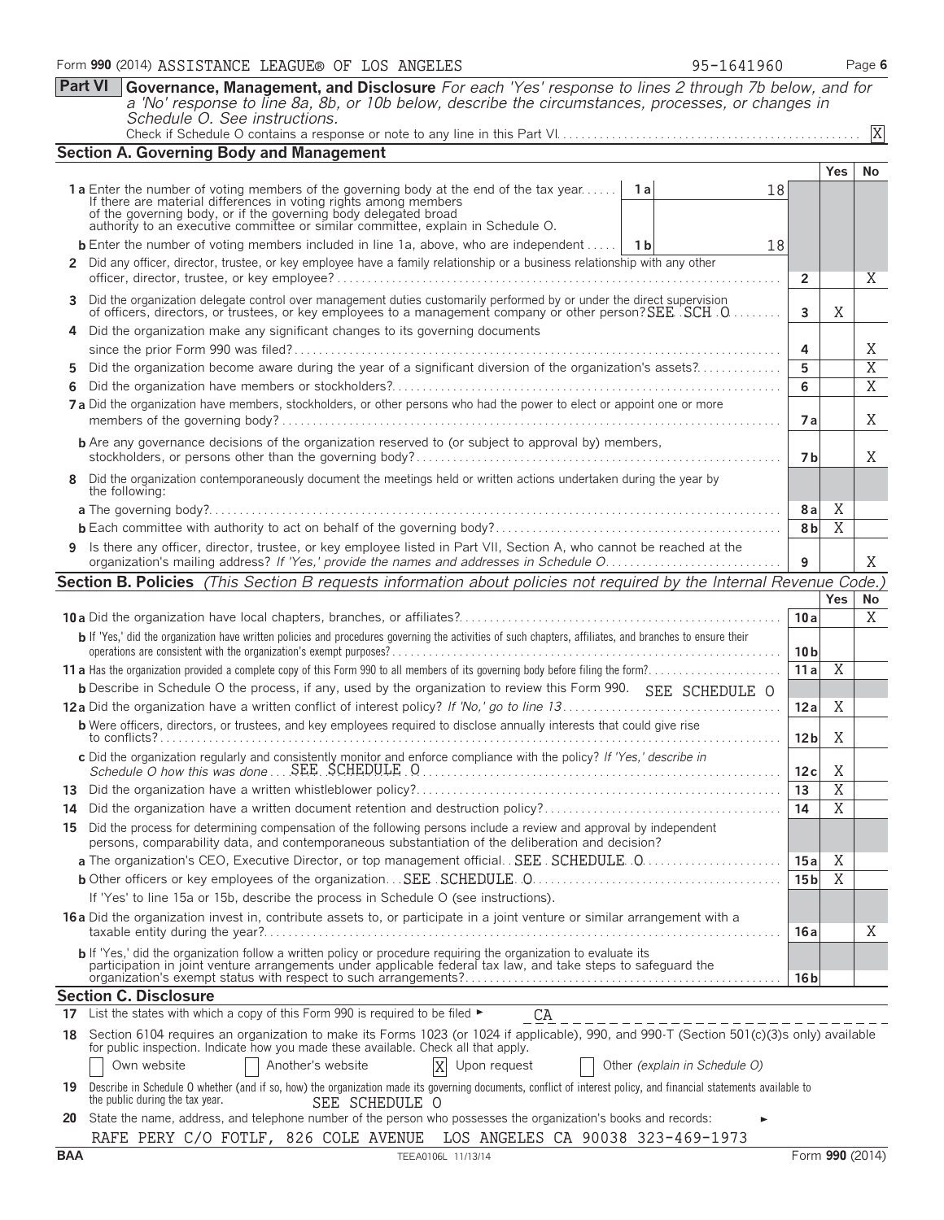Form **990** (2014) ASSISTANCE LEAGUE® OF LOS ANGELES 95-1641960 Page **6**

**Part VI** **Governance, Management, and Disclosure** *For each 'Yes' response to lines 2 through 7b below, and for a 'No' response to line 8a, 8b, or 10b below, describe the circumstances, processes, or changes in Schedule O. See instructions.*

Check if Schedule O contains a response or note to any line in this Part VI . . . . . . . . . . . . . . . . . . . . . . . . . . . . . . . . . . . . . . . . . . . . . . [X]

## Section A. Governing Body and Management

| | | | Yes | No |
|---|---|---|---|---|
| **1 a** Enter the number of voting members of the governing body at the end of the tax year . . . . . . If there are material differences in voting rights among members of the governing body, or if the governing body delegated broad authority to an executive committee or similar committee, explain in Schedule O. | **1 a** 18 | | | |
| **b** Enter the number of voting members included in line 1a, above, who are independent . . . . . | **1 b** 18 | | | |
| **2** Did any officer, director, trustee, or key employee have a family relationship or a business relationship with any other officer, director, trustee, or key employee? . . . . . . . . . | | **2** | | X |
| **3** Did the organization delegate control over management duties customarily performed by or under the direct supervision of officers, directors, or trustees, or key employees to a management company or other person? SEE SCH O . . . . . . . . | | **3** | X | |
| **4** Did the organization make any significant changes to its governing documents since the prior Form 990 was filed? . . . . . . . . . | | **4** | | X |
| **5** Did the organization become aware during the year of a significant diversion of the organization's assets? . . . . . . . . . | | **5** | | X |
| **6** Did the organization have members or stockholders? . . . . . . . . . | | **6** | | X |
| **7 a** Did the organization have members, stockholders, or other persons who had the power to elect or appoint one or more members of the governing body? . . . . . . . . . | | **7 a** | | X |
| **b** Are any governance decisions of the organization reserved to (or subject to approval by) members, stockholders, or persons other than the governing body? . . . . . . . . . | | **7 b** | | X |
| **8** Did the organization contemporaneously document the meetings held or written actions undertaken during the year by the following: | | | | |
| **a** The governing body? . . . . . . . . . | | **8 a** | X | |
| **b** Each committee with authority to act on behalf of the governing body? . . . . . . . . . | | **8 b** | X | |
| **9** Is there any officer, director, trustee, or key employee listed in Part VII, Section A, who cannot be reached at the organization's mailing address? *If 'Yes,' provide the names and addresses in Schedule O* . . . . . . . . . | | **9** | | X |

## Section B. Policies *(This Section B requests information about policies not required by the Internal Revenue Code.)*

| | | Yes | No |
|---|---|---|---|
| **10 a** Did the organization have local chapters, branches, or affiliates? . . . . . . . . . | **10 a** | | X |
| **b** If 'Yes,' did the organization have written policies and procedures governing the activities of such chapters, affiliates, and branches to ensure their operations are consistent with the organization's exempt purposes? . . . . . . . . . | **10 b** | | |
| **11 a** Has the organization provided a complete copy of this Form 990 to all members of its governing body before filing the form? . . . . . . . . . | **11 a** | X | |
| **b** Describe in Schedule O the process, if any, used by the organization to review this Form 990. SEE SCHEDULE O | | | |
| **12 a** Did the organization have a written conflict of interest policy? *If 'No,' go to line 13* . . . . . . . . . | **12 a** | X | |
| **b** Were officers, directors, or trustees, and key employees required to disclose annually interests that could give rise to conflicts? . . . . . . . . . | **12 b** | X | |
| **c** Did the organization regularly and consistently monitor and enforce compliance with the policy? *If 'Yes,' describe in Schedule O how this was done* . . . SEE SCHEDULE O . . . . . . . . . | **12 c** | X | |
| **13** Did the organization have a written whistleblower policy? . . . . . . . . . | **13** | X | |
| **14** Did the organization have a written document retention and destruction policy? . . . . . . . . . | **14** | X | |
| **15** Did the process for determining compensation of the following persons include a review and approval by independent persons, comparability data, and contemporaneous substantiation of the deliberation and decision? | | | |
| **a** The organization's CEO, Executive Director, or top management official . . SEE SCHEDULE O . . . . . . . . . | **15 a** | X | |
| **b** Other officers or key employees of the organization . . . SEE SCHEDULE O . . . . . . . . . | **15 b** | X | |
| If 'Yes' to line 15a or 15b, describe the process in Schedule O (see instructions). | | | |
| **16 a** Did the organization invest in, contribute assets to, or participate in a joint venture or similar arrangement with a taxable entity during the year? . . . . . . . . . | **16 a** | | X |
| **b** If 'Yes,' did the organization follow a written policy or procedure requiring the organization to evaluate its participation in joint venture arrangements under applicable federal tax law, and take steps to safeguard the organization's exempt status with respect to such arrangements? . . . . . . . . . | **16 b** | | |

## Section C. Disclosure

**17** List the states with which a copy of this Form 990 is required to be filed ► CA

**18** Section 6104 requires an organization to make its Forms 1023 (or 1024 if applicable), 990, and 990-T (Section 501(c)(3)s only) available for public inspection. Indicate how you made these available. Check all that apply.

[ ] Own website [ ] Another's website [X] Upon request [ ] Other *(explain in Schedule O)*

**19** Describe in Schedule O whether (and if so, how) the organization made its governing documents, conflict of interest policy, and financial statements available to the public during the tax year. SEE SCHEDULE O

**20** State the name, address, and telephone number of the person who possesses the organization's books and records: ►

RAFE PERY C/O FOTLF, 826 COLE AVENUE LOS ANGELES CA 90038 323-469-1973

BAA TEEA0106L 11/13/14 Form **990** (2014)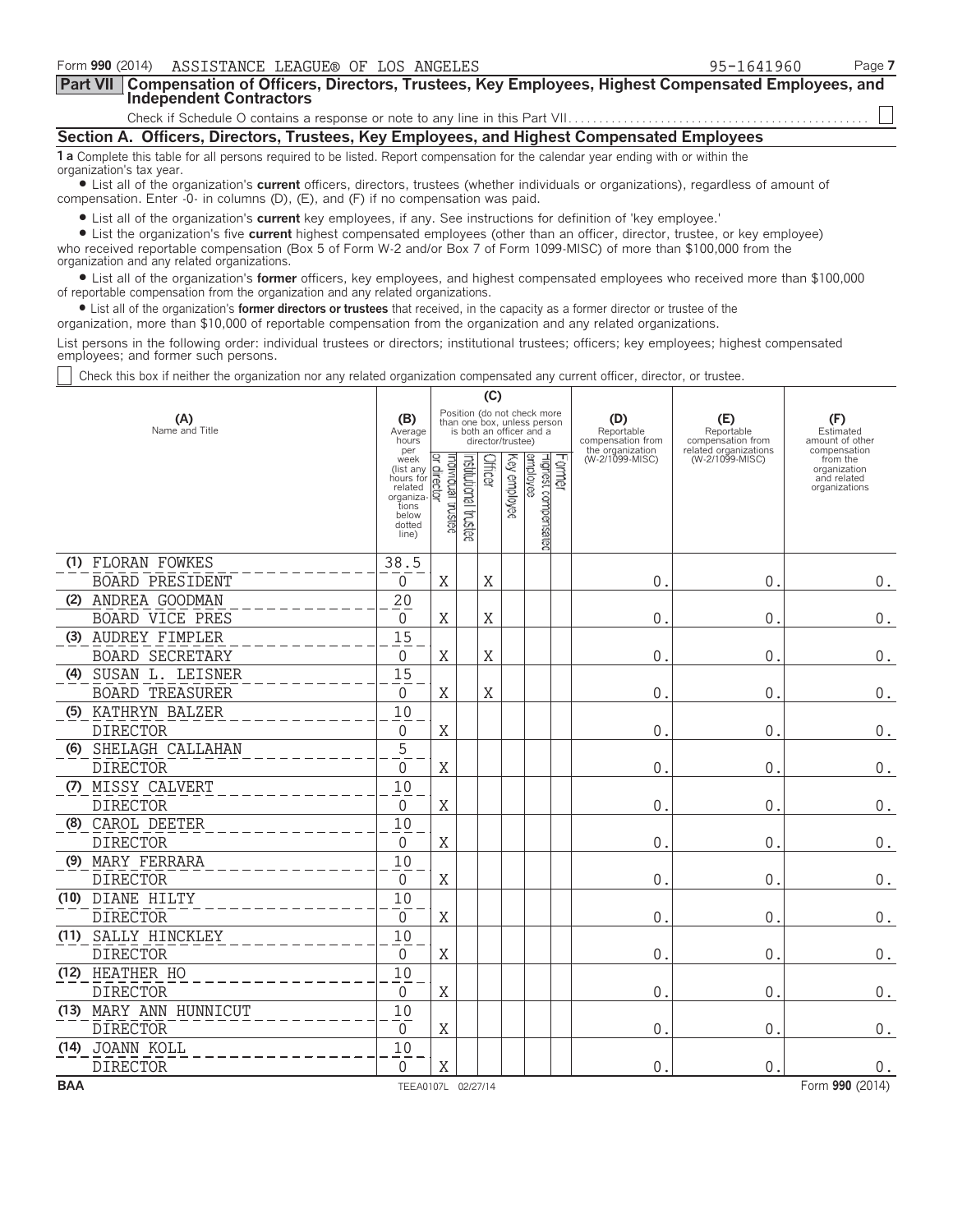Form **990** (2014) ASSISTANCE LEAGUE® OF LOS ANGELES 95-1641960 Page **7**

## Part VII Compensation of Officers, Directors, Trustees, Key Employees, Highest Compensated Employees, and Independent Contractors

Check if Schedule O contains a response or note to any line in this Part VII. ☐

### Section A. Officers, Directors, Trustees, Key Employees, and Highest Compensated Employees

**1 a** Complete this table for all persons required to be listed. Report compensation for the calendar year ending with or within the organization's tax year.

- List all of the organization's **current** officers, directors, trustees (whether individuals or organizations), regardless of amount of compensation. Enter -0- in columns (D), (E), and (F) if no compensation was paid.
- List all of the organization's **current** key employees, if any. See instructions for definition of 'key employee.'
- List the organization's five **current** highest compensated employees (other than an officer, director, trustee, or key employee) who received reportable compensation (Box 5 of Form W-2 and/or Box 7 of Form 1099-MISC) of more than $100,000 from the organization and any related organizations.
- List all of the organization's **former** officers, key employees, and highest compensated employees who received more than $100,000 of reportable compensation from the organization and any related organizations.
- List all of the organization's **former directors or trustees** that received, in the capacity as a former director or trustee of the organization, more than $10,000 of reportable compensation from the organization and any related organizations.

List persons in the following order: individual trustees or directors; institutional trustees; officers; key employees; highest compensated employees; and former such persons.

☐ Check this box if neither the organization nor any related organization compensated any current officer, director, or trustee.

| (A) Name and Title | (B) Average hours per week (list any hours for related organizations below dotted line) | (C) Individual trustee or director | Institutional trustee | Officer | Key employee | Highest compensated employee | Former | (D) Reportable compensation from the organization (W-2/1099-MISC) | (E) Reportable compensation from related organizations (W-2/1099-MISC) | (F) Estimated amount of other compensation from the organization and related organizations |
|---|---|---|---|---|---|---|---|---|---|---|
| (1) FLORAN FOWKES<br>BOARD PRESIDENT | 38.5<br>0 | X | | X | | | | 0. | 0. | 0. |
| (2) ANDREA GOODMAN<br>BOARD VICE PRES | 20<br>0 | X | | X | | | | 0. | 0. | 0. |
| (3) AUDREY FIMPLER<br>BOARD SECRETARY | 15<br>0 | X | | X | | | | 0. | 0. | 0. |
| (4) SUSAN L. LEISNER<br>BOARD TREASURER | 15<br>0 | X | | X | | | | 0. | 0. | 0. |
| (5) KATHRYN BALZER<br>DIRECTOR | 10<br>0 | X | | | | | | 0. | 0. | 0. |
| (6) SHELAGH CALLAHAN<br>DIRECTOR | 5<br>0 | X | | | | | | 0. | 0. | 0. |
| (7) MISSY CALVERT<br>DIRECTOR | 10<br>0 | X | | | | | | 0. | 0. | 0. |
| (8) CAROL DEETER<br>DIRECTOR | 10<br>0 | X | | | | | | 0. | 0. | 0. |
| (9) MARY FERRARA<br>DIRECTOR | 10<br>0 | X | | | | | | 0. | 0. | 0. |
| (10) DIANE HILTY<br>DIRECTOR | 10<br>0 | X | | | | | | 0. | 0. | 0. |
| (11) SALLY HINCKLEY<br>DIRECTOR | 10<br>0 | X | | | | | | 0. | 0. | 0. |
| (12) HEATHER HO<br>DIRECTOR | 10<br>0 | X | | | | | | 0. | 0. | 0. |
| (13) MARY ANN HUNNICUT<br>DIRECTOR | 10<br>0 | X | | | | | | 0. | 0. | 0. |
| (14) JOANN KOLL<br>DIRECTOR | 10<br>0 | X | | | | | | 0. | 0. | 0. |

**BAA** TEEA0107L 02/27/14 Form **990** (2014)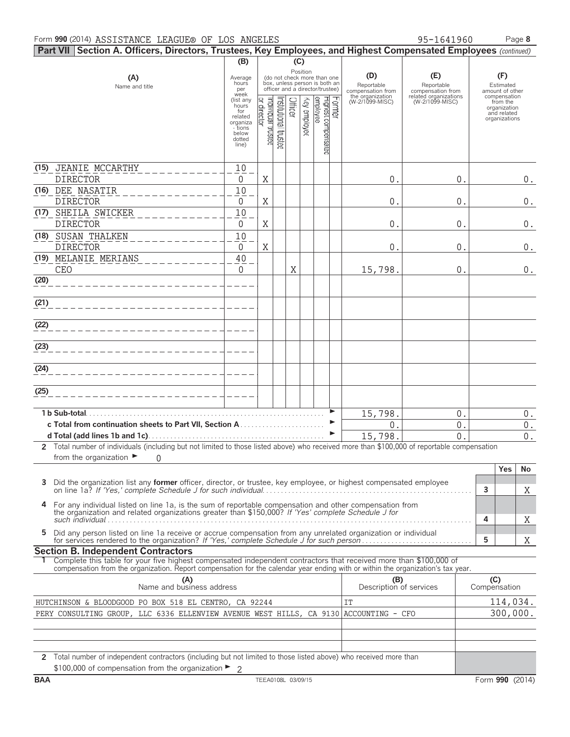Form **990** (2014) ASSISTANCE LEAGUE® OF LOS ANGELES 95-1641960

**Part VII Section A. Officers, Directors, Trustees, Key Employees, and Highest Compensated Employees** *(continued)*

| (A) Name and title | (B) Average hours per week (list any hours for related organizations below dotted line) | (C) Position: Individual trustee or director | Institutional trustee | Officer | Key employee | Highest compensated employee | Former | (D) Reportable compensation from the organization (W-2/1099-MISC) | (E) Reportable compensation from related organizations (W-2/1099-MISC) | (F) Estimated amount of other compensation from the organization and related organizations |
|---|---|---|---|---|---|---|---|---|---|---|
| (15) JEANIE MCCARTHY<br>DIRECTOR | 10<br>0 | X | | | | | | 0. | 0. | 0. |
| (16) DEE NASATIR<br>DIRECTOR | 10<br>0 | X | | | | | | 0. | 0. | 0. |
| (17) SHEILA SWICKER<br>DIRECTOR | 10<br>0 | X | | | | | | 0. | 0. | 0. |
| (18) SUSAN THALKEN<br>DIRECTOR | 10<br>0 | X | | | | | | 0. | 0. | 0. |
| (19) MELANIE MERIANS<br>CEO | 40<br>0 | | | X | | | | 15,798. | 0. | 0. |
| (20) | | | | | | | | | | |
| (21) | | | | | | | | | | |
| (22) | | | | | | | | | | |
| (23) | | | | | | | | | | |
| (24) | | | | | | | | | | |
| (25) | | | | | | | | | | |
| **1 b Sub-total** | | | | | | | | 15,798. | 0. | 0. |
| **c Total from continuation sheets to Part VII, Section A** | | | | | | | | 0. | 0. | 0. |
| **d Total (add lines 1b and 1c)** | | | | | | | | 15,798. | 0. | 0. |

**2** Total number of individuals (including but not limited to those listed above) who received more than $100,000 of reportable compensation from the organization ► 0

| | | Yes | No |
|---|---|---|---|
| **3** Did the organization list any **former** officer, director, or trustee, key employee, or highest compensated employee on line 1a? *If 'Yes,' complete Schedule J for such individual* | 3 | | X |
| **4** For any individual listed on line 1a, is the sum of reportable compensation and other compensation from the organization and related organizations greater than $150,000? *If 'Yes' complete Schedule J for such individual* | 4 | | X |
| **5** Did any person listed on line 1a receive or accrue compensation from any unrelated organization or individual for services rendered to the organization? *If 'Yes,' complete Schedule J for such person* | 5 | | X |

**Section B. Independent Contractors**

**1** Complete this table for your five highest compensated independent contractors that received more than $100,000 of compensation from the organization. Report compensation for the calendar year ending with or within the organization's tax year.

| (A) Name and business address | (B) Description of services | (C) Compensation |
|---|---|---|
| HUTCHINSON & BLOODGOOD PO BOX 518 EL CENTRO, CA 92244 | IT | 114,034. |
| PERY CONSULTING GROUP, LLC 6336 ELLENVIEW AVENUE WEST HILLS, CA 9130 | ACCOUNTING - CFO | 300,000. |
| | | |
| | | |
| | | |

**2** Total number of independent contractors (including but not limited to those listed above) who received more than $100,000 of compensation from the organization ► 2

BAA TEEA0108L 03/09/15 Form **990** (2014)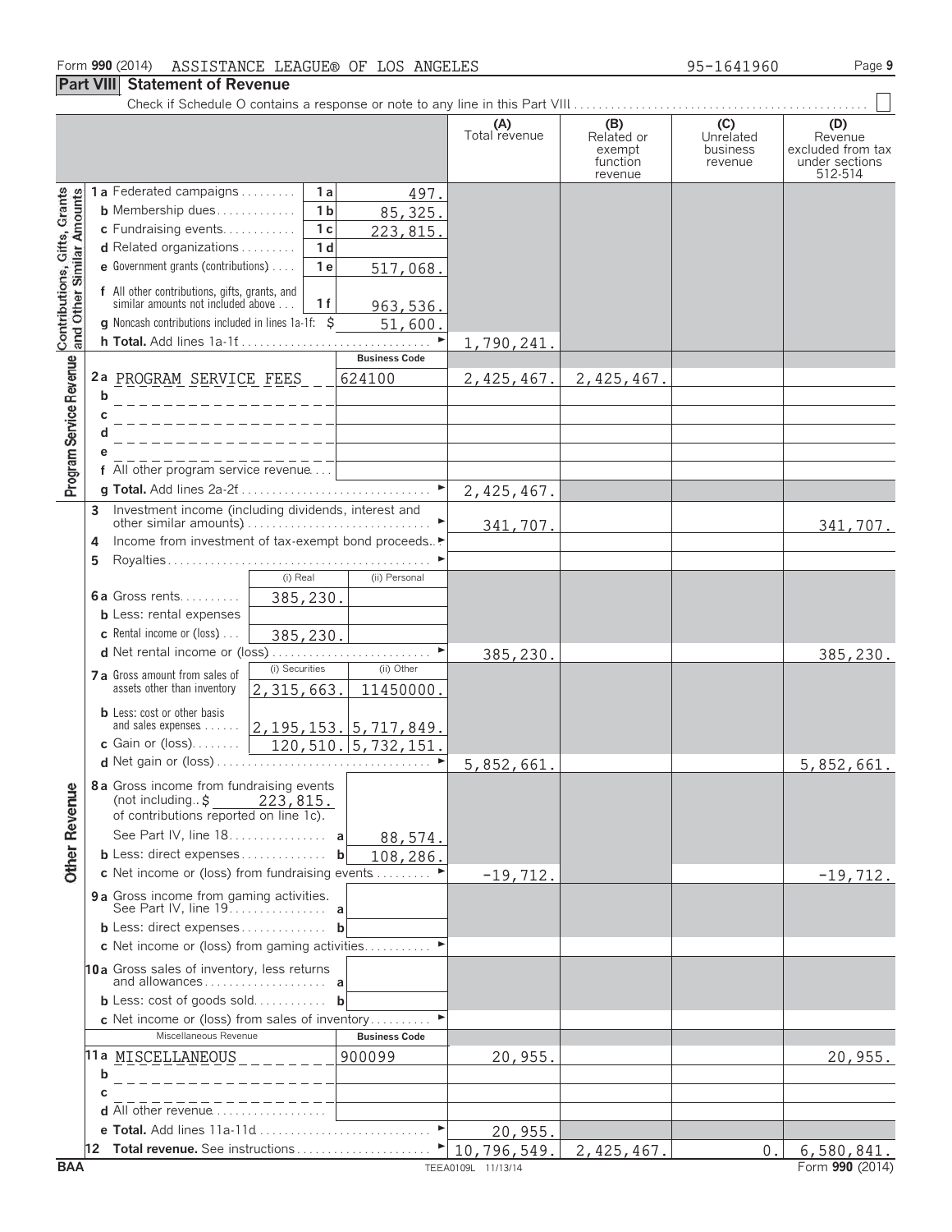Form 990 (2014) ASSISTANCE LEAGUE® OF LOS ANGELES 95-1641960

## Part VIII Statement of Revenue

Check if Schedule O contains a response or note to any line in this Part VIII . . . ☐

| | | | (A) Total revenue | (B) Related or exempt function revenue | (C) Unrelated business revenue | (D) Revenue excluded from tax under sections 512-514 |
|---|---|---|---|---|---|---|
| **Contributions, Gifts, Grants and Other Similar Amounts** | 1a Federated campaigns . . . 1a | 497. | | | | |
| | b Membership dues . . . 1b | 85,325. | | | | |
| | c Fundraising events . . . 1c | 223,815. | | | | |
| | d Related organizations . . . 1d | | | | | |
| | e Government grants (contributions) . . . 1e | 517,068. | | | | |
| | f All other contributions, gifts, grants, and similar amounts not included above . . . 1f | 963,536. | | | | |
| | g Noncash contributions included in lines 1a-1f: $ | 51,600. | | | | |
| | h **Total.** Add lines 1a-1f . . . | | 1,790,241. | | | |
| **Program Service Revenue** | | **Business Code** | | | | |
| | 2a PROGRAM SERVICE FEES | 624100 | 2,425,467. | 2,425,467. | | |
| | b | | | | | |
| | c | | | | | |
| | d | | | | | |
| | e | | | | | |
| | f All other program service revenue . . . | | | | | |
| | g **Total.** Add lines 2a-2f . . . | | 2,425,467. | | | |
| | 3 Investment income (including dividends, interest and other similar amounts) . . . | | 341,707. | | | 341,707. |
| | 4 Income from investment of tax-exempt bond proceeds . . . | | | | | |
| | 5 Royalties . . . | | | | | |
| | | (i) Real / (ii) Personal | | | | |
| | 6a Gross rents . . . | (i) 385,230. | | | | |
| | b Less: rental expenses | | | | | |
| | c Rental income or (loss) . . . | (i) 385,230. | | | | |
| | d Net rental income or (loss) . . . | | 385,230. | | | 385,230. |
| | | (i) Securities / (ii) Other | | | | |
| | 7a Gross amount from sales of assets other than inventory | (i) 2,315,663. / (ii) 11450000. | | | | |
| | b Less: cost or other basis and sales expenses . . . | (i) 2,195,153. / (ii) 5,717,849. | | | | |
| | c Gain or (loss) . . . | (i) 120,510. / (ii) 5,732,151. | | | | |
| | d Net gain or (loss) . . . | | 5,852,661. | | | 5,852,661. |
| **Other Revenue** | 8a Gross income from fundraising events (not including $ 223,815. of contributions reported on line 1c). See Part IV, line 18 . . . a | 88,574. | | | | |
| | b Less: direct expenses . . . b | 108,286. | | | | |
| | c Net income or (loss) from fundraising events . . . | | -19,712. | | | -19,712. |
| | 9a Gross income from gaming activities. See Part IV, line 19 . . . a | | | | | |
| | b Less: direct expenses . . . b | | | | | |
| | c Net income or (loss) from gaming activities . . . | | | | | |
| | 10a Gross sales of inventory, less returns and allowances . . . a | | | | | |
| | b Less: cost of goods sold . . . b | | | | | |
| | c Net income or (loss) from sales of inventory . . . | | | | | |
| | Miscellaneous Revenue | **Business Code** | | | | |
| | 11a MISCELLANEOUS | 900099 | 20,955. | | | 20,955. |
| | b | | | | | |
| | c | | | | | |
| | d All other revenue . . . | | | | | |
| | e **Total.** Add lines 11a-11d . . . | | 20,955. | | | |
| | 12 **Total revenue.** See instructions . . . | | 10,796,549. | 2,425,467. | 0. | 6,580,841. |

BAA TEEA0109L 11/13/14 Form **990** (2014)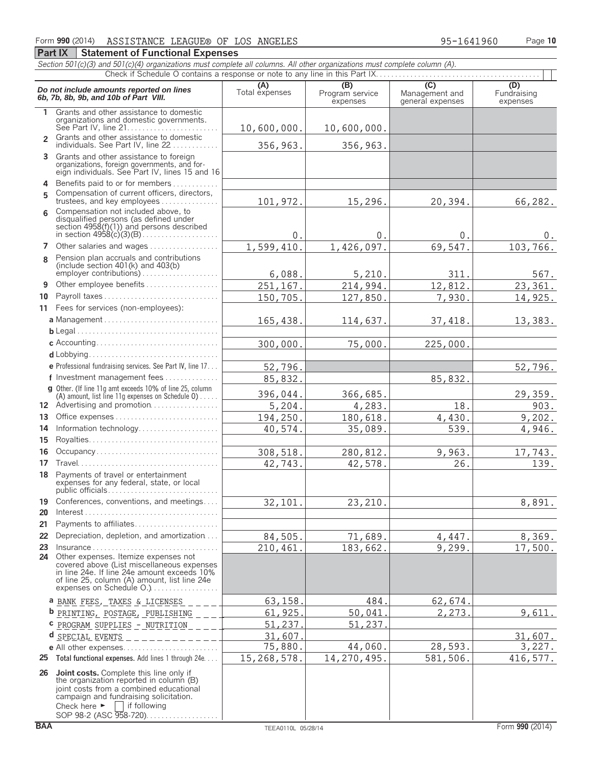Form **990** (2014) ASSISTANCE LEAGUE® OF LOS ANGELES 95-1641960

## Part IX Statement of Functional Expenses

*Section 501(c)(3) and 501(c)(4) organizations must complete all columns. All other organizations must complete column (A).*

Check if Schedule O contains a response or note to any line in this Part IX

| *Do not include amounts reported on lines 6b, 7b, 8b, 9b, and 10b of Part VIII.* | (A) Total expenses | (B) Program service expenses | (C) Management and general expenses | (D) Fundraising expenses |
|---|---|---|---|---|
| **1** Grants and other assistance to domestic organizations and domestic governments. See Part IV, line 21 | 10,600,000. | 10,600,000. | | |
| **2** Grants and other assistance to domestic individuals. See Part IV, line 22 | 356,963. | 356,963. | | |
| **3** Grants and other assistance to foreign organizations, foreign governments, and foreign individuals. See Part IV, lines 15 and 16 | | | | |
| **4** Benefits paid to or for members | | | | |
| **5** Compensation of current officers, directors, trustees, and key employees | 101,972. | 15,296. | 20,394. | 66,282. |
| **6** Compensation not included above, to disqualified persons (as defined under section 4958(f)(1)) and persons described in section 4958(c)(3)(B) | 0. | 0. | 0. | 0. |
| **7** Other salaries and wages | 1,599,410. | 1,426,097. | 69,547. | 103,766. |
| **8** Pension plan accruals and contributions (include section 401(k) and 403(b) employer contributions) | 6,088. | 5,210. | 311. | 567. |
| **9** Other employee benefits | 251,167. | 214,994. | 12,812. | 23,361. |
| **10** Payroll taxes | 150,705. | 127,850. | 7,930. | 14,925. |
| **11** Fees for services (non-employees): | | | | |
| **a** Management | 165,438. | 114,637. | 37,418. | 13,383. |
| **b** Legal | | | | |
| **c** Accounting | 300,000. | 75,000. | 225,000. | |
| **d** Lobbying | | | | |
| **e** Professional fundraising services. See Part IV, line 17 | 52,796. | | | 52,796. |
| **f** Investment management fees | 85,832. | | 85,832. | |
| **g** Other. (If line 11g amt exceeds 10% of line 25, column (A) amount, list line 11g expenses on Schedule O) | 396,044. | 366,685. | | 29,359. |
| **12** Advertising and promotion | 5,204. | 4,283. | 18. | 903. |
| **13** Office expenses | 194,250. | 180,618. | 4,430. | 9,202. |
| **14** Information technology | 40,574. | 35,089. | 539. | 4,946. |
| **15** Royalties | | | | |
| **16** Occupancy | 308,518. | 280,812. | 9,963. | 17,743. |
| **17** Travel | 42,743. | 42,578. | 26. | 139. |
| **18** Payments of travel or entertainment expenses for any federal, state, or local public officials | | | | |
| **19** Conferences, conventions, and meetings | 32,101. | 23,210. | | 8,891. |
| **20** Interest | | | | |
| **21** Payments to affiliates | | | | |
| **22** Depreciation, depletion, and amortization | 84,505. | 71,689. | 4,447. | 8,369. |
| **23** Insurance | 210,461. | 183,662. | 9,299. | 17,500. |
| **24** Other expenses. Itemize expenses not covered above (List miscellaneous expenses in line 24e. If line 24e amount exceeds 10% of line 25, column (A) amount, list line 24e expenses on Schedule O.) | | | | |
| **a** BANK FEES, TAXES & LICENSES | 63,158. | 484. | 62,674. | |
| **b** PRINTING, POSTAGE, PUBLISHING | 61,925. | 50,041. | 2,273. | 9,611. |
| **c** PROGRAM SUPPLIES - NUTRITION | 51,237. | 51,237. | | |
| **d** SPECIAL EVENTS | 31,607. | | | 31,607. |
| **e** All other expenses | 75,880. | 44,060. | 28,593. | 3,227. |
| **25** **Total functional expenses.** Add lines 1 through 24e | 15,268,578. | 14,270,495. | 581,506. | 416,577. |
| **26** **Joint costs.** Complete this line only if the organization reported in column (B) joint costs from a combined educational campaign and fundraising solicitation. Check here ► ☐ if following SOP 98-2 (ASC 958-720) | | | | |

BAA TEEA0110L 05/28/14 Form **990** (2014)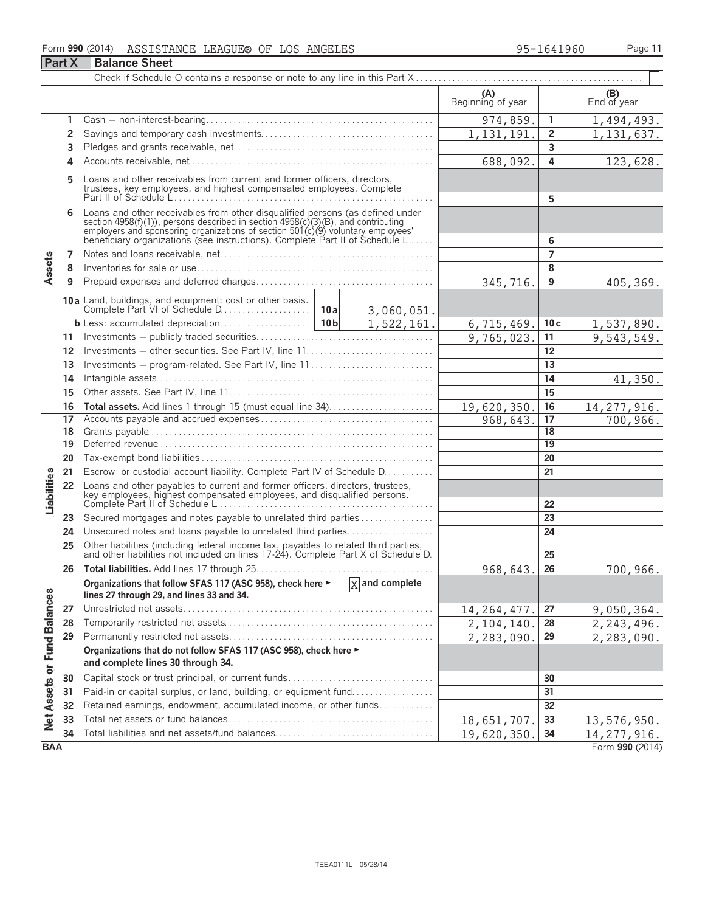Form **990** (2014) ASSISTANCE LEAGUE® OF LOS ANGELES 95-1641960

## Part X Balance Sheet

Check if Schedule O contains a response or note to any line in this Part X . . . . . . . . . . ☐

| | | | (A) Beginning of year | | (B) End of year |
|---|---|---|---|---|---|
| **Assets** | 1 | Cash – non-interest-bearing | 974,859. | 1 | 1,494,493. |
| | 2 | Savings and temporary cash investments | 1,131,191. | 2 | 1,131,637. |
| | 3 | Pledges and grants receivable, net | | 3 | |
| | 4 | Accounts receivable, net | 688,092. | 4 | 123,628. |
| | 5 | Loans and other receivables from current and former officers, directors, trustees, key employees, and highest compensated employees. Complete Part II of Schedule L | | 5 | |
| | 6 | Loans and other receivables from other disqualified persons (as defined under section 4958(f)(1)), persons described in section 4958(c)(3)(B), and contributing employers and sponsoring organizations of section 501(c)(9) voluntary employees' beneficiary organizations (see instructions). Complete Part II of Schedule L | | 6 | |
| | 7 | Notes and loans receivable, net | | 7 | |
| | 8 | Inventories for sale or use | | 8 | |
| | 9 | Prepaid expenses and deferred charges | 345,716. | 9 | 405,369. |
| | 10a | Land, buildings, and equipment: cost or other basis. Complete Part VI of Schedule D . . . 10a 3,060,051. | | | |
| | b | Less: accumulated depreciation . . . 10b 1,522,161. | 6,715,469. | 10c | 1,537,890. |
| | 11 | Investments – publicly traded securities | 9,765,023. | 11 | 9,543,549. |
| | 12 | Investments – other securities. See Part IV, line 11 | | 12 | |
| | 13 | Investments – program-related. See Part IV, line 11 | | 13 | |
| | 14 | Intangible assets | | 14 | 41,350. |
| | 15 | Other assets. See Part IV, line 11 | | 15 | |
| | 16 | **Total assets.** Add lines 1 through 15 (must equal line 34) | 19,620,350. | 16 | 14,277,916. |
| **Liabilities** | 17 | Accounts payable and accrued expenses | 968,643. | 17 | 700,966. |
| | 18 | Grants payable | | 18 | |
| | 19 | Deferred revenue | | 19 | |
| | 20 | Tax-exempt bond liabilities | | 20 | |
| | 21 | Escrow or custodial account liability. Complete Part IV of Schedule D | | 21 | |
| | 22 | Loans and other payables to current and former officers, directors, trustees, key employees, highest compensated employees, and disqualified persons. Complete Part II of Schedule L | | 22 | |
| | 23 | Secured mortgages and notes payable to unrelated third parties | | 23 | |
| | 24 | Unsecured notes and loans payable to unrelated third parties | | 24 | |
| | 25 | Other liabilities (including federal income tax, payables to related third parties, and other liabilities not included on lines 17-24). Complete Part X of Schedule D | | 25 | |
| | 26 | **Total liabilities.** Add lines 17 through 25 | 968,643. | 26 | 700,966. |
| **Net Assets or Fund Balances** | | **Organizations that follow SFAS 117 (ASC 958), check here ►** ☒ **and complete lines 27 through 29, and lines 33 and 34.** | | | |
| | 27 | Unrestricted net assets | 14,264,477. | 27 | 9,050,364. |
| | 28 | Temporarily restricted net assets | 2,104,140. | 28 | 2,243,496. |
| | 29 | Permanently restricted net assets | 2,283,090. | 29 | 2,283,090. |
| | | **Organizations that do not follow SFAS 117 (ASC 958), check here ►** ☐ **and complete lines 30 through 34.** | | | |
| | 30 | Capital stock or trust principal, or current funds | | 30 | |
| | 31 | Paid-in or capital surplus, or land, building, or equipment fund | | 31 | |
| | 32 | Retained earnings, endowment, accumulated income, or other funds | | 32 | |
| | 33 | Total net assets or fund balances | 18,651,707. | 33 | 13,576,950. |
| | 34 | Total liabilities and net assets/fund balances | 19,620,350. | 34 | 14,277,916. |

BAA Form **990** (2014)

TEEA0111L 05/28/14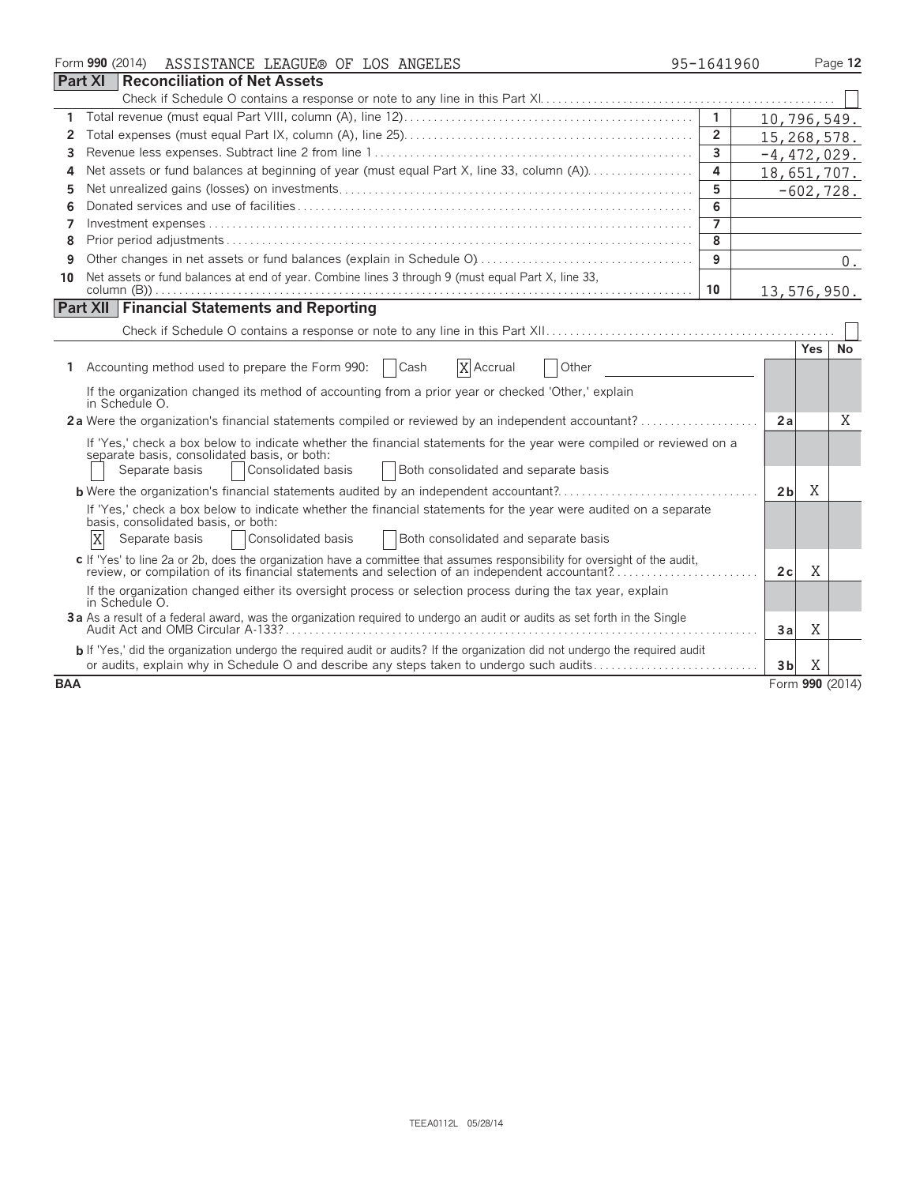Form **990** (2014) ASSISTANCE LEAGUE® OF LOS ANGELES 95-1641960

## Part XI Reconciliation of Net Assets

Check if Schedule O contains a response or note to any line in this Part XI ☐

| | | | |
|---|---|---|---|
| 1 | Total revenue (must equal Part VIII, column (A), line 12) | 1 | 10,796,549. |
| 2 | Total expenses (must equal Part IX, column (A), line 25) | 2 | 15,268,578. |
| 3 | Revenue less expenses. Subtract line 2 from line 1 | 3 | -4,472,029. |
| 4 | Net assets or fund balances at beginning of year (must equal Part X, line 33, column (A)) | 4 | 18,651,707. |
| 5 | Net unrealized gains (losses) on investments | 5 | -602,728. |
| 6 | Donated services and use of facilities | 6 | |
| 7 | Investment expenses | 7 | |
| 8 | Prior period adjustments | 8 | |
| 9 | Other changes in net assets or fund balances (explain in Schedule O) | 9 | 0. |
| 10 | Net assets or fund balances at end of year. Combine lines 3 through 9 (must equal Part X, line 33, column (B)) | 10 | 13,576,950. |

## Part XII Financial Statements and Reporting

Check if Schedule O contains a response or note to any line in this Part XII ☐

| | | | Yes | No |
|---|---|---|---|---|
| 1 | Accounting method used to prepare the Form 990: ☐ Cash ☒ Accrual ☐ Other<br>If the organization changed its method of accounting from a prior year or checked 'Other,' explain in Schedule O. | | | |
| 2a | Were the organization's financial statements compiled or reviewed by an independent accountant? | 2a | | X |
| | If 'Yes,' check a box below to indicate whether the financial statements for the year were compiled or reviewed on a separate basis, consolidated basis, or both:<br>☐ Separate basis ☐ Consolidated basis ☐ Both consolidated and separate basis | | | |
| b | Were the organization's financial statements audited by an independent accountant? | 2b | X | |
| | If 'Yes,' check a box below to indicate whether the financial statements for the year were audited on a separate basis, consolidated basis, or both:<br>☒ Separate basis ☐ Consolidated basis ☐ Both consolidated and separate basis | | | |
| c | If 'Yes' to line 2a or 2b, does the organization have a committee that assumes responsibility for oversight of the audit, review, or compilation of its financial statements and selection of an independent accountant? | 2c | X | |
| | If the organization changed either its oversight process or selection process during the tax year, explain in Schedule O. | | | |
| 3a | As a result of a federal award, was the organization required to undergo an audit or audits as set forth in the Single Audit Act and OMB Circular A-133? | 3a | X | |
| b | If 'Yes,' did the organization undergo the required audit or audits? If the organization did not undergo the required audit or audits, explain why in Schedule O and describe any steps taken to undergo such audits | 3b | X | |

BAA Form **990** (2014)

TEEA0112L 05/28/14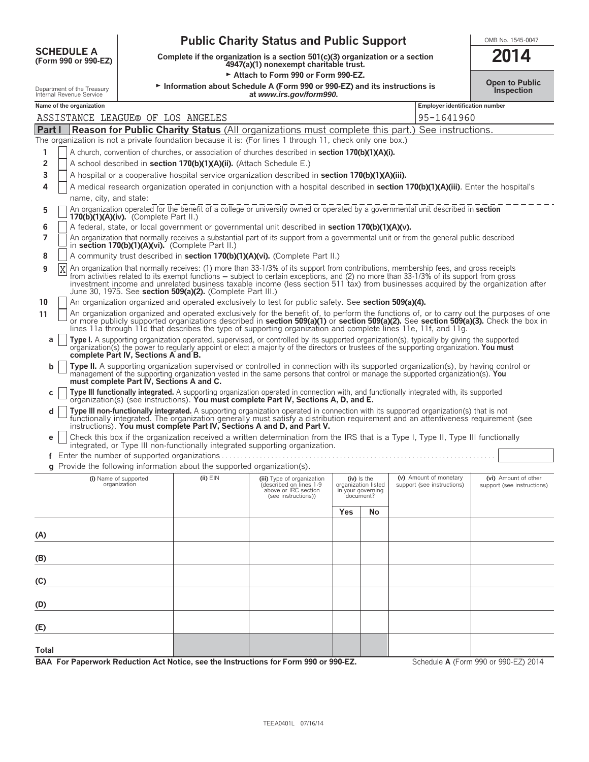**SCHEDULE A**
**(Form 990 or 990-EZ)**

Department of the Treasury
Internal Revenue Service

# Public Charity Status and Public Support

**Complete if the organization is a section 501(c)(3) organization or a section 4947(a)(1) nonexempt charitable trust.**

► **Attach to Form 990 or Form 990-EZ.**

► **Information about Schedule A (Form 990 or 990-EZ) and its instructions is at *www.irs.gov/form990*.**

OMB No. 1545-0047

**2014**

**Open to Public Inspection**

**Name of the organization:** ASSISTANCE LEAGUE® OF LOS ANGELES

**Employer identification number:** 95-1641960

## Part I — Reason for Public Charity Status (All organizations must complete this part.) See instructions.

The organization is not a private foundation because it is: (For lines 1 through 11, check only one box.)

1. [ ] A church, convention of churches, or association of churches described in **section 170(b)(1)(A)(i).**
2. [ ] A school described in **section 170(b)(1)(A)(ii).** (Attach Schedule E.)
3. [ ] A hospital or a cooperative hospital service organization described in **section 170(b)(1)(A)(iii).**
4. [ ] A medical research organization operated in conjunction with a hospital described in **section 170(b)(1)(A)(iii)**. Enter the hospital's name, city, and state:
5. [ ] An organization operated for the benefit of a college or university owned or operated by a governmental unit described in **section 170(b)(1)(A)(iv).** (Complete Part II.)
6. [ ] A federal, state, or local government or governmental unit described in **section 170(b)(1)(A)(v).**
7. [ ] An organization that normally receives a substantial part of its support from a governmental unit or from the general public described in **section 170(b)(1)(A)(vi).** (Complete Part II.)
8. [ ] A community trust described in **section 170(b)(1)(A)(vi).** (Complete Part II.)
9. [X] An organization that normally receives: (1) more than 33-1/3% of its support from contributions, membership fees, and gross receipts from activities related to its exempt functions – subject to certain exceptions, and (2) no more than 33-1/3% of its support from gross investment income and unrelated business taxable income (less section 511 tax) from businesses acquired by the organization after June 30, 1975. See **section 509(a)(2).** (Complete Part III.)
10. [ ] An organization organized and operated exclusively to test for public safety. See **section 509(a)(4).**
11. [ ] An organization organized and operated exclusively for the benefit of, to perform the functions of, or to carry out the purposes of one or more publicly supported organizations described in **section 509(a)(1)** or **section 509(a)(2).** See **section 509(a)(3).** Check the box in lines 11a through 11d that describes the type of supporting organization and complete lines 11e, 11f, and 11g.

   **a** [ ] **Type I.** A supporting organization operated, supervised, or controlled by its supported organization(s), typically by giving the supported organization(s) the power to regularly appoint or elect a majority of the directors or trustees of the supporting organization. **You must complete Part IV, Sections A and B.**

   **b** [ ] **Type II.** A supporting organization supervised or controlled in connection with its supported organization(s), by having control or management of the supporting organization vested in the same persons that control or manage the supported organization(s). **You must complete Part IV, Sections A and C.**

   **c** [ ] **Type III functionally integrated.** A supporting organization operated in connection with, and functionally integrated with, its supported organization(s) (see instructions). **You must complete Part IV, Sections A, D, and E.**

   **d** [ ] **Type III non-functionally integrated.** A supporting organization operated in connection with its supported organization(s) that is not functionally integrated. The organization generally must satisfy a distribution requirement and an attentiveness requirement (see instructions). **You must complete Part IV, Sections A and D, and Part V.**

   **e** [ ] Check this box if the organization received a written determination from the IRS that is a Type I, Type II, Type III functionally integrated, or Type III non-functionally integrated supporting organization.

   **f** Enter the number of supported organizations

   **g** Provide the following information about the supported organization(s).

| (i) Name of supported organization | (ii) EIN | (iii) Type of organization (described on lines 1-9 above or IRC section (see instructions)) | (iv) Is the organization listed in your governing document? | | (v) Amount of monetary support (see instructions) | (vi) Amount of other support (see instructions) |
|---|---|---|---|---|---|---|
| | | | Yes | No | | |
| (A) | | | | | | |
| (B) | | | | | | |
| (C) | | | | | | |
| (D) | | | | | | |
| (E) | | | | | | |
| Total | | | | | | |

**BAA For Paperwork Reduction Act Notice, see the Instructions for Form 990 or 990-EZ.**

Schedule **A** (Form 990 or 990-EZ) 2014

TEEA0401L 07/16/14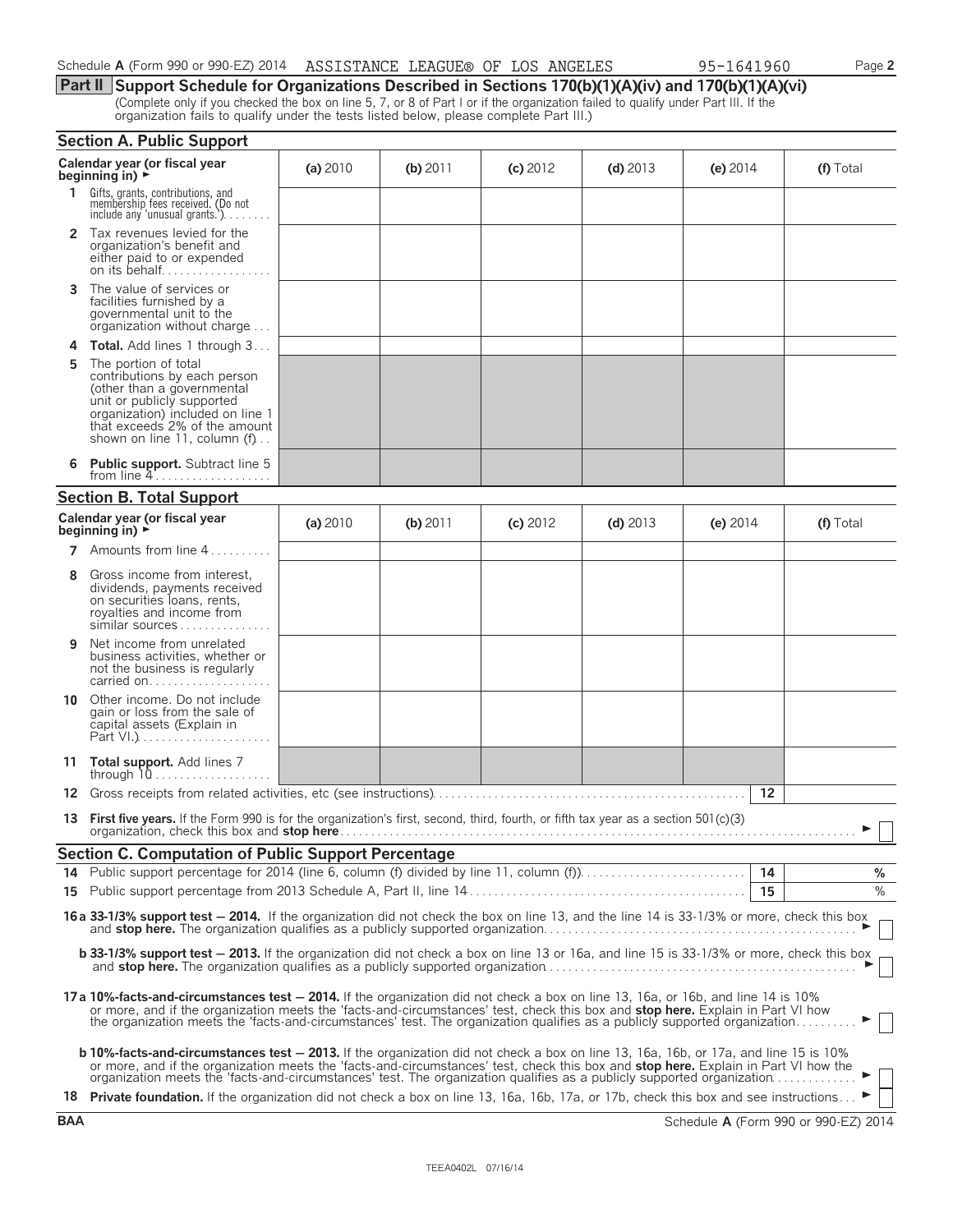Schedule A (Form 990 or 990-EZ) 2014 ASSISTANCE LEAGUE® OF LOS ANGELES 95-1641960 Page 2

**Part II** **Support Schedule for Organizations Described in Sections 170(b)(1)(A)(iv) and 170(b)(1)(A)(vi)**

(Complete only if you checked the box on line 5, 7, or 8 of Part I or if the organization failed to qualify under Part III. If the organization fails to qualify under the tests listed below, please complete Part III.)

## Section A. Public Support

| Calendar year (or fiscal year beginning in) ► | (a) 2010 | (b) 2011 | (c) 2012 | (d) 2013 | (e) 2014 | (f) Total |
|---|---|---|---|---|---|---|
| **1** Gifts, grants, contributions, and membership fees received. (Do not include any 'unusual grants.') | | | | | | |
| **2** Tax revenues levied for the organization's benefit and either paid to or expended on its behalf | | | | | | |
| **3** The value of services or facilities furnished by a governmental unit to the organization without charge | | | | | | |
| **4 Total.** Add lines 1 through 3 | | | | | | |
| **5** The portion of total contributions by each person (other than a governmental unit or publicly supported organization) included on line 1 that exceeds 2% of the amount shown on line 11, column (f) | | | | | | |
| **6 Public support.** Subtract line 5 from line 4 | | | | | | |

## Section B. Total Support

| Calendar year (or fiscal year beginning in) ► | (a) 2010 | (b) 2011 | (c) 2012 | (d) 2013 | (e) 2014 | (f) Total |
|---|---|---|---|---|---|---|
| **7** Amounts from line 4 | | | | | | |
| **8** Gross income from interest, dividends, payments received on securities loans, rents, royalties and income from similar sources | | | | | | |
| **9** Net income from unrelated business activities, whether or not the business is regularly carried on | | | | | | |
| **10** Other income. Do not include gain or loss from the sale of capital assets (Explain in Part VI.) | | | | | | |
| **11 Total support.** Add lines 7 through 10 | | | | | | |

**12** Gross receipts from related activities, etc (see instructions) **12**

**13 First five years.** If the Form 990 is for the organization's first, second, third, fourth, or fifth tax year as a section 501(c)(3) organization, check this box and **stop here** ► ☐

## Section C. Computation of Public Support Percentage

**14** Public support percentage for 2014 (line 6, column (f) divided by line 11, column (f)) **14** %

**15** Public support percentage from 2013 Schedule A, Part II, line 14 **15** %

**16a 33-1/3% support test — 2014.** If the organization did not check the box on line 13, and the line 14 is 33-1/3% or more, check this box and **stop here.** The organization qualifies as a publicly supported organization ► ☐

**b 33-1/3% support test — 2013.** If the organization did not check a box on line 13 or 16a, and line 15 is 33-1/3% or more, check this box and **stop here.** The organization qualifies as a publicly supported organization ► ☐

**17a 10%-facts-and-circumstances test — 2014.** If the organization did not check a box on line 13, 16a, or 16b, and line 14 is 10% or more, and if the organization meets the 'facts-and-circumstances' test, check this box and **stop here.** Explain in Part VI how the organization meets the 'facts-and-circumstances' test. The organization qualifies as a publicly supported organization ► ☐

**b 10%-facts-and-circumstances test — 2013.** If the organization did not check a box on line 13, 16a, 16b, or 17a, and line 15 is 10% or more, and if the organization meets the 'facts-and-circumstances' test, check this box and **stop here.** Explain in Part VI how the organization meets the 'facts-and-circumstances' test. The organization qualifies as a publicly supported organization ► ☐

**18 Private foundation.** If the organization did not check a box on line 13, 16a, 16b, 17a, or 17b, check this box and see instructions ► ☐

**BAA** Schedule **A** (Form 990 or 990-EZ) 2014

TEEA0402L 07/16/14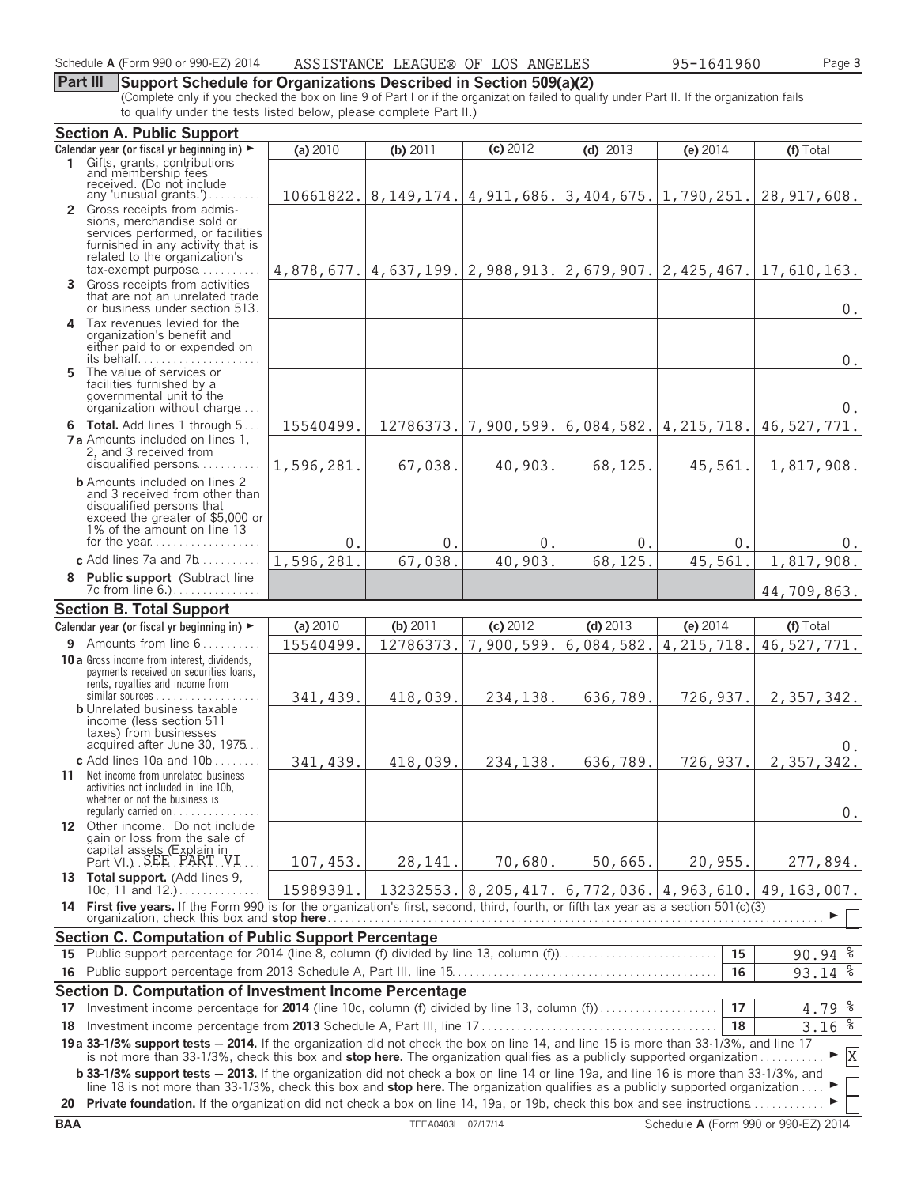Schedule A (Form 990 or 990-EZ) 2014 ASSISTANCE LEAGUE® OF LOS ANGELES 95-1641960

## Part III Support Schedule for Organizations Described in Section 509(a)(2)

(Complete only if you checked the box on line 9 of Part I or if the organization failed to qualify under Part II. If the organization fails to qualify under the tests listed below, please complete Part II.)

### Section A. Public Support

| Calendar year (or fiscal yr beginning in) ► | (a) 2010 | (b) 2011 | (c) 2012 | (d) 2013 | (e) 2014 | (f) Total |
|---|---|---|---|---|---|---|
| 1 Gifts, grants, contributions and membership fees received. (Do not include any 'unusual grants.') | 10661822. | 8,149,174. | 4,911,686. | 3,404,675. | 1,790,251. | 28,917,608. |
| 2 Gross receipts from admissions, merchandise sold or services performed, or facilities furnished in any activity that is related to the organization's tax-exempt purpose | 4,878,677. | 4,637,199. | 2,988,913. | 2,679,907. | 2,425,467. | 17,610,163. |
| 3 Gross receipts from activities that are not an unrelated trade or business under section 513. | | | | | | 0. |
| 4 Tax revenues levied for the organization's benefit and either paid to or expended on its behalf | | | | | | 0. |
| 5 The value of services or facilities furnished by a governmental unit to the organization without charge | | | | | | 0. |
| 6 **Total.** Add lines 1 through 5 | 15540499. | 12786373. | 7,900,599. | 6,084,582. | 4,215,718. | 46,527,771. |
| 7a Amounts included on lines 1, 2, and 3 received from disqualified persons | 1,596,281. | 67,038. | 40,903. | 68,125. | 45,561. | 1,817,908. |
| b Amounts included on lines 2 and 3 received from other than disqualified persons that exceed the greater of $5,000 or 1% of the amount on line 13 for the year | 0. | 0. | 0. | 0. | 0. | 0. |
| c Add lines 7a and 7b | 1,596,281. | 67,038. | 40,903. | 68,125. | 45,561. | 1,817,908. |
| 8 **Public support** (Subtract line 7c from line 6.) | | | | | | 44,709,863. |

### Section B. Total Support

| Calendar year (or fiscal yr beginning in) ► | (a) 2010 | (b) 2011 | (c) 2012 | (d) 2013 | (e) 2014 | (f) Total |
|---|---|---|---|---|---|---|
| 9 Amounts from line 6 | 15540499. | 12786373. | 7,900,599. | 6,084,582. | 4,215,718. | 46,527,771. |
| 10a Gross income from interest, dividends, payments received on securities loans, rents, royalties and income from similar sources | 341,439. | 418,039. | 234,138. | 636,789. | 726,937. | 2,357,342. |
| b Unrelated business taxable income (less section 511 taxes) from businesses acquired after June 30, 1975 | | | | | | 0. |
| c Add lines 10a and 10b | 341,439. | 418,039. | 234,138. | 636,789. | 726,937. | 2,357,342. |
| 11 Net income from unrelated business activities not included in line 10b, whether or not the business is regularly carried on | | | | | | 0. |
| 12 Other income. Do not include gain or loss from the sale of capital assets (Explain in Part VI.) SEE PART VI | 107,453. | 28,141. | 70,680. | 50,665. | 20,955. | 277,894. |
| 13 **Total support.** (Add lines 9, 10c, 11 and 12.) | 15989391. | 13232553. | 8,205,417. | 6,772,036. | 4,963,610. | 49,163,007. |

14 **First five years.** If the Form 990 is for the organization's first, second, third, fourth, or fifth tax year as a section 501(c)(3) organization, check this box and **stop here** ► ☐

### Section C. Computation of Public Support Percentage

| | | | |
|---|---|---|---|
| 15 | Public support percentage for 2014 (line 8, column (f) divided by line 13, column (f)) | 15 | 90.94 % |
| 16 | Public support percentage from 2013 Schedule A, Part III, line 15 | 16 | 93.14 % |

### Section D. Computation of Investment Income Percentage

| | | | |
|---|---|---|---|
| 17 | Investment income percentage for **2014** (line 10c, column (f) divided by line 13, column (f)) | 17 | 4.79 % |
| 18 | Investment income percentage from **2013** Schedule A, Part III, line 17 | 18 | 3.16 % |

19a **33-1/3% support tests — 2014.** If the organization did not check the box on line 14, and line 15 is more than 33-1/3%, and line 17 is not more than 33-1/3%, check this box and **stop here.** The organization qualifies as a publicly supported organization ► [X]

b **33-1/3% support tests — 2013.** If the organization did not check a box on line 14 or line 19a, and line 16 is more than 33-1/3%, and line 18 is not more than 33-1/3%, check this box and **stop here.** The organization qualifies as a publicly supported organization ► ☐

20 **Private foundation.** If the organization did not check a box on line 14, 19a, or 19b, check this box and see instructions ► ☐

BAA TEEA0403L 07/17/14 Schedule A (Form 990 or 990-EZ) 2014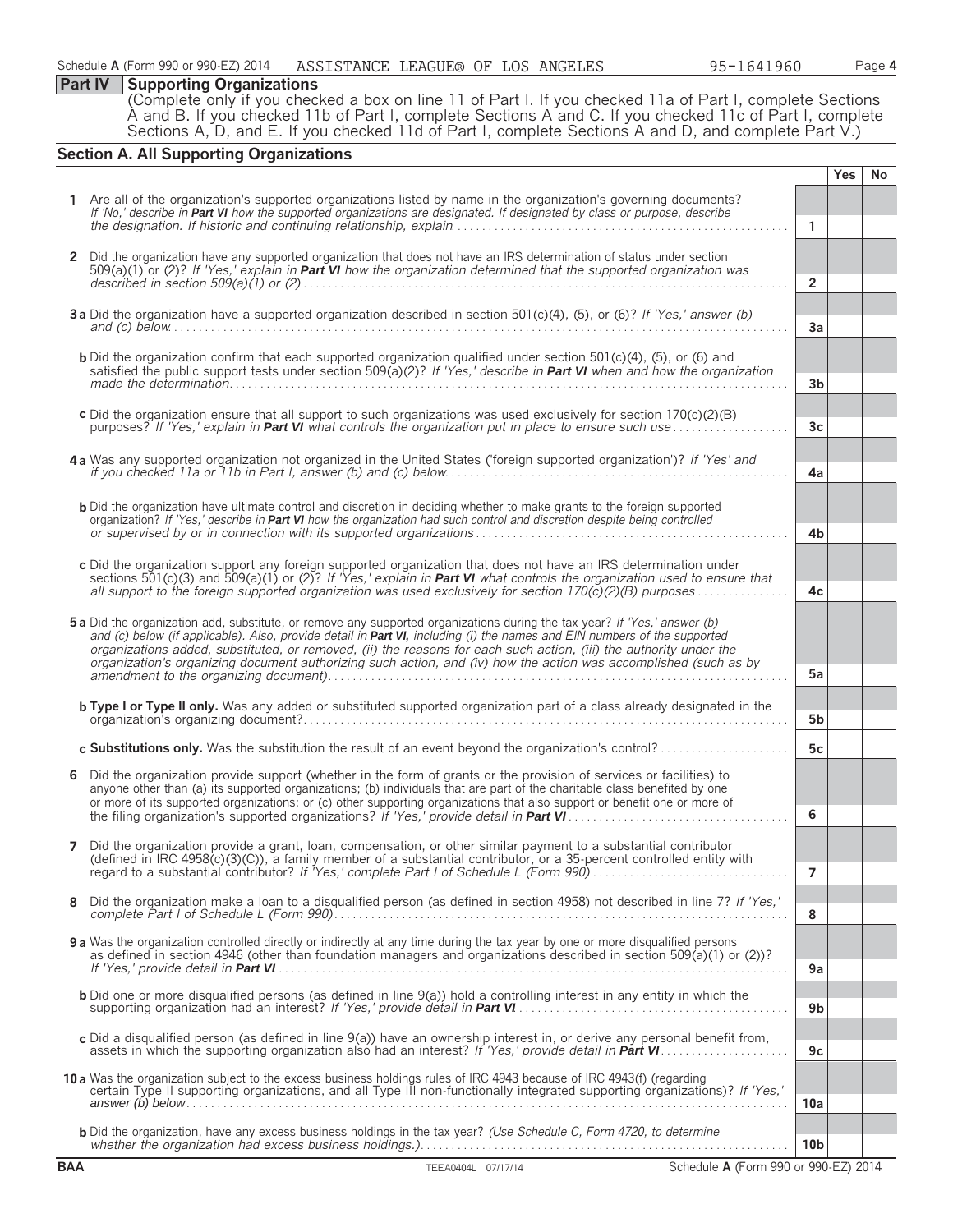## Part IV Supporting Organizations

(Complete only if you checked a box on line 11 of Part I. If you checked 11a of Part I, complete Sections A and B. If you checked 11b of Part I, complete Sections A and C. If you checked 11c of Part I, complete Sections A, D, and E. If you checked 11d of Part I, complete Sections A and D, and complete Part V.)

### Section A. All Supporting Organizations

| | | | Yes | No |
|---|---|---|---|---|
| 1 | Are all of the organization's supported organizations listed by name in the organization's governing documents? *If 'No,' describe in* ***Part VI*** *how the supported organizations are designated. If designated by class or purpose, describe the designation. If historic and continuing relationship, explain.* | 1 | | |
| 2 | Did the organization have any supported organization that does not have an IRS determination of status under section 509(a)(1) or (2)? *If 'Yes,' explain in* ***Part VI*** *how the organization determined that the supported organization was described in section 509(a)(1) or (2)* | 2 | | |
| 3a | Did the organization have a supported organization described in section 501(c)(4), (5), or (6)? *If 'Yes,' answer (b) and (c) below.* | 3a | | |
| b | Did the organization confirm that each supported organization qualified under section 501(c)(4), (5), or (6) and satisfied the public support tests under section 509(a)(2)? *If 'Yes,' describe in* ***Part VI*** *when and how the organization made the determination.* | 3b | | |
| c | Did the organization ensure that all support to such organizations was used exclusively for section 170(c)(2)(B) purposes? *If 'Yes,' explain in* ***Part VI*** *what controls the organization put in place to ensure such use* | 3c | | |
| 4a | Was any supported organization not organized in the United States ('foreign supported organization')? *If 'Yes' and if you checked 11a or 11b in Part I, answer (b) and (c) below.* | 4a | | |
| b | Did the organization have ultimate control and discretion in deciding whether to make grants to the foreign supported organization? *If 'Yes,' describe in* ***Part VI*** *how the organization had such control and discretion despite being controlled or supervised by or in connection with its supported organizations* | 4b | | |
| c | Did the organization support any foreign supported organization that does not have an IRS determination under sections 501(c)(3) and 509(a)(1) or (2)? *If 'Yes,' explain in* ***Part VI*** *what controls the organization used to ensure that all support to the foreign supported organization was used exclusively for section 170(c)(2)(B) purposes* | 4c | | |
| 5a | Did the organization add, substitute, or remove any supported organizations during the tax year? *If 'Yes,' answer (b) and (c) below (if applicable). Also, provide detail in* ***Part VI,*** *including (i) the names and EIN numbers of the supported organizations added, substituted, or removed, (ii) the reasons for each such action, (iii) the authority under the organization's organizing document authorizing such action, and (iv) how the action was accomplished (such as by amendment to the organizing document).* | 5a | | |
| b | **Type I or Type II only.** Was any added or substituted supported organization part of a class already designated in the organization's organizing document? | 5b | | |
| c | **Substitutions only.** Was the substitution the result of an event beyond the organization's control? | 5c | | |
| 6 | Did the organization provide support (whether in the form of grants or the provision of services or facilities) to anyone other than (a) its supported organizations; (b) individuals that are part of the charitable class benefited by one or more of its supported organizations; or (c) other supporting organizations that also support or benefit one or more of the filing organization's supported organizations? *If 'Yes,' provide detail in* ***Part VI*** | 6 | | |
| 7 | Did the organization provide a grant, loan, compensation, or other similar payment to a substantial contributor (defined in IRC 4958(c)(3)(C)), a family member of a substantial contributor, or a 35-percent controlled entity with regard to a substantial contributor? *If 'Yes,' complete Part I of Schedule L (Form 990)* | 7 | | |
| 8 | Did the organization make a loan to a disqualified person (as defined in section 4958) not described in line 7? *If 'Yes,' complete Part I of Schedule L (Form 990).* | 8 | | |
| 9a | Was the organization controlled directly or indirectly at any time during the tax year by one or more disqualified persons as defined in section 4946 (other than foundation managers and organizations described in section 509(a)(1) or (2))? *If 'Yes,' provide detail in* ***Part VI*** | 9a | | |
| b | Did one or more disqualified persons (as defined in line 9(a)) hold a controlling interest in any entity in which the supporting organization had an interest? *If 'Yes,' provide detail in* ***Part VI*** | 9b | | |
| c | Did a disqualified person (as defined in line 9(a)) have an ownership interest in, or derive any personal benefit from, assets in which the supporting organization also had an interest? *If 'Yes,' provide detail in* ***Part VI*** | 9c | | |
| 10a | Was the organization subject to the excess business holdings rules of IRC 4943 because of IRC 4943(f) (regarding certain Type II supporting organizations, and all Type III non-functionally integrated supporting organizations)? *If 'Yes,' answer (b) below.* | 10a | | |
| b | Did the organization, have any excess business holdings in the tax year? *(Use Schedule C, Form 4720, to determine whether the organization had excess business holdings.)* | 10b | | |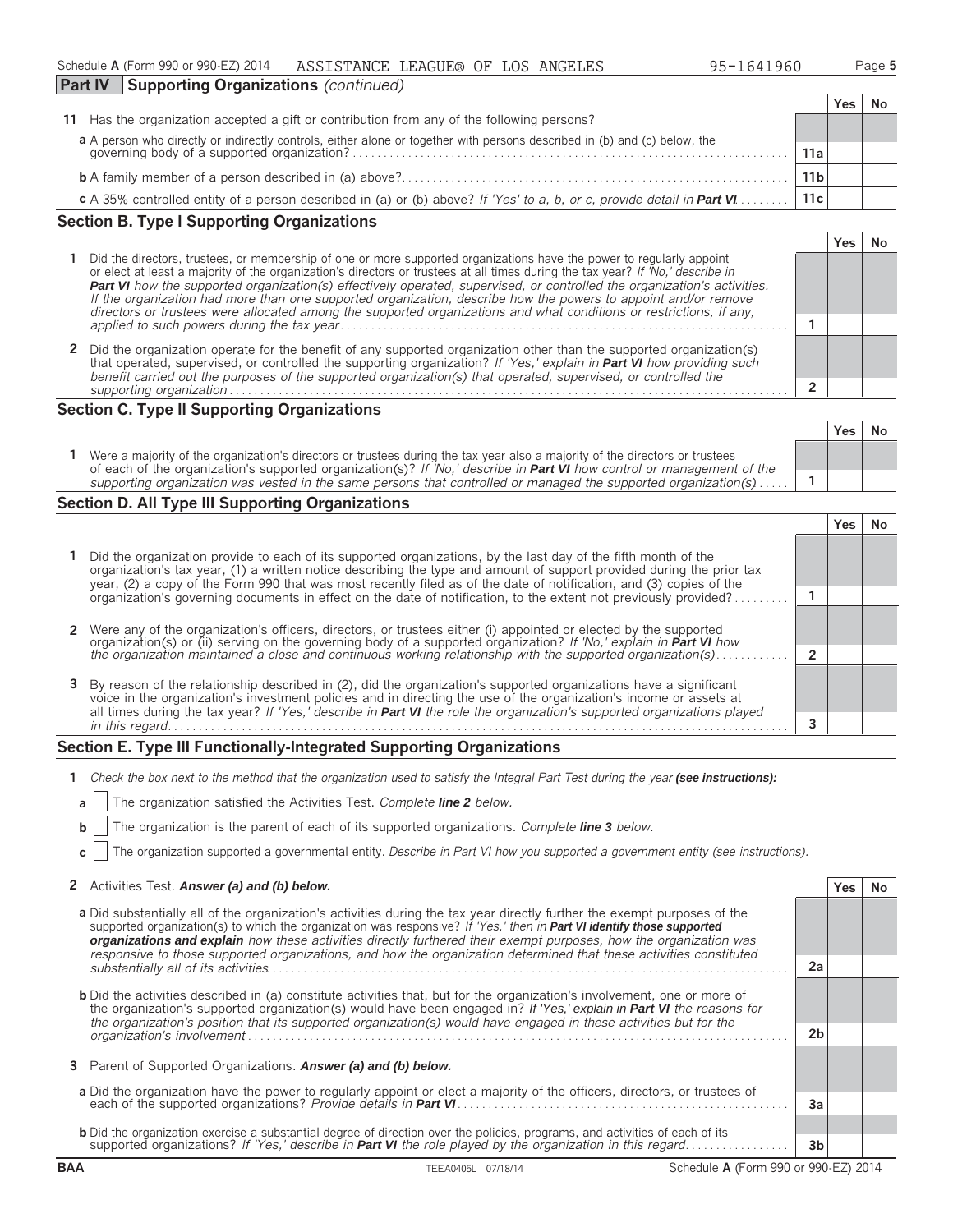Schedule **A** (Form 990 or 990-EZ) 2014 ASSISTANCE LEAGUE® OF LOS ANGELES 95-1641960

**Part IV Supporting Organizations** *(continued)*

| | | | Yes | No |
|---|---|---|---|---|
| **11** | Has the organization accepted a gift or contribution from any of the following persons? | | | |
| | **a** A person who directly or indirectly controls, either alone or together with persons described in (b) and (c) below, the governing body of a supported organization? | 11a | | |
| | **b** A family member of a person described in (a) above? | 11b | | |
| | **c** A 35% controlled entity of a person described in (a) or (b) above? *If 'Yes' to a, b, or c, provide detail in **Part VI**.* | 11c | | |

## Section B. Type I Supporting Organizations

| | | | Yes | No |
|---|---|---|---|---|
| **1** | Did the directors, trustees, or membership of one or more supported organizations have the power to regularly appoint or elect at least a majority of the organization's directors or trustees at all times during the tax year? *If 'No,' describe in **Part VI** how the supported organization(s) effectively operated, supervised, or controlled the organization's activities. If the organization had more than one supported organization, describe how the powers to appoint and/or remove directors or trustees were allocated among the supported organizations and what conditions or restrictions, if any, applied to such powers during the tax year* | 1 | | |
| **2** | Did the organization operate for the benefit of any supported organization other than the supported organization(s) that operated, supervised, or controlled the supporting organization? *If 'Yes,' explain in **Part VI** how providing such benefit carried out the purposes of the supported organization(s) that operated, supervised, or controlled the supporting organization* | 2 | | |

## Section C. Type II Supporting Organizations

| | | | Yes | No |
|---|---|---|---|---|
| **1** | Were a majority of the organization's directors or trustees during the tax year also a majority of the directors or trustees of each of the organization's supported organization(s)? *If 'No,' describe in **Part VI** how control or management of the supporting organization was vested in the same persons that controlled or managed the supported organization(s)* | 1 | | |

## Section D. All Type III Supporting Organizations

| | | | Yes | No |
|---|---|---|---|---|
| **1** | Did the organization provide to each of its supported organizations, by the last day of the fifth month of the organization's tax year, (1) a written notice describing the type and amount of support provided during the prior tax year, (2) a copy of the Form 990 that was most recently filed as of the date of notification, and (3) copies of the organization's governing documents in effect on the date of notification, to the extent not previously provided? | 1 | | |
| **2** | Were any of the organization's officers, directors, or trustees either (i) appointed or elected by the supported organization(s) or (ii) serving on the governing body of a supported organization? *If 'No,' explain in **Part VI** how the organization maintained a close and continuous working relationship with the supported organization(s)* | 2 | | |
| **3** | By reason of the relationship described in (2), did the organization's supported organizations have a significant voice in the organization's investment policies and in directing the use of the organization's income or assets at all times during the tax year? *If 'Yes,' describe in **Part VI** the role the organization's supported organizations played in this regard* | 3 | | |

## Section E. Type III Functionally-Integrated Supporting Organizations

**1** *Check the box next to the method that the organization used to satisfy the Integral Part Test during the year **(see instructions):***

**a** ☐ The organization satisfied the Activities Test. *Complete **line 2** below.*

**b** ☐ The organization is the parent of each of its supported organizations. *Complete **line 3** below.*

**c** ☐ The organization supported a governmental entity. *Describe in Part VI how you supported a government entity (see instructions).*

| | | | Yes | No |
|---|---|---|---|---|
| **2** | Activities Test. ***Answer (a) and (b) below.*** | | | |
| | **a** Did substantially all of the organization's activities during the tax year directly further the exempt purposes of the supported organization(s) to which the organization was responsive? *If 'Yes,' then in **Part VI identify those supported organizations and explain** how these activities directly furthered their exempt purposes, how the organization was responsive to those supported organizations, and how the organization determined that these activities constituted substantially all of its activities* | 2a | | |
| | **b** Did the activities described in (a) constitute activities that, but for the organization's involvement, one or more of the organization's supported organization(s) would have been engaged in? ***If 'Yes,' explain in Part VI** the reasons for the organization's position that its supported organization(s) would have engaged in these activities but for the organization's involvement* | 2b | | |
| **3** | Parent of Supported Organizations. ***Answer (a) and (b) below.*** | | | |
| | **a** Did the organization have the power to regularly appoint or elect a majority of the officers, directors, or trustees of each of the supported organizations? *Provide details in **Part VI*** | 3a | | |
| | **b** Did the organization exercise a substantial degree of direction over the policies, programs, and activities of each of its supported organizations? *If 'Yes,' describe in **Part VI** the role played by the organization in this regard* | 3b | | |

**BAA** TEEA0405L 07/18/14 Schedule **A** (Form 990 or 990-EZ) 2014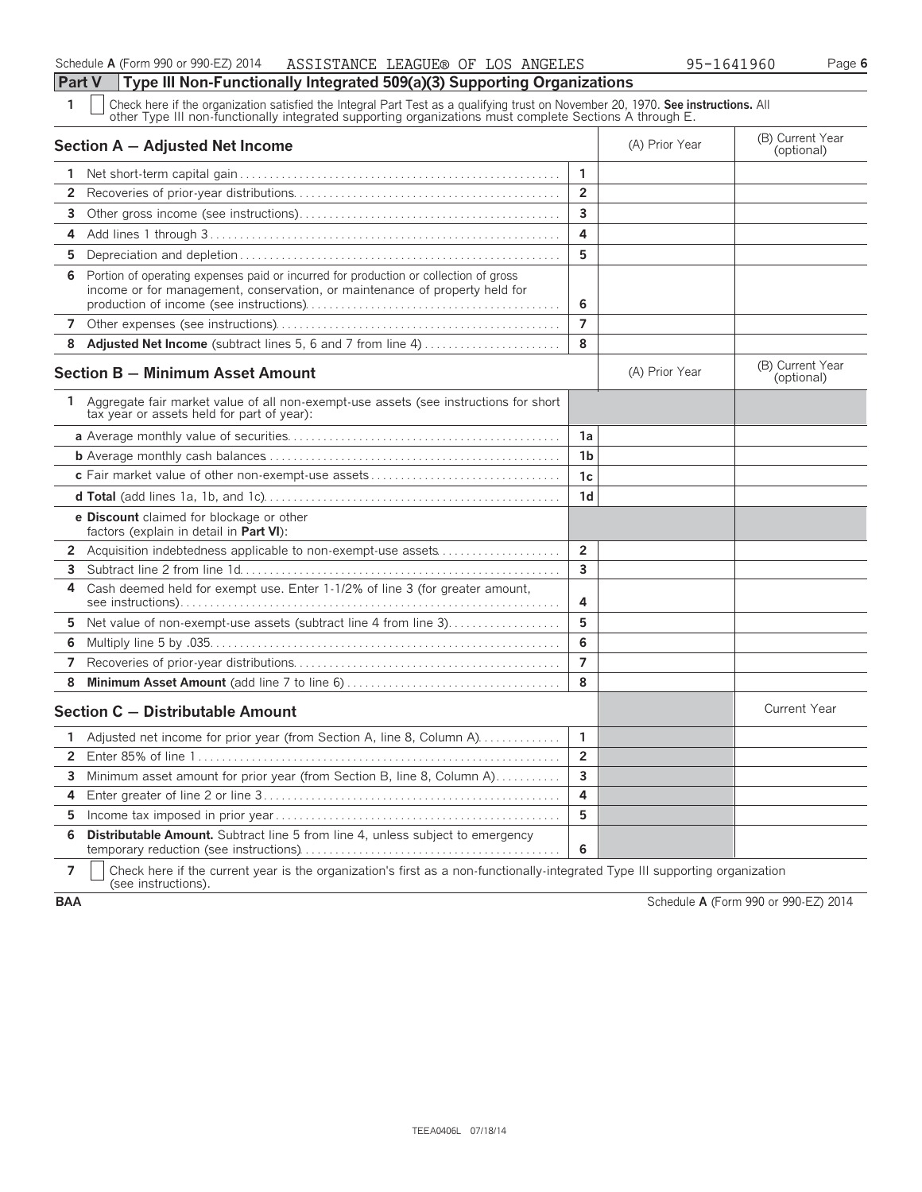Schedule A (Form 990 or 990-EZ) 2014 ASSISTANCE LEAGUE® OF LOS ANGELES 95-1641960 Page 6

## Part V Type III Non-Functionally Integrated 509(a)(3) Supporting Organizations

1 ☐ Check here if the organization satisfied the Integral Part Test as a qualifying trust on November 20, 1970. **See instructions.** All other Type III non-functionally integrated supporting organizations must complete Sections A through E.

| Section A — Adjusted Net Income | | (A) Prior Year | (B) Current Year (optional) |
|---|---|---|---|
| 1 Net short-term capital gain | 1 | | |
| 2 Recoveries of prior-year distributions | 2 | | |
| 3 Other gross income (see instructions) | 3 | | |
| 4 Add lines 1 through 3 | 4 | | |
| 5 Depreciation and depletion | 5 | | |
| 6 Portion of operating expenses paid or incurred for production or collection of gross income or for management, conservation, or maintenance of property held for production of income (see instructions) | 6 | | |
| 7 Other expenses (see instructions) | 7 | | |
| 8 **Adjusted Net Income** (subtract lines 5, 6 and 7 from line 4) | 8 | | |

| Section B — Minimum Asset Amount | | (A) Prior Year | (B) Current Year (optional) |
|---|---|---|---|
| 1 Aggregate fair market value of all non-exempt-use assets (see instructions for short tax year or assets held for part of year): | | | |
| a Average monthly value of securities | 1a | | |
| b Average monthly cash balances | 1b | | |
| c Fair market value of other non-exempt-use assets | 1c | | |
| d **Total** (add lines 1a, 1b, and 1c) | 1d | | |
| e **Discount** claimed for blockage or other factors (explain in detail in **Part VI**): | | | |
| 2 Acquisition indebtedness applicable to non-exempt-use assets | 2 | | |
| 3 Subtract line 2 from line 1d | 3 | | |
| 4 Cash deemed held for exempt use. Enter 1-1/2% of line 3 (for greater amount, see instructions) | 4 | | |
| 5 Net value of non-exempt-use assets (subtract line 4 from line 3) | 5 | | |
| 6 Multiply line 5 by .035 | 6 | | |
| 7 Recoveries of prior-year distributions | 7 | | |
| 8 **Minimum Asset Amount** (add line 7 to line 6) | 8 | | |

| Section C — Distributable Amount | | | Current Year |
|---|---|---|---|
| 1 Adjusted net income for prior year (from Section A, line 8, Column A) | 1 | | |
| 2 Enter 85% of line 1 | 2 | | |
| 3 Minimum asset amount for prior year (from Section B, line 8, Column A) | 3 | | |
| 4 Enter greater of line 2 or line 3 | 4 | | |
| 5 Income tax imposed in prior year | 5 | | |
| 6 **Distributable Amount.** Subtract line 5 from line 4, unless subject to emergency temporary reduction (see instructions) | 6 | | |

7 ☐ Check here if the current year is the organization's first as a non-functionally-integrated Type III supporting organization (see instructions).

BAA Schedule A (Form 990 or 990-EZ) 2014

TEEA0406L 07/18/14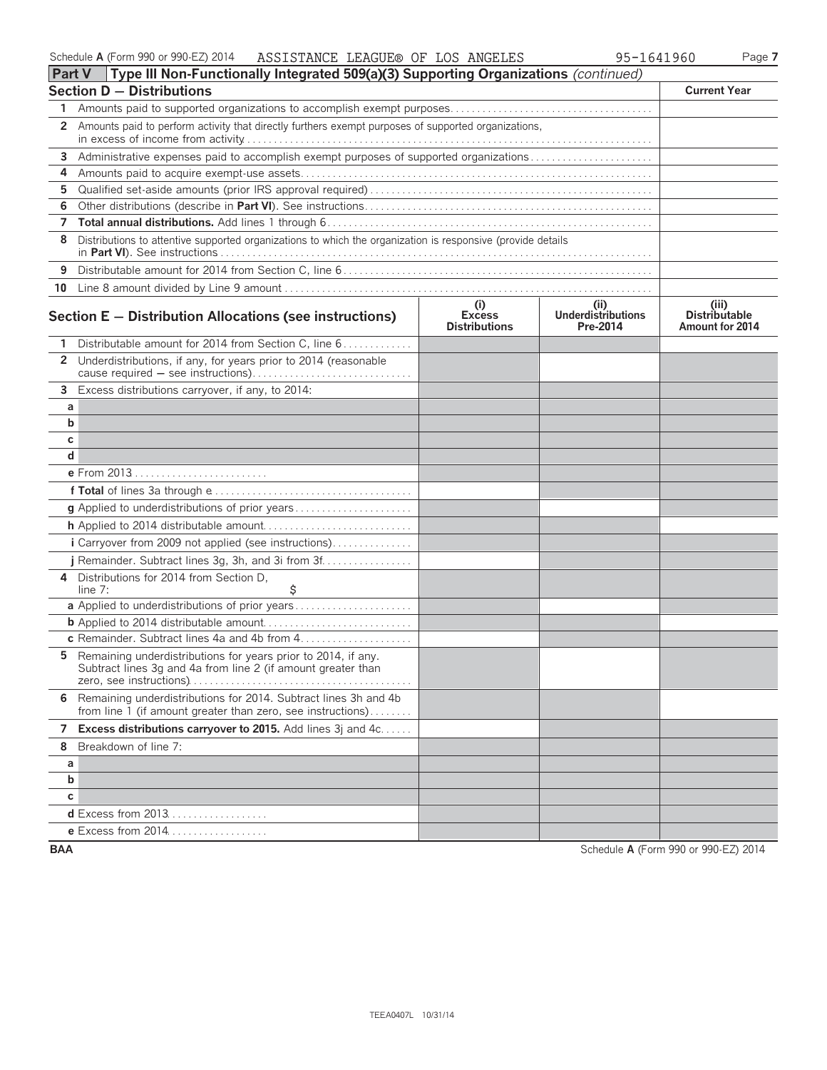Schedule A (Form 990 or 990-EZ) 2014 ASSISTANCE LEAGUE® OF LOS ANGELES 95-1641960

## Part V Type III Non-Functionally Integrated 509(a)(3) Supporting Organizations *(continued)*

| Section D — Distributions | Current Year |
|---|---|
| 1 Amounts paid to supported organizations to accomplish exempt purposes | |
| 2 Amounts paid to perform activity that directly furthers exempt purposes of supported organizations, in excess of income from activity | |
| 3 Administrative expenses paid to accomplish exempt purposes of supported organizations | |
| 4 Amounts paid to acquire exempt-use assets | |
| 5 Qualified set-aside amounts (prior IRS approval required) | |
| 6 Other distributions (describe in **Part VI**). See instructions | |
| 7 **Total annual distributions.** Add lines 1 through 6 | |
| 8 Distributions to attentive supported organizations to which the organization is responsive (provide details in **Part VI**). See instructions | |
| 9 Distributable amount for 2014 from Section C, line 6 | |
| 10 Line 8 amount divided by Line 9 amount | |

| Section E — Distribution Allocations (see instructions) | (i) Excess Distributions | (ii) Underdistributions Pre-2014 | (iii) Distributable Amount for 2014 |
|---|---|---|---|
| 1 Distributable amount for 2014 from Section C, line 6 | | | |
| 2 Underdistributions, if any, for years prior to 2014 (reasonable cause required — see instructions) | | | |
| 3 Excess distributions carryover, if any, to 2014: | | | |
| a | | | |
| b | | | |
| c | | | |
| d | | | |
| e From 2013 | | | |
| f **Total** of lines 3a through e | | | |
| g Applied to underdistributions of prior years | | | |
| h Applied to 2014 distributable amount | | | |
| i Carryover from 2009 not applied (see instructions) | | | |
| j Remainder. Subtract lines 3g, 3h, and 3i from 3f | | | |
| 4 Distributions for 2014 from Section D, line 7: $ | | | |
| a Applied to underdistributions of prior years | | | |
| b Applied to 2014 distributable amount | | | |
| c Remainder. Subtract lines 4a and 4b from 4 | | | |
| 5 Remaining underdistributions for years prior to 2014, if any. Subtract lines 3g and 4a from line 2 (if amount greater than zero, see instructions) | | | |
| 6 Remaining underdistributions for 2014. Subtract lines 3h and 4b from line 1 (if amount greater than zero, see instructions) | | | |
| 7 **Excess distributions carryover to 2015.** Add lines 3j and 4c | | | |
| 8 Breakdown of line 7: | | | |
| a | | | |
| b | | | |
| c | | | |
| d Excess from 2013 | | | |
| e Excess from 2014 | | | |

BAA Schedule A (Form 990 or 990-EZ) 2014

TEEA0407L 10/31/14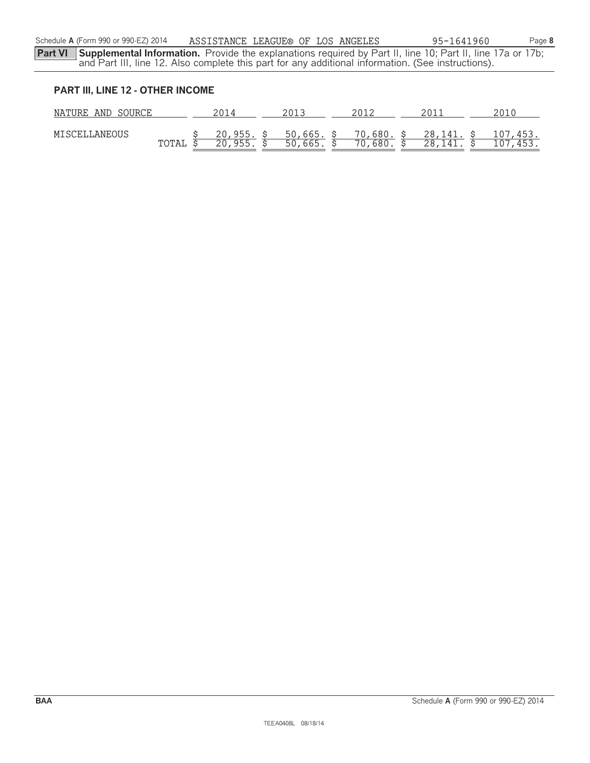**Part VI** **Supplemental Information.** Provide the explanations required by Part II, line 10; Part II, line 17a or 17b; and Part III, line 12. Also complete this part for any additional information. (See instructions).

**PART III, LINE 12 - OTHER INCOME**

| NATURE AND SOURCE | 2014 | 2013 | 2012 | 2011 | 2010 |
|---|---|---|---|---|---|
| MISCELLANEOUS | $ 20,955. | $ 50,665. | $ 70,680. | $ 28,141. | $ 107,453. |
| TOTAL | $ 20,955. | $ 50,665. | $ 70,680. | $ 28,141. | $ 107,453. |

BAA

TEEA0408L 08/18/14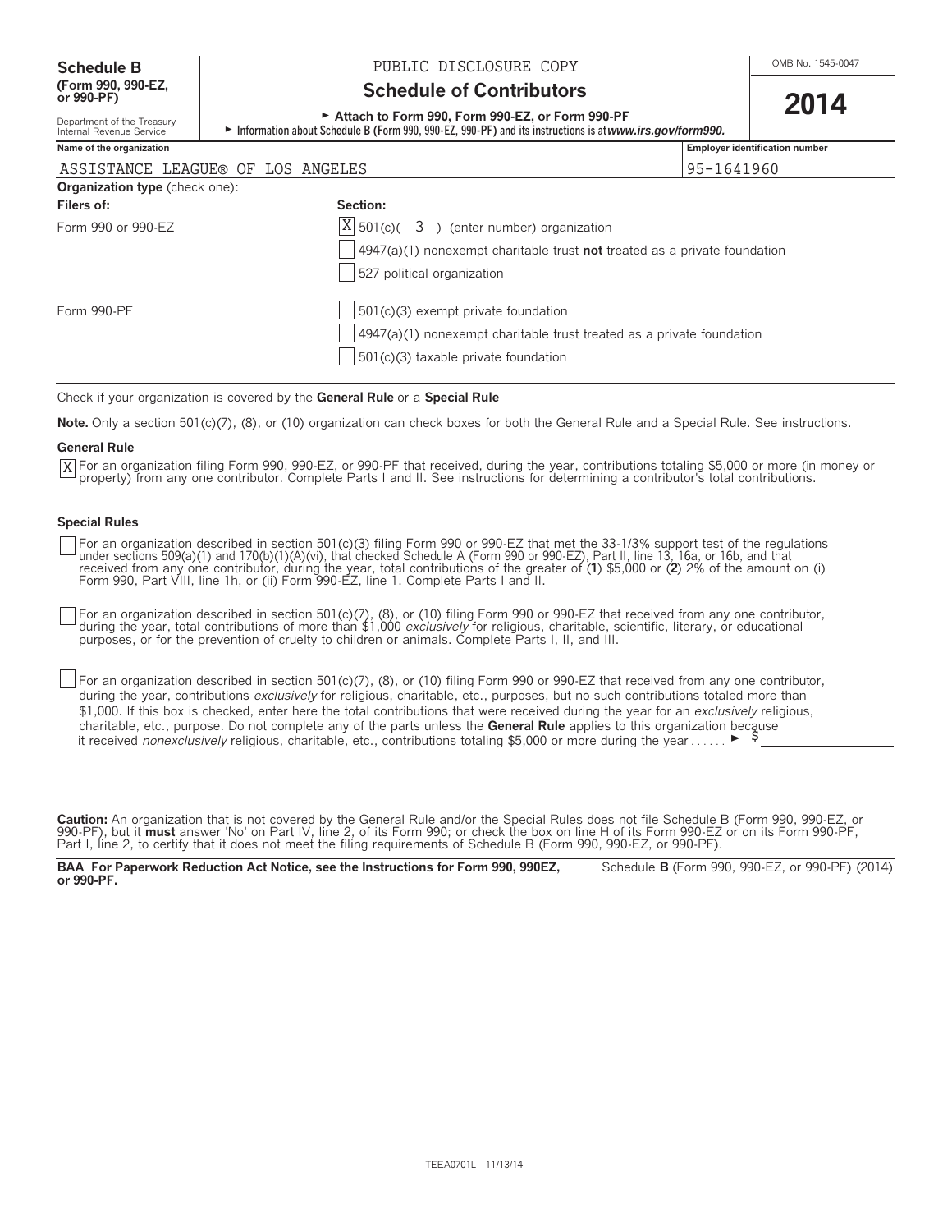**Schedule B (Form 990, 990-EZ, or 990-PF)**

Department of the Treasury
Internal Revenue Service

PUBLIC DISCLOSURE COPY

# Schedule of Contributors

► Attach to Form 990, Form 990-EZ, or Form 990-PF

► Information about Schedule B (Form 990, 990-EZ, 990-PF) and its instructions is at *www.irs.gov/form990.*

OMB No. 1545-0047

**2014**

| Name of the organization | Employer identification number |
|---|---|
| ASSISTANCE LEAGUE® OF LOS ANGELES | 95-1641960 |

**Organization type** (check one):

| Filers of: | Section: |
|---|---|
| Form 990 or 990-EZ | [X] 501(c)( 3 ) (enter number) organization |
| | [ ] 4947(a)(1) nonexempt charitable trust **not** treated as a private foundation |
| | [ ] 527 political organization |
| Form 990-PF | [ ] 501(c)(3) exempt private foundation |
| | [ ] 4947(a)(1) nonexempt charitable trust treated as a private foundation |
| | [ ] 501(c)(3) taxable private foundation |

Check if your organization is covered by the **General Rule** or a **Special Rule**

**Note.** Only a section 501(c)(7), (8), or (10) organization can check boxes for both the General Rule and a Special Rule. See instructions.

**General Rule**

[X] For an organization filing Form 990, 990-EZ, or 990-PF that received, during the year, contributions totaling $5,000 or more (in money or property) from any one contributor. Complete Parts I and II. See instructions for determining a contributor's total contributions.

**Special Rules**

[ ] For an organization described in section 501(c)(3) filing Form 990 or 990-EZ that met the 33-1/3% support test of the regulations under sections 509(a)(1) and 170(b)(1)(A)(vi), that checked Schedule A (Form 990 or 990-EZ), Part II, line 13, 16a, or 16b, and that received from any one contributor, during the year, total contributions of the greater of (**1**) $5,000 or (**2**) 2% of the amount on (i) Form 990, Part VIII, line 1h, or (ii) Form 990-EZ, line 1. Complete Parts I and II.

[ ] For an organization described in section 501(c)(7), (8), or (10) filing Form 990 or 990-EZ that received from any one contributor, during the year, total contributions of more than $1,000 *exclusively* for religious, charitable, scientific, literary, or educational purposes, or for the prevention of cruelty to children or animals. Complete Parts I, II, and III.

[ ] For an organization described in section 501(c)(7), (8), or (10) filing Form 990 or 990-EZ that received from any one contributor, during the year, contributions *exclusively* for religious, charitable, etc., purposes, but no such contributions totaled more than $1,000. If this box is checked, enter here the total contributions that were received during the year for an *exclusively* religious, charitable, etc., purpose. Do not complete any of the parts unless the **General Rule** applies to this organization because it received *nonexclusively* religious, charitable, etc., contributions totaling $5,000 or more during the year . . . . . . ► $ ____________

**Caution:** An organization that is not covered by the General Rule and/or the Special Rules does not file Schedule B (Form 990, 990-EZ, or 990-PF), but it **must** answer 'No' on Part IV, line 2, of its Form 990; or check the box on line H of its Form 990-EZ or on its Form 990-PF, Part I, line 2, to certify that it does not meet the filing requirements of Schedule B (Form 990, 990-EZ, or 990-PF).

**BAA For Paperwork Reduction Act Notice, see the Instructions for Form 990, 990EZ, or 990-PF.** Schedule **B** (Form 990, 990-EZ, or 990-PF) (2014)

TEEA0701L 11/13/14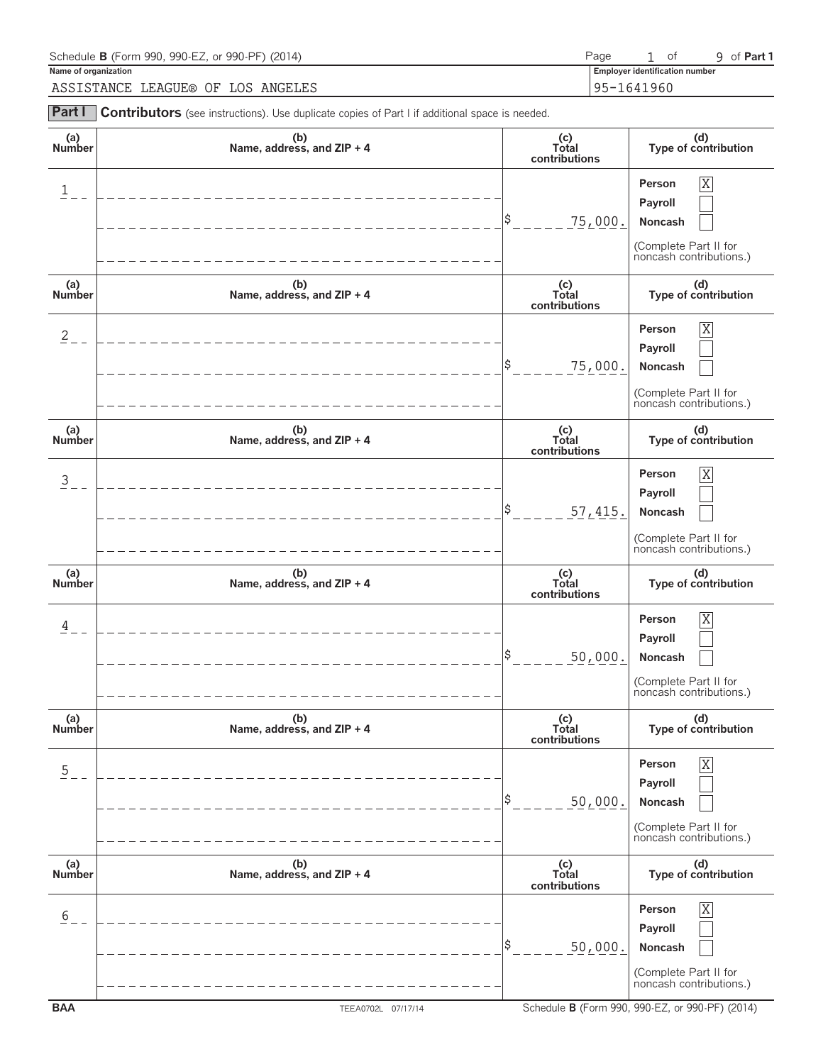Schedule **B** (Form 990, 990-EZ, or 990-PF) (2014)

**Name of organization**
ASSISTANCE LEAGUE® OF LOS ANGELES

**Employer identification number**
95-1641960

**Part I** **Contributors** (see instructions). Use duplicate copies of Part I if additional space is needed.

| (a) Number | (b) Name, address, and ZIP + 4 | (c) Total contributions | (d) Type of contribution |
|---|---|---|---|
| 1 | | $ 75,000. | Person [X] Payroll [ ] Noncash [ ] (Complete Part II for noncash contributions.) |
| 2 | | $ 75,000. | Person [X] Payroll [ ] Noncash [ ] (Complete Part II for noncash contributions.) |
| 3 | | $ 57,415. | Person [X] Payroll [ ] Noncash [ ] (Complete Part II for noncash contributions.) |
| 4 | | $ 50,000. | Person [X] Payroll [ ] Noncash [ ] (Complete Part II for noncash contributions.) |
| 5 | | $ 50,000. | Person [X] Payroll [ ] Noncash [ ] (Complete Part II for noncash contributions.) |
| 6 | | $ 50,000. | Person [X] Payroll [ ] Noncash [ ] (Complete Part II for noncash contributions.) |

BAA TEEA0702L 07/17/14 Schedule **B** (Form 990, 990-EZ, or 990-PF) (2014)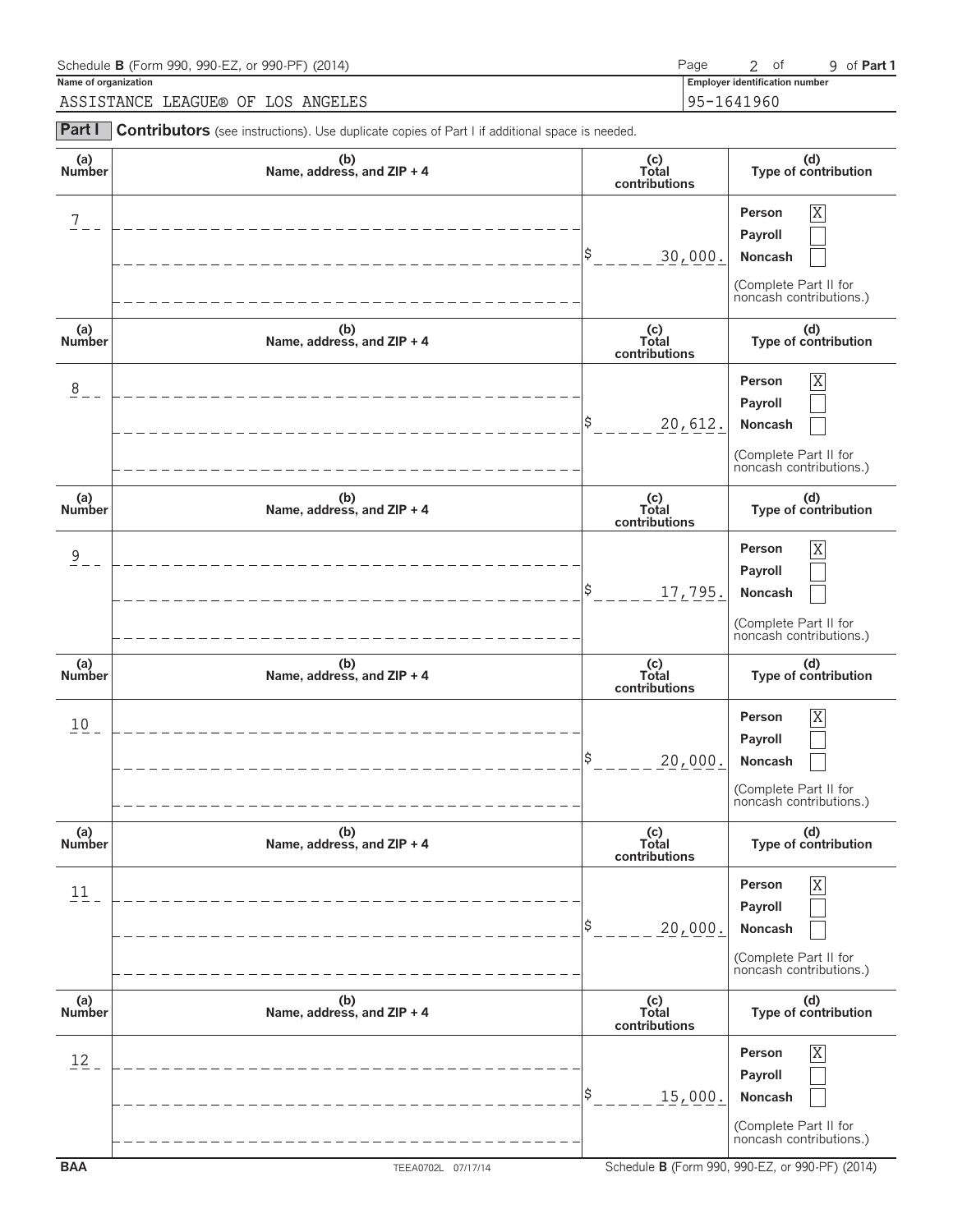Schedule **B** (Form 990, 990-EZ, or 990-PF) (2014)

**Name of organization**

ASSISTANCE LEAGUE® OF LOS ANGELES

**Employer identification number**

95-1641960

**Part I** **Contributors** (see instructions). Use duplicate copies of Part I if additional space is needed.

| (a) Number | (b) Name, address, and ZIP + 4 | (c) Total contributions | (d) Type of contribution |
|---|---|---|---|
| 7 | | $ 30,000. | Person [X] Payroll [ ] Noncash [ ] (Complete Part II for noncash contributions.) |
| 8 | | $ 20,612. | Person [X] Payroll [ ] Noncash [ ] (Complete Part II for noncash contributions.) |
| 9 | | $ 17,795. | Person [X] Payroll [ ] Noncash [ ] (Complete Part II for noncash contributions.) |
| 10 | | $ 20,000. | Person [X] Payroll [ ] Noncash [ ] (Complete Part II for noncash contributions.) |
| 11 | | $ 20,000. | Person [X] Payroll [ ] Noncash [ ] (Complete Part II for noncash contributions.) |
| 12 | | $ 15,000. | Person [X] Payroll [ ] Noncash [ ] (Complete Part II for noncash contributions.) |

BAA TEEA0702L 07/17/14 Schedule **B** (Form 990, 990-EZ, or 990-PF) (2014)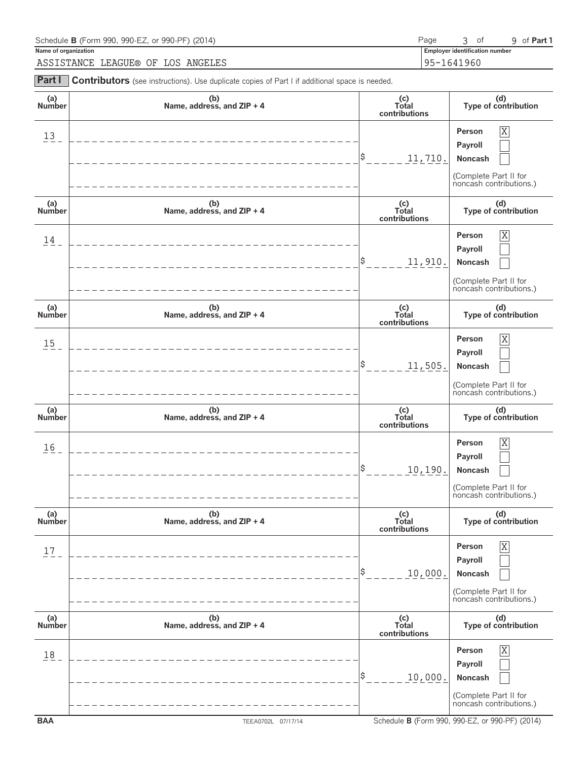Schedule **B** (Form 990, 990-EZ, or 990-PF) (2014)

Page 3 of 9 of **Part 1**

**Name of organization**

ASSISTANCE LEAGUE® OF LOS ANGELES

**Employer identification number**

95-1641960

**Part I** **Contributors** (see instructions). Use duplicate copies of Part I if additional space is needed.

| (a) Number | (b) Name, address, and ZIP + 4 | (c) Total contributions | (d) Type of contribution |
|---|---|---|---|
| 13 | | $ 11,710. | Person [X] Payroll [ ] Noncash [ ] (Complete Part II for noncash contributions.) |
| 14 | | $ 11,910. | Person [X] Payroll [ ] Noncash [ ] (Complete Part II for noncash contributions.) |
| 15 | | $ 11,505. | Person [X] Payroll [ ] Noncash [ ] (Complete Part II for noncash contributions.) |
| 16 | | $ 10,190. | Person [X] Payroll [ ] Noncash [ ] (Complete Part II for noncash contributions.) |
| 17 | | $ 10,000. | Person [X] Payroll [ ] Noncash [ ] (Complete Part II for noncash contributions.) |
| 18 | | $ 10,000. | Person [X] Payroll [ ] Noncash [ ] (Complete Part II for noncash contributions.) |

**BAA** TEEA0702L 07/17/14 Schedule **B** (Form 990, 990-EZ, or 990-PF) (2014)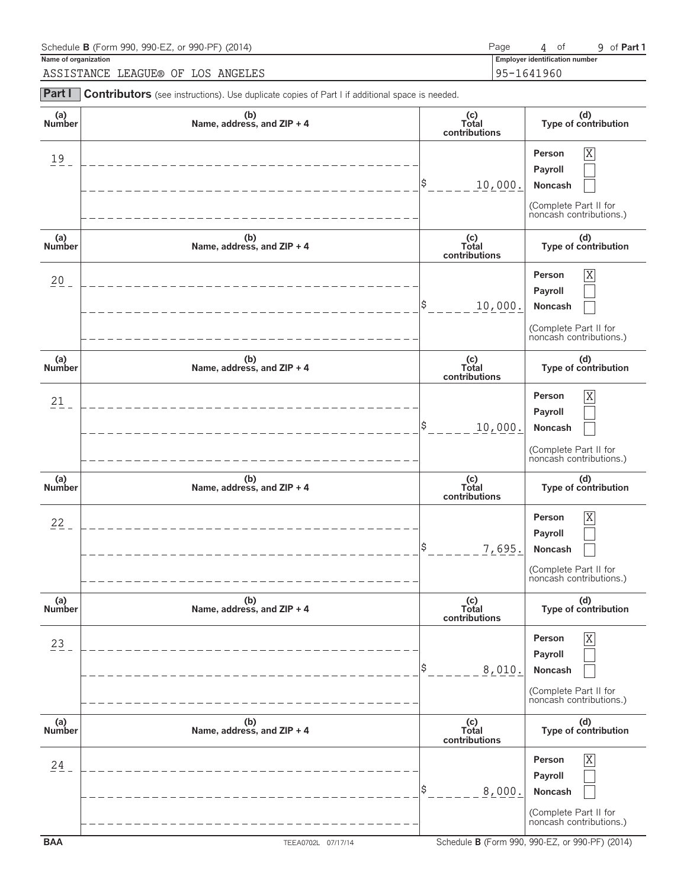Schedule **B** (Form 990, 990-EZ, or 990-PF) (2014)

**Name of organization**

ASSISTANCE LEAGUE® OF LOS ANGELES

**Employer identification number**

95-1641960

**Part I** **Contributors** (see instructions). Use duplicate copies of Part I if additional space is needed.

| (a) Number | (b) Name, address, and ZIP + 4 | (c) Total contributions | (d) Type of contribution |
|---|---|---|---|
| 19 | | $ 10,000. | Person [X] Payroll [ ] Noncash [ ] (Complete Part II for noncash contributions.) |
| 20 | | $ 10,000. | Person [X] Payroll [ ] Noncash [ ] (Complete Part II for noncash contributions.) |
| 21 | | $ 10,000. | Person [X] Payroll [ ] Noncash [ ] (Complete Part II for noncash contributions.) |
| 22 | | $ 7,695. | Person [X] Payroll [ ] Noncash [ ] (Complete Part II for noncash contributions.) |
| 23 | | $ 8,010. | Person [X] Payroll [ ] Noncash [ ] (Complete Part II for noncash contributions.) |
| 24 | | $ 8,000. | Person [X] Payroll [ ] Noncash [ ] (Complete Part II for noncash contributions.) |

BAA TEEA0702L 07/17/14 Schedule **B** (Form 990, 990-EZ, or 990-PF) (2014)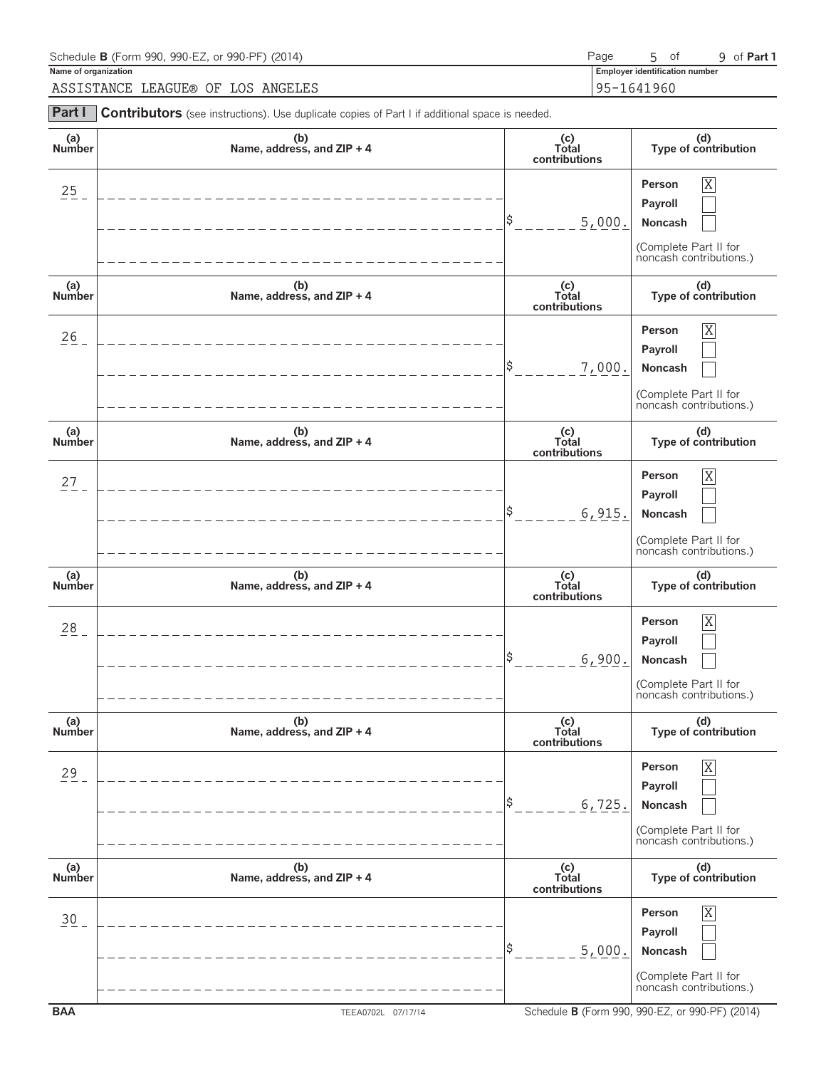Schedule **B** (Form 990, 990-EZ, or 990-PF) (2014)

**Name of organization**

ASSISTANCE LEAGUE® OF LOS ANGELES

**Employer identification number**

95-1641960

**Part I** **Contributors** (see instructions). Use duplicate copies of Part I if additional space is needed.

| (a) Number | (b) Name, address, and ZIP + 4 | (c) Total contributions | (d) Type of contribution |
|---|---|---|---|
| 25 | | $ 5,000. | Person [X] Payroll [ ] Noncash [ ] (Complete Part II for noncash contributions.) |
| 26 | | $ 7,000. | Person [X] Payroll [ ] Noncash [ ] (Complete Part II for noncash contributions.) |
| 27 | | $ 6,915. | Person [X] Payroll [ ] Noncash [ ] (Complete Part II for noncash contributions.) |
| 28 | | $ 6,900. | Person [X] Payroll [ ] Noncash [ ] (Complete Part II for noncash contributions.) |
| 29 | | $ 6,725. | Person [X] Payroll [ ] Noncash [ ] (Complete Part II for noncash contributions.) |
| 30 | | $ 5,000. | Person [X] Payroll [ ] Noncash [ ] (Complete Part II for noncash contributions.) |

BAA TEEA0702L 07/17/14 Schedule **B** (Form 990, 990-EZ, or 990-PF) (2014)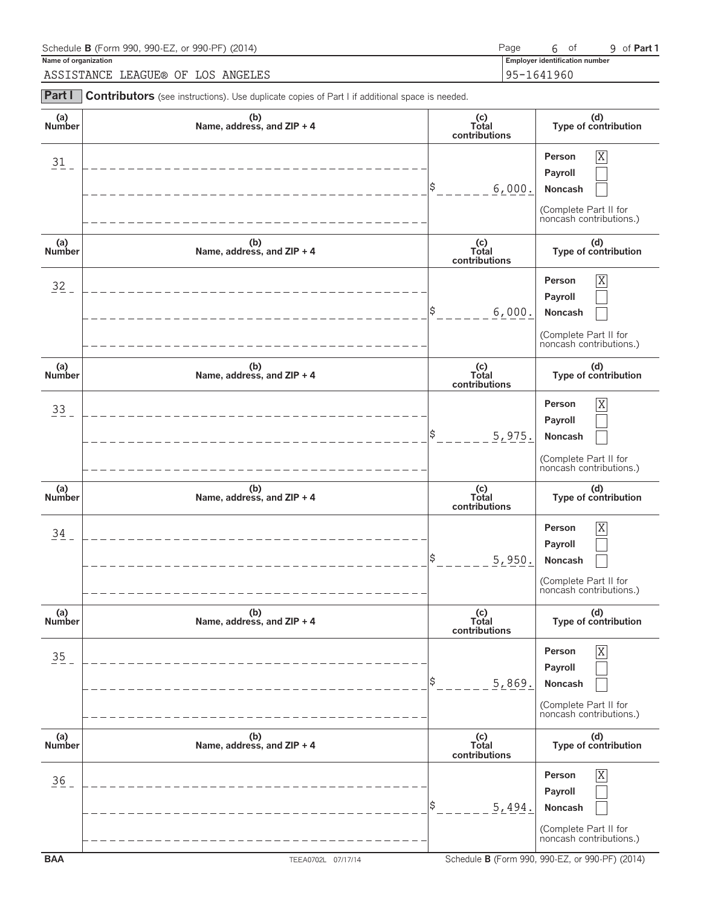Schedule **B** (Form 990, 990-EZ, or 990-PF) (2014) Page 6 of 9 of **Part 1**

**Name of organization**

ASSISTANCE LEAGUE® OF LOS ANGELES

**Employer identification number**

95-1641960

**Part I** **Contributors** (see instructions). Use duplicate copies of Part I if additional space is needed.

| (a) Number | (b) Name, address, and ZIP + 4 | (c) Total contributions | (d) Type of contribution |
|---|---|---|---|
| 31 | | $ 6,000. | Person [X] Payroll [ ] Noncash [ ] (Complete Part II for noncash contributions.) |
| 32 | | $ 6,000. | Person [X] Payroll [ ] Noncash [ ] (Complete Part II for noncash contributions.) |
| 33 | | $ 5,975. | Person [X] Payroll [ ] Noncash [ ] (Complete Part II for noncash contributions.) |
| 34 | | $ 5,950. | Person [X] Payroll [ ] Noncash [ ] (Complete Part II for noncash contributions.) |
| 35 | | $ 5,869. | Person [X] Payroll [ ] Noncash [ ] (Complete Part II for noncash contributions.) |
| 36 | | $ 5,494. | Person [X] Payroll [ ] Noncash [ ] (Complete Part II for noncash contributions.) |

**BAA** TEEA0702L 07/17/14 Schedule **B** (Form 990, 990-EZ, or 990-PF) (2014)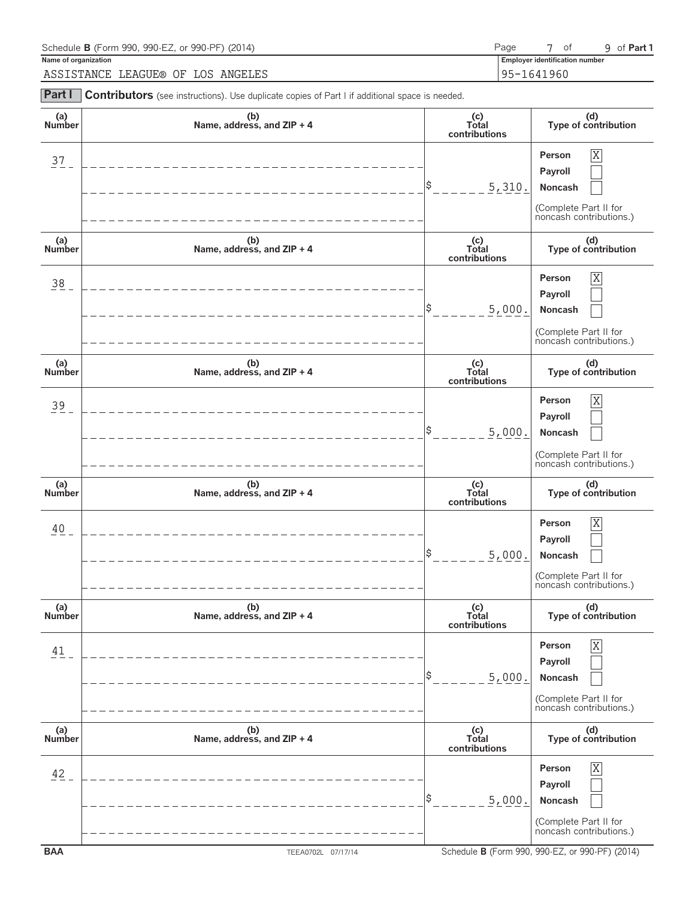Schedule **B** (Form 990, 990-EZ, or 990-PF) (2014)

**Name of organization**

ASSISTANCE LEAGUE® OF LOS ANGELES

**Employer identification number**

95-1641960

**Part I** **Contributors** (see instructions). Use duplicate copies of Part I if additional space is needed.

| (a) Number | (b) Name, address, and ZIP + 4 | (c) Total contributions | (d) Type of contribution |
|---|---|---|---|
| 37 | | $ 5,310. | Person [X] Payroll [ ] Noncash [ ] (Complete Part II for noncash contributions.) |
| 38 | | $ 5,000. | Person [X] Payroll [ ] Noncash [ ] (Complete Part II for noncash contributions.) |
| 39 | | $ 5,000. | Person [X] Payroll [ ] Noncash [ ] (Complete Part II for noncash contributions.) |
| 40 | | $ 5,000. | Person [X] Payroll [ ] Noncash [ ] (Complete Part II for noncash contributions.) |
| 41 | | $ 5,000. | Person [X] Payroll [ ] Noncash [ ] (Complete Part II for noncash contributions.) |
| 42 | | $ 5,000. | Person [X] Payroll [ ] Noncash [ ] (Complete Part II for noncash contributions.) |

BAA TEEA0702L 07/17/14 Schedule **B** (Form 990, 990-EZ, or 990-PF) (2014)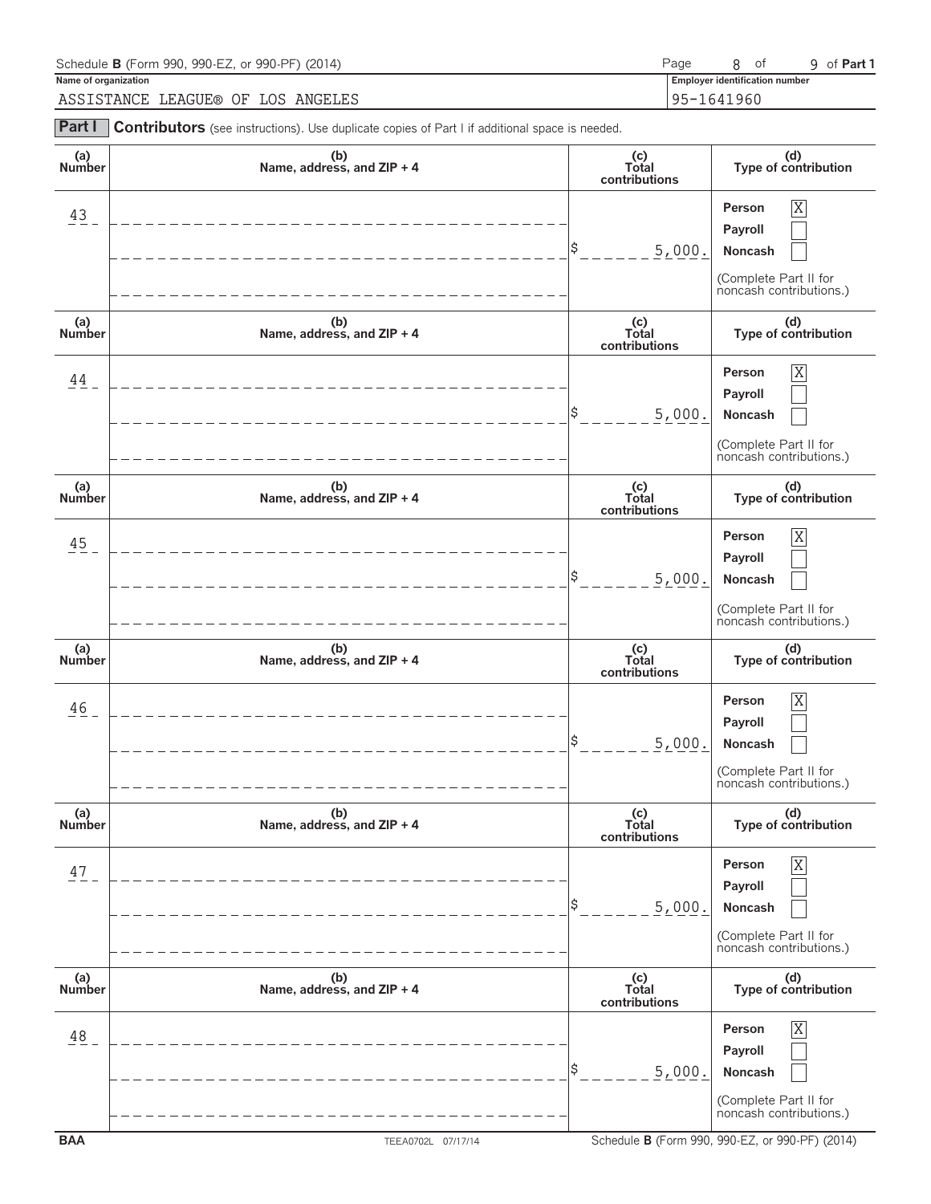Schedule **B** (Form 990, 990-EZ, or 990-PF) (2014)

**Name of organization**

ASSISTANCE LEAGUE® OF LOS ANGELES

**Employer identification number**

95-1641960

**Part I** **Contributors** (see instructions). Use duplicate copies of Part I if additional space is needed.

| (a) Number | (b) Name, address, and ZIP + 4 | (c) Total contributions | (d) Type of contribution |
|---|---|---|---|
| 43 | | $ 5,000. | Person [X] Payroll [ ] Noncash [ ] (Complete Part II for noncash contributions.) |
| 44 | | $ 5,000. | Person [X] Payroll [ ] Noncash [ ] (Complete Part II for noncash contributions.) |
| 45 | | $ 5,000. | Person [X] Payroll [ ] Noncash [ ] (Complete Part II for noncash contributions.) |
| 46 | | $ 5,000. | Person [X] Payroll [ ] Noncash [ ] (Complete Part II for noncash contributions.) |
| 47 | | $ 5,000. | Person [X] Payroll [ ] Noncash [ ] (Complete Part II for noncash contributions.) |
| 48 | | $ 5,000. | Person [X] Payroll [ ] Noncash [ ] (Complete Part II for noncash contributions.) |

BAA TEEA0702L 07/17/14 Schedule **B** (Form 990, 990-EZ, or 990-PF) (2014)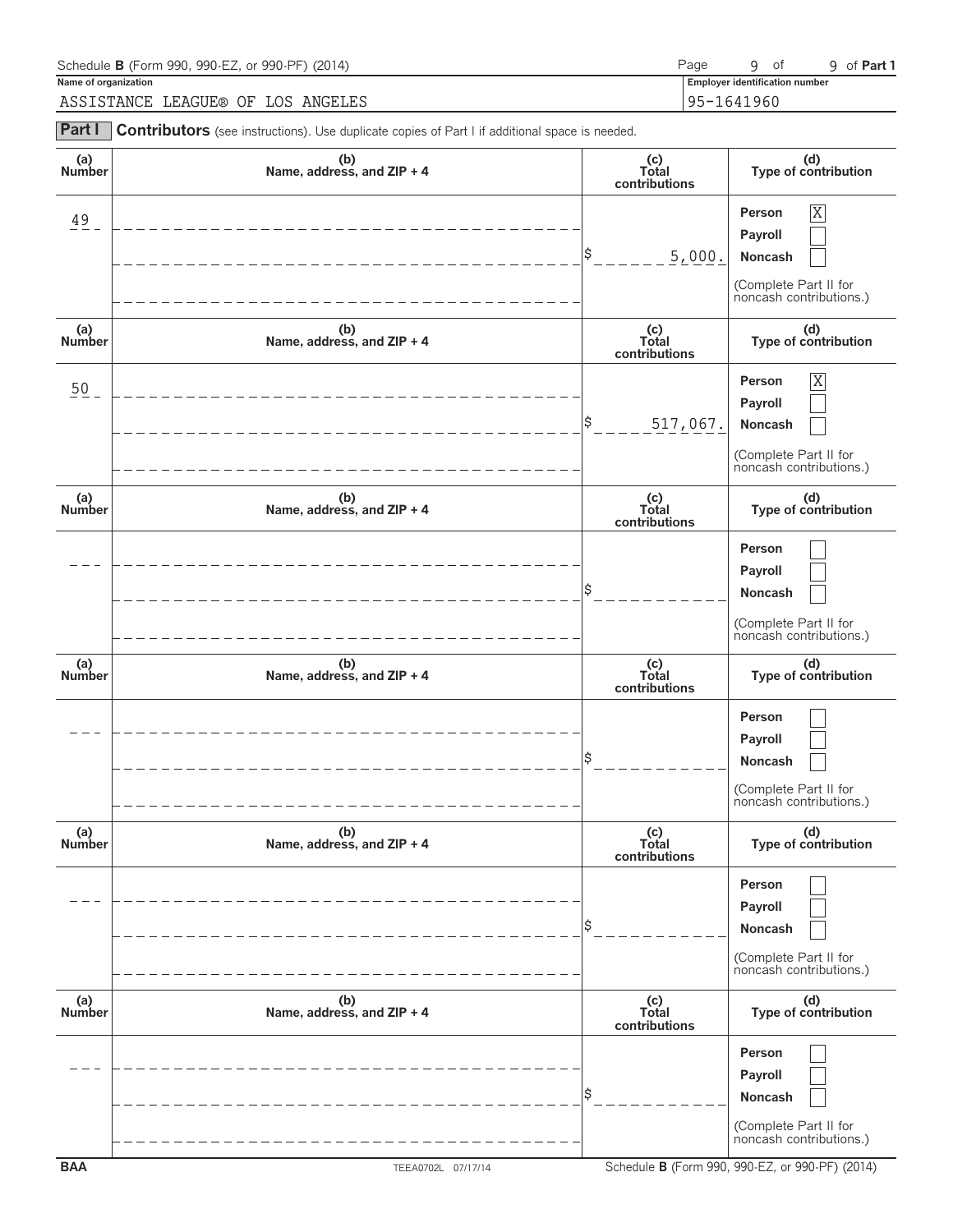Schedule **B** (Form 990, 990-EZ, or 990-PF) (2014)

**Name of organization**

ASSISTANCE LEAGUE® OF LOS ANGELES

**Employer identification number**

95-1641960

**Part I** **Contributors** (see instructions). Use duplicate copies of Part I if additional space is needed.

| (a) Number | (b) Name, address, and ZIP + 4 | (c) Total contributions | (d) Type of contribution |
|---|---|---|---|
| 49 | | $ 5,000. | Person [X] Payroll [ ] Noncash [ ] (Complete Part II for noncash contributions.) |
| 50 | | $ 517,067. | Person [X] Payroll [ ] Noncash [ ] (Complete Part II for noncash contributions.) |
| | | $ | Person [ ] Payroll [ ] Noncash [ ] (Complete Part II for noncash contributions.) |
| | | $ | Person [ ] Payroll [ ] Noncash [ ] (Complete Part II for noncash contributions.) |
| | | $ | Person [ ] Payroll [ ] Noncash [ ] (Complete Part II for noncash contributions.) |
| | | $ | Person [ ] Payroll [ ] Noncash [ ] (Complete Part II for noncash contributions.) |

BAA TEEA0702L 07/17/14 Schedule **B** (Form 990, 990-EZ, or 990-PF) (2014)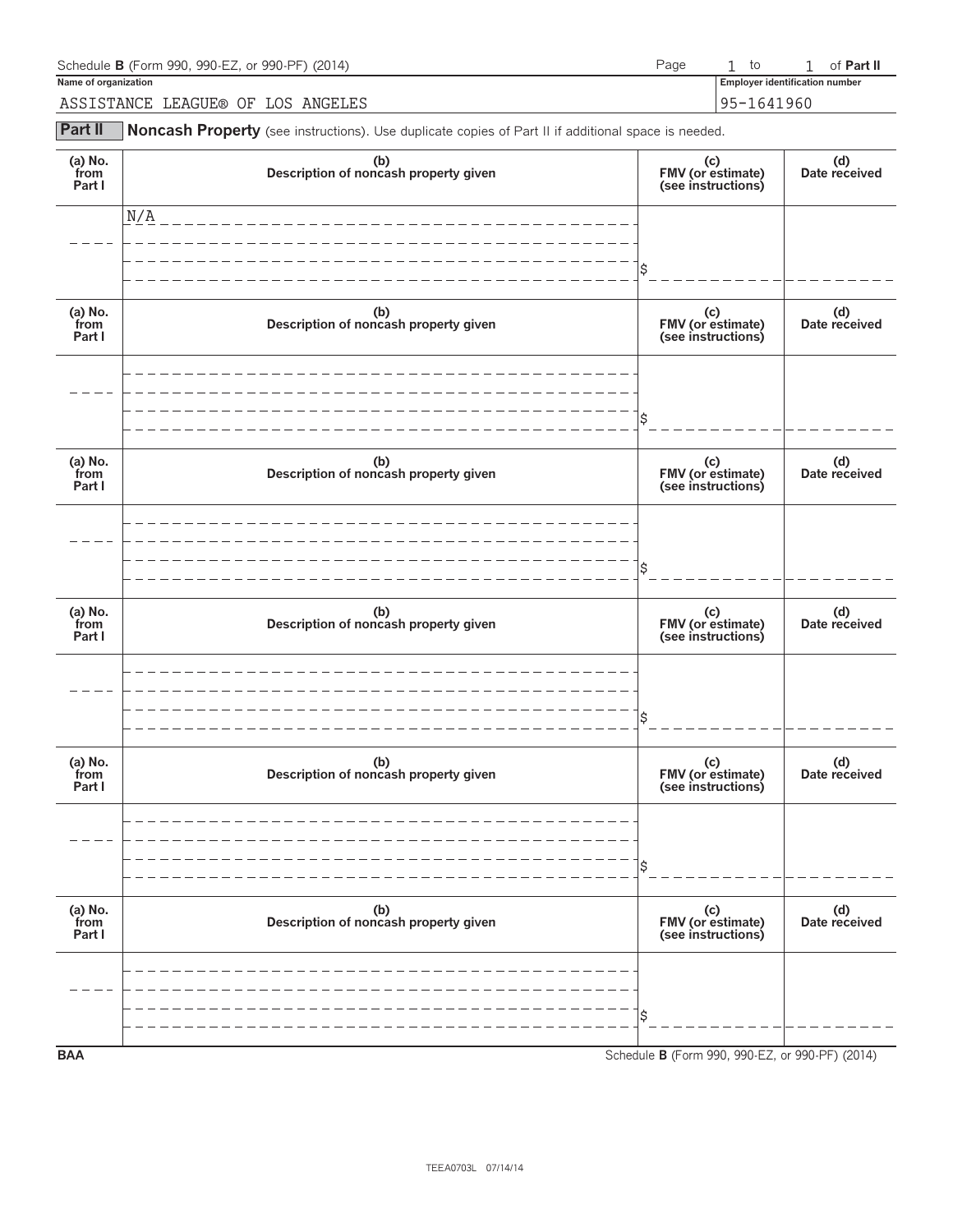Schedule **B** (Form 990, 990-EZ, or 990-PF) (2014) Page 1 to 1 of **Part II**

**Name of organization**

ASSISTANCE LEAGUE® OF LOS ANGELES

**Employer identification number**

95-1641960

## Part II Noncash Property (see instructions). Use duplicate copies of Part II if additional space is needed.

| (a) No. from Part I | (b) Description of noncash property given | (c) FMV (or estimate) (see instructions) | (d) Date received |
|---|---|---|---|
| | N/A | $ | |

| (a) No. from Part I | (b) Description of noncash property given | (c) FMV (or estimate) (see instructions) | (d) Date received |
|---|---|---|---|
| | | $ | |

| (a) No. from Part I | (b) Description of noncash property given | (c) FMV (or estimate) (see instructions) | (d) Date received |
|---|---|---|---|
| | | $ | |

| (a) No. from Part I | (b) Description of noncash property given | (c) FMV (or estimate) (see instructions) | (d) Date received |
|---|---|---|---|
| | | $ | |

| (a) No. from Part I | (b) Description of noncash property given | (c) FMV (or estimate) (see instructions) | (d) Date received |
|---|---|---|---|
| | | $ | |

| (a) No. from Part I | (b) Description of noncash property given | (c) FMV (or estimate) (see instructions) | (d) Date received |
|---|---|---|---|
| | | $ | |

**BAA** Schedule **B** (Form 990, 990-EZ, or 990-PF) (2014)

TEEA0703L 07/14/14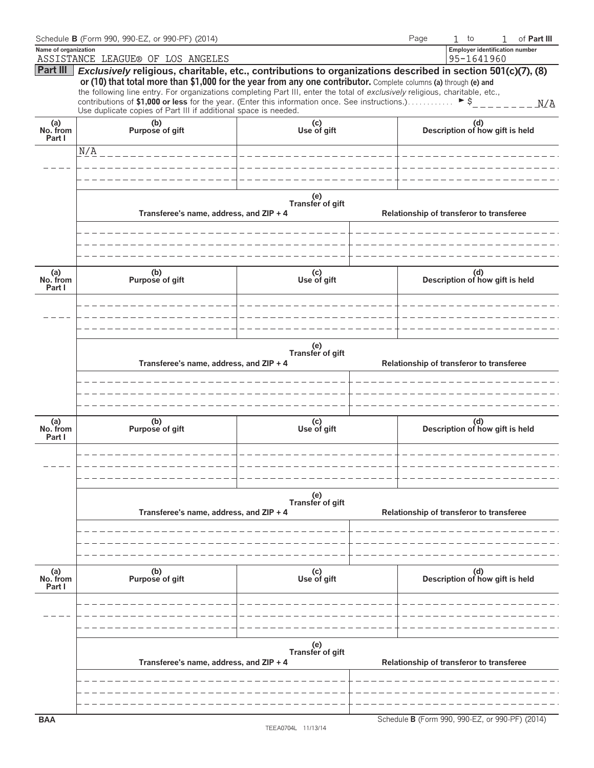Schedule **B** (Form 990, 990-EZ, or 990-PF) (2014) Page 1 to 1 of **Part III**

**Name of organization**
ASSISTANCE LEAGUE® OF LOS ANGELES

**Employer identification number**
95-1641960

## Part III *Exclusively* religious, charitable, etc., contributions to organizations described in section 501(c)(7), (8) or (10) that total more than $1,000 for the year from any one contributor.

Complete columns **(a)** through **(e)** and the following line entry. For organizations completing Part III, enter the total of *exclusively* religious, charitable, etc., contributions of **$1,000 or less** for the year. (Enter this information once. See instructions.) ► $ N/A

Use duplicate copies of Part III if additional space is needed.

| (a) No. from Part I | (b) Purpose of gift | (c) Use of gift | (d) Description of how gift is held |
|---|---|---|---|
| | N/A | | |

| (e) Transfer of gift | |
|---|---|
| Transferee's name, address, and ZIP + 4 | Relationship of transferor to transferee |
| | |

| (a) No. from Part I | (b) Purpose of gift | (c) Use of gift | (d) Description of how gift is held |
|---|---|---|---|
| | | | |

| (e) Transfer of gift | |
|---|---|
| Transferee's name, address, and ZIP + 4 | Relationship of transferor to transferee |
| | |

| (a) No. from Part I | (b) Purpose of gift | (c) Use of gift | (d) Description of how gift is held |
|---|---|---|---|
| | | | |

| (e) Transfer of gift | |
|---|---|
| Transferee's name, address, and ZIP + 4 | Relationship of transferor to transferee |
| | |

| (a) No. from Part I | (b) Purpose of gift | (c) Use of gift | (d) Description of how gift is held |
|---|---|---|---|
| | | | |

| (e) Transfer of gift | |
|---|---|
| Transferee's name, address, and ZIP + 4 | Relationship of transferor to transferee |
| | |

BAA Schedule **B** (Form 990, 990-EZ, or 990-PF) (2014)

TEEA0704L 11/13/14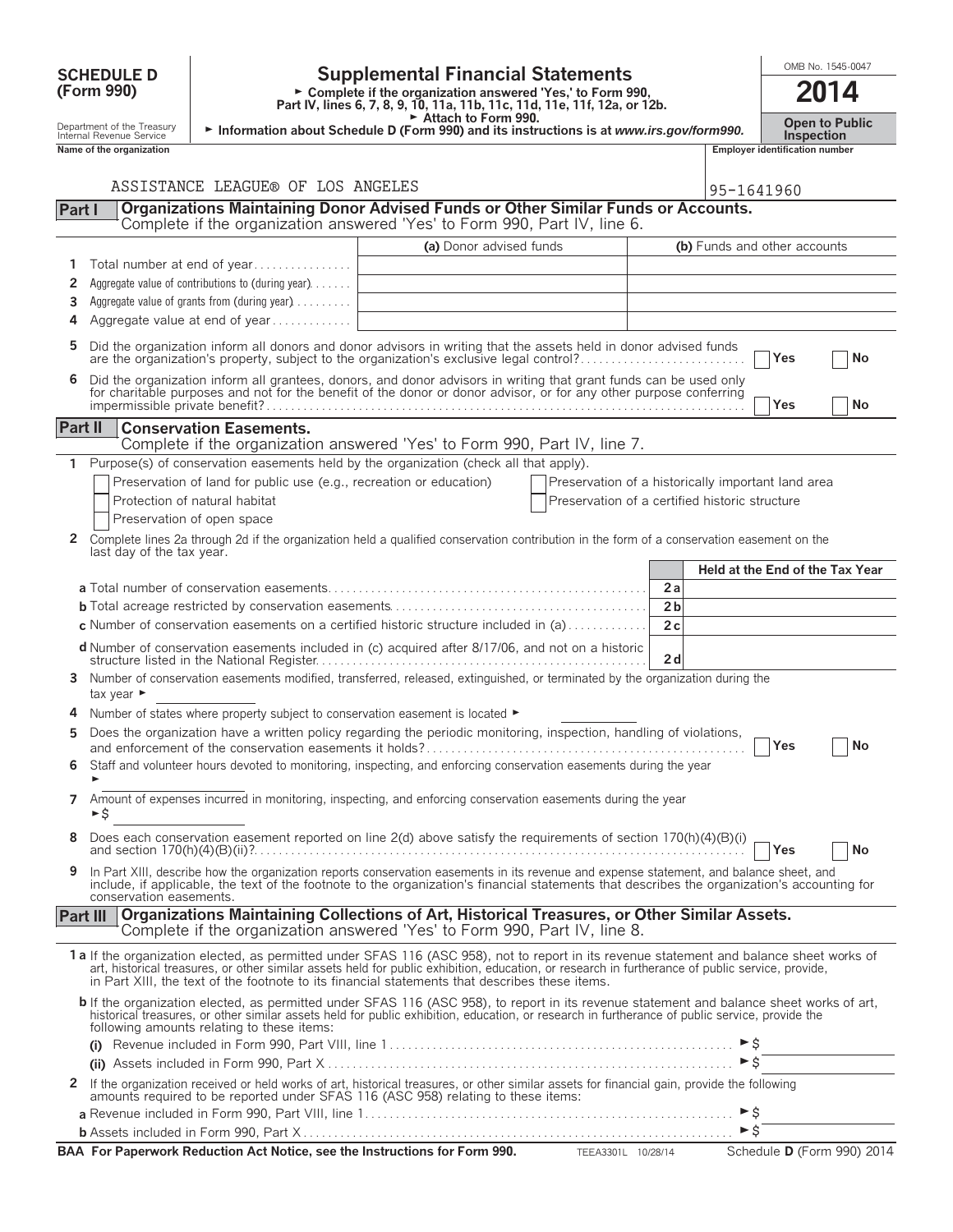**SCHEDULE D (Form 990)**

Department of the Treasury
Internal Revenue Service

# Supplemental Financial Statements

► Complete if the organization answered 'Yes,' to Form 990, Part IV, lines 6, 7, 8, 9, 10, 11a, 11b, 11c, 11d, 11e, 11f, 12a, or 12b.
► Attach to Form 990.
► Information about Schedule D (Form 990) and its instructions is at *www.irs.gov/form990.*

OMB No. 1545-0047

**2014**

**Open to Public Inspection**

Name of the organization: ASSISTANCE LEAGUE® OF LOS ANGELES

Employer identification number: 95-1641960

## Part I Organizations Maintaining Donor Advised Funds or Other Similar Funds or Accounts.

Complete if the organization answered 'Yes' to Form 990, Part IV, line 6.

| | | (a) Donor advised funds | (b) Funds and other accounts |
|---|---|---|---|
| 1 | Total number at end of year | | |
| 2 | Aggregate value of contributions to (during year) | | |
| 3 | Aggregate value of grants from (during year) | | |
| 4 | Aggregate value at end of year | | |

5 Did the organization inform all donors and donor advisors in writing that the assets held in donor advised funds are the organization's property, subject to the organization's exclusive legal control? ☐ Yes ☐ No

6 Did the organization inform all grantees, donors, and donor advisors in writing that grant funds can be used only for charitable purposes and not for the benefit of the donor or donor advisor, or for any other purpose conferring impermissible private benefit? ☐ Yes ☐ No

## Part II Conservation Easements.

Complete if the organization answered 'Yes' to Form 990, Part IV, line 7.

1 Purpose(s) of conservation easements held by the organization (check all that apply).

- ☐ Preservation of land for public use (e.g., recreation or education)
- ☐ Protection of natural habitat
- ☐ Preservation of open space
- ☐ Preservation of a historically important land area
- ☐ Preservation of a certified historic structure

2 Complete lines 2a through 2d if the organization held a qualified conservation contribution in the form of a conservation easement on the last day of the tax year.

| | | | Held at the End of the Tax Year |
|---|---|---|---|
| a | Total number of conservation easements | 2a | |
| b | Total acreage restricted by conservation easements | 2b | |
| c | Number of conservation easements on a certified historic structure included in (a) | 2c | |
| d | Number of conservation easements included in (c) acquired after 8/17/06, and not on a historic structure listed in the National Register | 2d | |

3 Number of conservation easements modified, transferred, released, extinguished, or terminated by the organization during the tax year ►

4 Number of states where property subject to conservation easement is located ►

5 Does the organization have a written policy regarding the periodic monitoring, inspection, handling of violations, and enforcement of the conservation easements it holds? ☐ Yes ☐ No

6 Staff and volunteer hours devoted to monitoring, inspecting, and enforcing conservation easements during the year ►

7 Amount of expenses incurred in monitoring, inspecting, and enforcing conservation easements during the year ►$

8 Does each conservation easement reported on line 2(d) above satisfy the requirements of section 170(h)(4)(B)(i) and section 170(h)(4)(B)(ii)? ☐ Yes ☐ No

9 In Part XIII, describe how the organization reports conservation easements in its revenue and expense statement, and balance sheet, and include, if applicable, the text of the footnote to the organization's financial statements that describes the organization's accounting for conservation easements.

## Part III Organizations Maintaining Collections of Art, Historical Treasures, or Other Similar Assets.

Complete if the organization answered 'Yes' to Form 990, Part IV, line 8.

1a If the organization elected, as permitted under SFAS 116 (ASC 958), not to report in its revenue statement and balance sheet works of art, historical treasures, or other similar assets held for public exhibition, education, or research in furtherance of public service, provide, in Part XIII, the text of the footnote to its financial statements that describes these items.

b If the organization elected, as permitted under SFAS 116 (ASC 958), to report in its revenue statement and balance sheet works of art, historical treasures, or other similar assets held for public exhibition, education, or research in furtherance of public service, provide the following amounts relating to these items:

(i) Revenue included in Form 990, Part VIII, line 1 ►$

(ii) Assets included in Form 990, Part X ►$

2 If the organization received or held works of art, historical treasures, or other similar assets for financial gain, provide the following amounts required to be reported under SFAS 116 (ASC 958) relating to these items:

a Revenue included in Form 990, Part VIII, line 1 ►$

b Assets included in Form 990, Part X ►$

**BAA For Paperwork Reduction Act Notice, see the Instructions for Form 990.** TEEA3301L 10/28/14 Schedule D (Form 990) 2014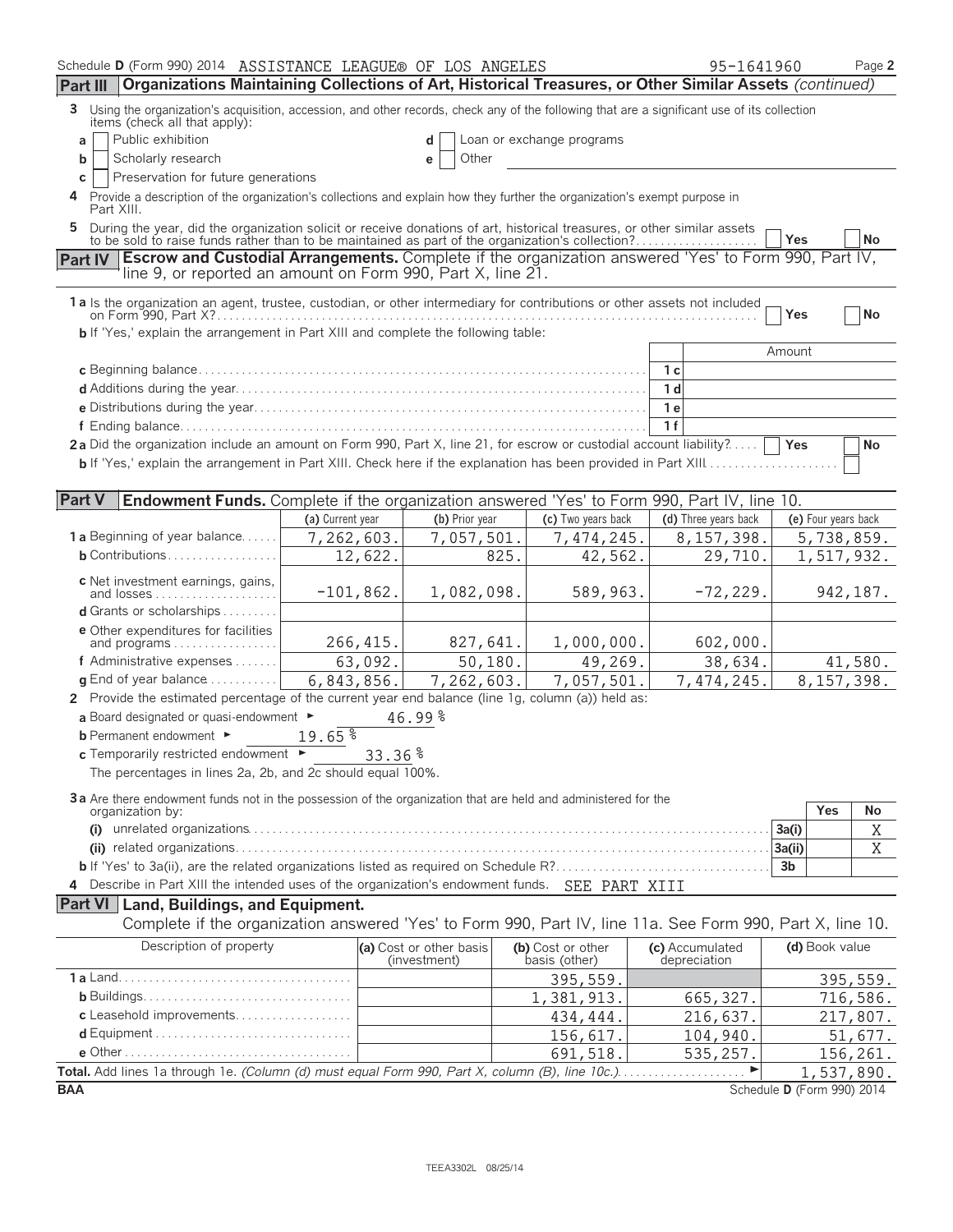Schedule D (Form 990) 2014 ASSISTANCE LEAGUE® OF LOS ANGELES 95-1641960 Page 2

**Part III** **Organizations Maintaining Collections of Art, Historical Treasures, or Other Similar Assets** *(continued)*

3 Using the organization's acquisition, accession, and other records, check any of the following that are a significant use of its collection items (check all that apply):

a ☐ Public exhibition
b ☐ Scholarly research
c ☐ Preservation for future generations
d ☐ Loan or exchange programs
e ☐ Other

4 Provide a description of the organization's collections and explain how they further the organization's exempt purpose in Part XIII.

5 During the year, did the organization solicit or receive donations of art, historical treasures, or other similar assets to be sold to raise funds rather than to be maintained as part of the organization's collection? ☐ Yes ☐ No

**Part IV** **Escrow and Custodial Arrangements.** Complete if the organization answered 'Yes' to Form 990, Part IV, line 9, or reported an amount on Form 990, Part X, line 21.

1a Is the organization an agent, trustee, custodian, or other intermediary for contributions or other assets not included on Form 990, Part X? ☐ Yes ☐ No

b If 'Yes,' explain the arrangement in Part XIII and complete the following table:

| | | Amount |
|---|---|---|
| c Beginning balance | 1c | |
| d Additions during the year | 1d | |
| e Distributions during the year | 1e | |
| f Ending balance | 1f | |

2a Did the organization include an amount on Form 990, Part X, line 21, for escrow or custodial account liability? ☐ Yes ☐ No

b If 'Yes,' explain the arrangement in Part XIII. Check here if the explanation has been provided in Part XIII ☐

**Part V** **Endowment Funds.** Complete if the organization answered 'Yes' to Form 990, Part IV, line 10.

| | (a) Current year | (b) Prior year | (c) Two years back | (d) Three years back | (e) Four years back |
|---|---|---|---|---|---|
| 1a Beginning of year balance | 7,262,603. | 7,057,501. | 7,474,245. | 8,157,398. | 5,738,859. |
| b Contributions | 12,622. | 825. | 42,562. | 29,710. | 1,517,932. |
| c Net investment earnings, gains, and losses | -101,862. | 1,082,098. | 589,963. | -72,229. | 942,187. |
| d Grants or scholarships | | | | | |
| e Other expenditures for facilities and programs | 266,415. | 827,641. | 1,000,000. | 602,000. | |
| f Administrative expenses | 63,092. | 50,180. | 49,269. | 38,634. | 41,580. |
| g End of year balance | 6,843,856. | 7,262,603. | 7,057,501. | 7,474,245. | 8,157,398. |

2 Provide the estimated percentage of the current year end balance (line 1g, column (a)) held as:

a Board designated or quasi-endowment ► 46.99 %

b Permanent endowment ► 19.65 %

c Temporarily restricted endowment ► 33.36 %

The percentages in lines 2a, 2b, and 2c should equal 100%.

3a Are there endowment funds not in the possession of the organization that are held and administered for the organization by:

| | | Yes | No |
|---|---|---|---|
| (i) unrelated organizations | 3a(i) | | X |
| (ii) related organizations | 3a(ii) | | X |
| b If 'Yes' to 3a(ii), are the related organizations listed as required on Schedule R? | 3b | | |

4 Describe in Part XIII the intended uses of the organization's endowment funds. SEE PART XIII

**Part VI** **Land, Buildings, and Equipment.**

Complete if the organization answered 'Yes' to Form 990, Part IV, line 11a. See Form 990, Part X, line 10.

| Description of property | (a) Cost or other basis (investment) | (b) Cost or other basis (other) | (c) Accumulated depreciation | (d) Book value |
|---|---|---|---|---|
| 1a Land | | 395,559. | | 395,559. |
| b Buildings | | 1,381,913. | 665,327. | 716,586. |
| c Leasehold improvements | | 434,444. | 216,637. | 217,807. |
| d Equipment | | 156,617. | 104,940. | 51,677. |
| e Other | | 691,518. | 535,257. | 156,261. |
| **Total.** Add lines 1a through 1e. *(Column (d) must equal Form 990, Part X, column (B), line 10c.)* ► | | | | 1,537,890. |

BAA Schedule D (Form 990) 2014

TEEA3302L 08/25/14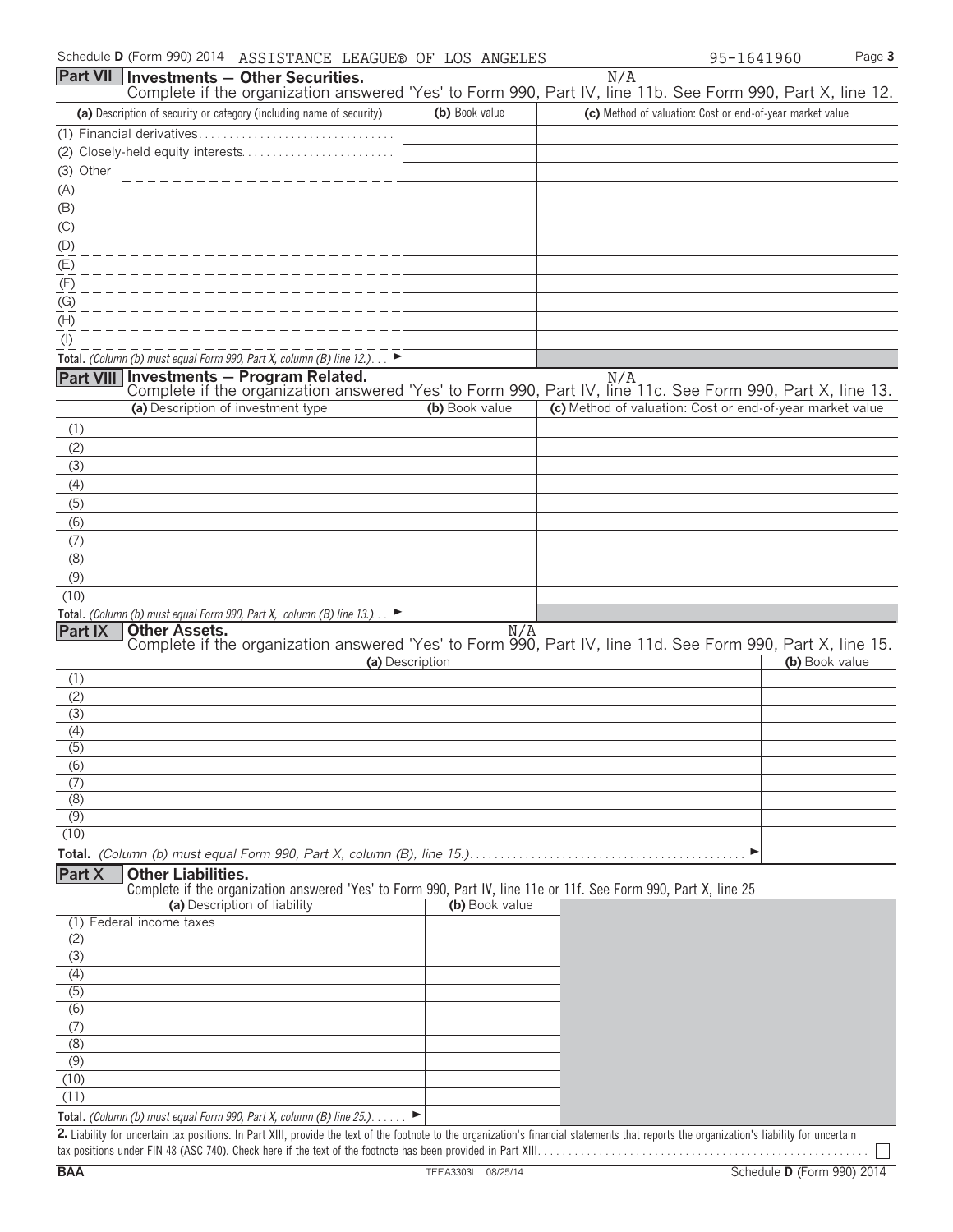Schedule D (Form 990) 2014 ASSISTANCE LEAGUE® OF LOS ANGELES 95-1641960 Page 3

## Part VII Investments — Other Securities.

N/A

Complete if the organization answered 'Yes' to Form 990, Part IV, line 11b. See Form 990, Part X, line 12.

| (a) Description of security or category (including name of security) | (b) Book value | (c) Method of valuation: Cost or end-of-year market value |
|---|---|---|
| (1) Financial derivatives | | |
| (2) Closely-held equity interests | | |
| (3) Other | | |
| (A) | | |
| (B) | | |
| (C) | | |
| (D) | | |
| (E) | | |
| (F) | | |
| (G) | | |
| (H) | | |
| (I) | | |
| **Total.** *(Column (b) must equal Form 990, Part X, column (B) line 12.)* ► | | |

## Part VIII Investments — Program Related.

N/A

Complete if the organization answered 'Yes' to Form 990, Part IV, line 11c. See Form 990, Part X, line 13.

| (a) Description of investment type | (b) Book value | (c) Method of valuation: Cost or end-of-year market value |
|---|---|---|
| (1) | | |
| (2) | | |
| (3) | | |
| (4) | | |
| (5) | | |
| (6) | | |
| (7) | | |
| (8) | | |
| (9) | | |
| (10) | | |
| **Total.** *(Column (b) must equal Form 990, Part X, column (B) line 13.)* ► | | |

## Part IX Other Assets.

N/A

Complete if the organization answered 'Yes' to Form 990, Part IV, line 11d. See Form 990, Part X, line 15.

| (a) Description | (b) Book value |
|---|---|
| (1) | |
| (2) | |
| (3) | |
| (4) | |
| (5) | |
| (6) | |
| (7) | |
| (8) | |
| (9) | |
| (10) | |
| **Total.** *(Column (b) must equal Form 990, Part X, column (B), line 15.)* ► | |

## Part X Other Liabilities.

Complete if the organization answered 'Yes' to Form 990, Part IV, line 11e or 11f. See Form 990, Part X, line 25

| (a) Description of liability | (b) Book value |
|---|---|
| (1) Federal income taxes | |
| (2) | |
| (3) | |
| (4) | |
| (5) | |
| (6) | |
| (7) | |
| (8) | |
| (9) | |
| (10) | |
| (11) | |
| **Total.** *(Column (b) must equal Form 990, Part X, column (B) line 25.)* ► | |

**2.** Liability for uncertain tax positions. In Part XIII, provide the text of the footnote to the organization's financial statements that reports the organization's liability for uncertain tax positions under FIN 48 (ASC 740). Check here if the text of the footnote has been provided in Part XIII. ☐

BAA TEEA3303L 08/25/14 Schedule D (Form 990) 2014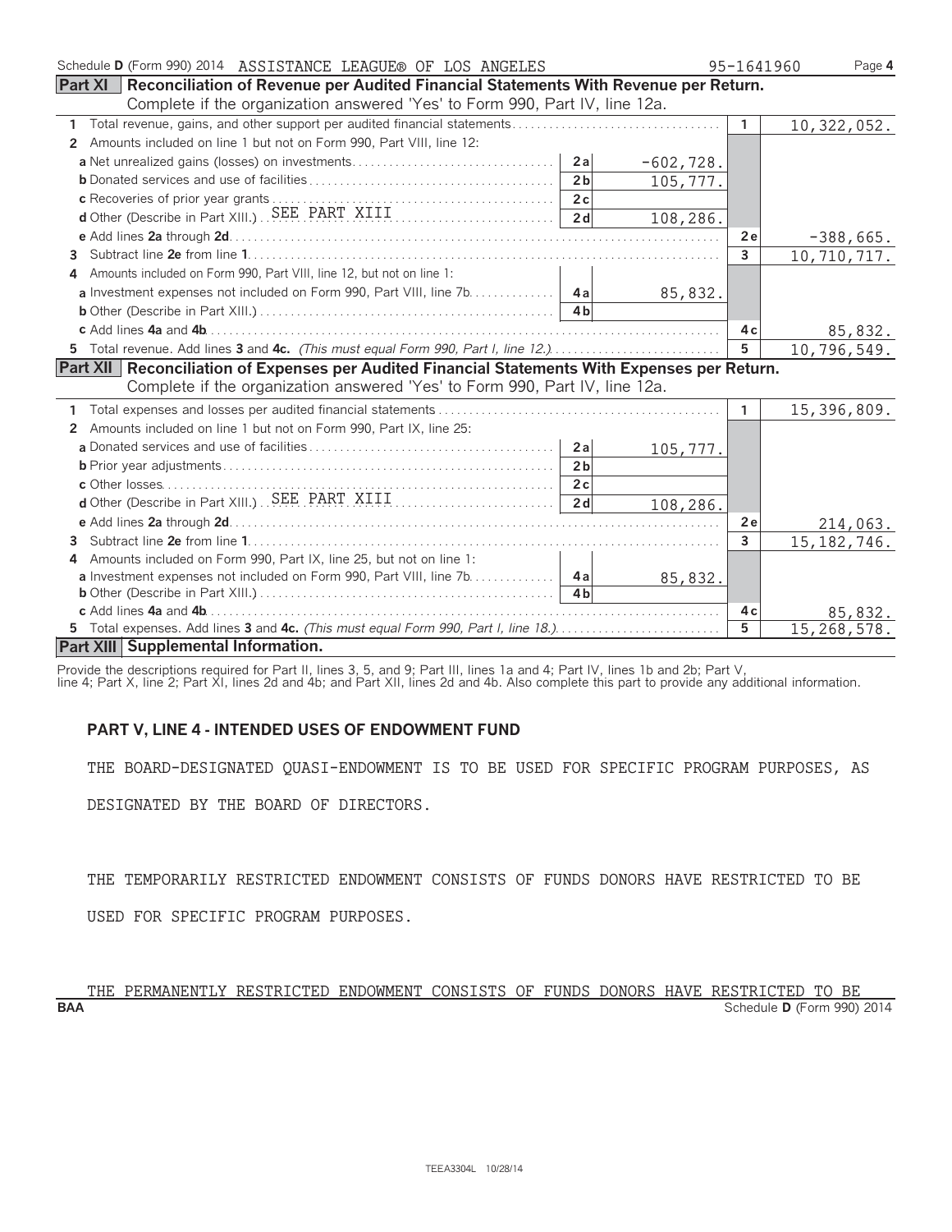Schedule D (Form 990) 2014 ASSISTANCE LEAGUE® OF LOS ANGELES 95-1641960 Page 4

**Part XI Reconciliation of Revenue per Audited Financial Statements With Revenue per Return.** Complete if the organization answered 'Yes' to Form 990, Part IV, line 12a.

| | | | | |
|---|---|---|---|---|
| 1 Total revenue, gains, and other support per audited financial statements | | | 1 | 10,322,052. |
| 2 Amounts included on line 1 but not on Form 990, Part VIII, line 12: | | | | |
| a Net unrealized gains (losses) on investments | 2a | -602,728. | | |
| b Donated services and use of facilities | 2b | 105,777. | | |
| c Recoveries of prior year grants | 2c | | | |
| d Other (Describe in Part XIII.) SEE PART XIII | 2d | 108,286. | | |
| e Add lines 2a through 2d | | | 2e | -388,665. |
| 3 Subtract line 2e from line 1 | | | 3 | 10,710,717. |
| 4 Amounts included on Form 990, Part VIII, line 12, but not on line 1: | | | | |
| a Investment expenses not included on Form 990, Part VIII, line 7b | 4a | 85,832. | | |
| b Other (Describe in Part XIII.) | 4b | | | |
| c Add lines 4a and 4b | | | 4c | 85,832. |
| 5 Total revenue. Add lines 3 and 4c. *(This must equal Form 990, Part I, line 12.)* | | | 5 | 10,796,549. |

**Part XII Reconciliation of Expenses per Audited Financial Statements With Expenses per Return.** Complete if the organization answered 'Yes' to Form 990, Part IV, line 12a.

| | | | | |
|---|---|---|---|---|
| 1 Total expenses and losses per audited financial statements | | | 1 | 15,396,809. |
| 2 Amounts included on line 1 but not on Form 990, Part IX, line 25: | | | | |
| a Donated services and use of facilities | 2a | 105,777. | | |
| b Prior year adjustments | 2b | | | |
| c Other losses | 2c | | | |
| d Other (Describe in Part XIII.) SEE PART XIII | 2d | 108,286. | | |
| e Add lines 2a through 2d | | | 2e | 214,063. |
| 3 Subtract line 2e from line 1 | | | 3 | 15,182,746. |
| 4 Amounts included on Form 990, Part IX, line 25, but not on line 1: | | | | |
| a Investment expenses not included on Form 990, Part VIII, line 7b | 4a | 85,832. | | |
| b Other (Describe in Part XIII.) | 4b | | | |
| c Add lines 4a and 4b | | | 4c | 85,832. |
| 5 Total expenses. Add lines 3 and 4c. *(This must equal Form 990, Part I, line 18.)* | | | 5 | 15,268,578. |

**Part XIII Supplemental Information.**

Provide the descriptions required for Part II, lines 3, 5, and 9; Part III, lines 1a and 4; Part IV, lines 1b and 2b; Part V, line 4; Part X, line 2; Part XI, lines 2d and 4b; and Part XII, lines 2d and 4b. Also complete this part to provide any additional information.

**PART V, LINE 4 - INTENDED USES OF ENDOWMENT FUND**

THE BOARD-DESIGNATED QUASI-ENDOWMENT IS TO BE USED FOR SPECIFIC PROGRAM PURPOSES, AS DESIGNATED BY THE BOARD OF DIRECTORS.

THE TEMPORARILY RESTRICTED ENDOWMENT CONSISTS OF FUNDS DONORS HAVE RESTRICTED TO BE USED FOR SPECIFIC PROGRAM PURPOSES.

THE PERMANENTLY RESTRICTED ENDOWMENT CONSISTS OF FUNDS DONORS HAVE RESTRICTED TO BE

BAA Schedule D (Form 990) 2014

TEEA3304L 10/28/14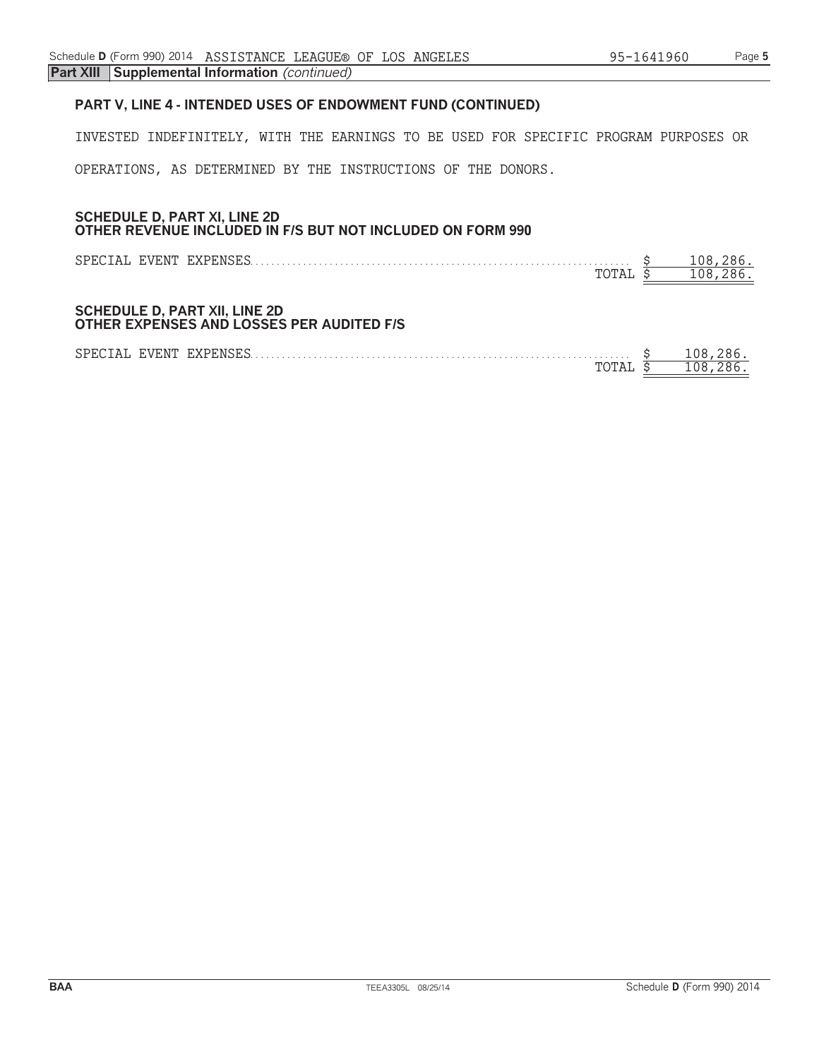**Part XIII Supplemental Information** *(continued)*

**PART V, LINE 4 - INTENDED USES OF ENDOWMENT FUND (CONTINUED)**

INVESTED INDEFINITELY, WITH THE EARNINGS TO BE USED FOR SPECIFIC PROGRAM PURPOSES OR OPERATIONS, AS DETERMINED BY THE INSTRUCTIONS OF THE DONORS.

**SCHEDULE D, PART XI, LINE 2D**
**OTHER REVENUE INCLUDED IN F/S BUT NOT INCLUDED ON FORM 990**

| | |
|---|---|
| SPECIAL EVENT EXPENSES | $ 108,286. |
| TOTAL | $ 108,286. |

**SCHEDULE D, PART XII, LINE 2D**
**OTHER EXPENSES AND LOSSES PER AUDITED F/S**

| | |
|---|---|
| SPECIAL EVENT EXPENSES | $ 108,286. |
| TOTAL | $ 108,286. |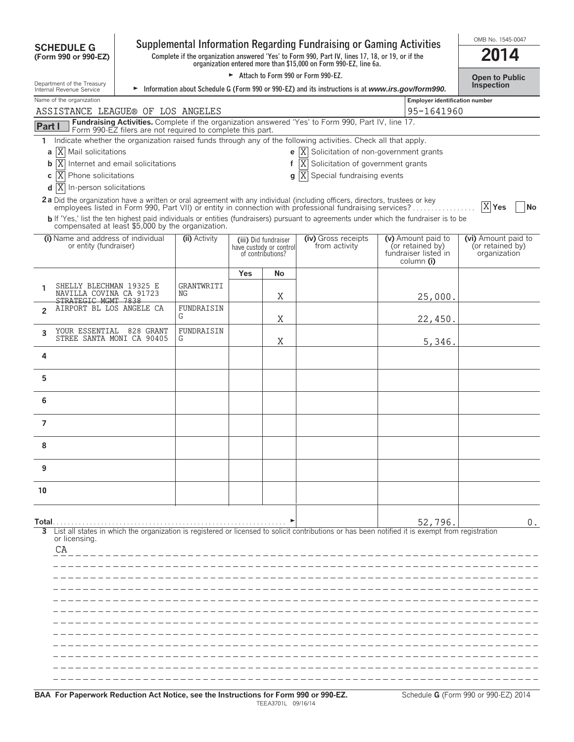# SCHEDULE G (Form 990 or 990-EZ)

## Supplemental Information Regarding Fundraising or Gaming Activities

**Complete if the organization answered 'Yes' to Form 990, Part IV, lines 17, 18, or 19, or if the organization entered more than $15,000 on Form 990-EZ, line 6a.**

► Attach to Form 990 or Form 990-EZ.

► Information about Schedule G (Form 990 or 990-EZ) and its instructions is at *www.irs.gov/form990.*

Department of the Treasury
Internal Revenue Service

OMB No. 1545-0047

**2014**

**Open to Public Inspection**

Name of the organization: ASSISTANCE LEAGUE® OF LOS ANGELES

Employer identification number: 95-1641960

**Part I** **Fundraising Activities.** Complete if the organization answered 'Yes' to Form 990, Part IV, line 17. Form 990-EZ filers are not required to complete this part.

1 Indicate whether the organization raised funds through any of the following activities. Check all that apply.

- a [X] Mail solicitations
- b [X] Internet and email solicitations
- c [X] Phone solicitations
- d [X] In-person solicitations
- e [X] Solicitation of non-government grants
- f [X] Solicitation of government grants
- g [X] Special fundraising events

**2a** Did the organization have a written or oral agreement with any individual (including officers, directors, trustees or key employees listed in Form 990, Part VII) or entity in connection with professional fundraising services? [X] Yes [ ] No

**b** If 'Yes,' list the ten highest paid individuals or entities (fundraisers) pursuant to agreements under which the fundraiser is to be compensated at least $5,000 by the organization.

| | (i) Name and address of individual or entity (fundraiser) | (ii) Activity | (iii) Did fundraiser have custody or control of contributions? Yes | No | (iv) Gross receipts from activity | (v) Amount paid to (or retained by) fundraiser listed in column (i) | (vi) Amount paid to (or retained by) organization |
|---|---|---|---|---|---|---|---|
| 1 | SHELLY BLECHMAN 19325 E NAVILLA COVINA CA 91723 | GRANTWRITING | | X | | 25,000. | |
| 2 | STRATEGIC MGMT 7838 AIRPORT BL LOS ANGELE CA | FUNDRAISING | | X | | 22,450. | |
| 3 | YOUR ESSENTIAL 828 GRANT STREE SANTA MONI CA 90405 | FUNDRAISING | | X | | 5,346. | |
| 4 | | | | | | | |
| 5 | | | | | | | |
| 6 | | | | | | | |
| 7 | | | | | | | |
| 8 | | | | | | | |
| 9 | | | | | | | |
| 10 | | | | | | | |
| **Total** | | | | | | 52,796. | 0. |

3 List all states in which the organization is registered or licensed to solicit contributions or has been notified it is exempt from registration or licensing.

CA

**BAA For Paperwork Reduction Act Notice, see the Instructions for Form 990 or 990-EZ.** TEEA3701L 09/16/14 Schedule **G** (Form 990 or 990-EZ) 2014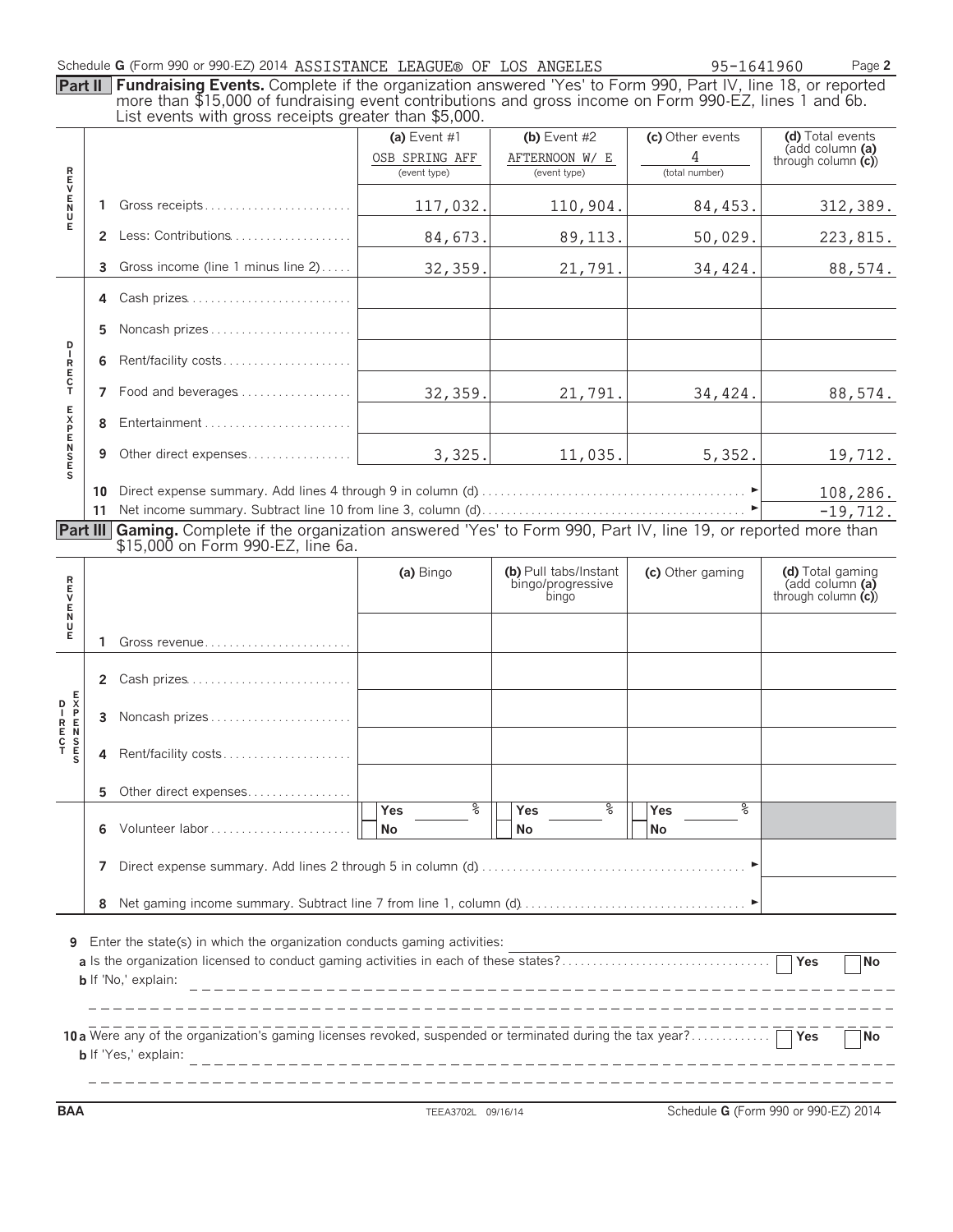Schedule G (Form 990 or 990-EZ) 2014 ASSISTANCE LEAGUE® OF LOS ANGELES 95-1641960 Page 2

**Part II** **Fundraising Events.** Complete if the organization answered 'Yes' to Form 990, Part IV, line 18, or reported more than $15,000 of fundraising event contributions and gross income on Form 990-EZ, lines 1 and 6b. List events with gross receipts greater than $5,000.

| | | (a) Event #1 | (b) Event #2 | (c) Other events | (d) Total events (add column (a) through column (c)) |
|---|---|---|---|---|---|
| | | OSB SPRING AFF (event type) | AFTERNOON W/ E (event type) | 4 (total number) | |
| REVENUE | 1 Gross receipts | 117,032. | 110,904. | 84,453. | 312,389. |
| | 2 Less: Contributions | 84,673. | 89,113. | 50,029. | 223,815. |
| | 3 Gross income (line 1 minus line 2) | 32,359. | 21,791. | 34,424. | 88,574. |
| DIRECT EXPENSES | 4 Cash prizes | | | | |
| | 5 Noncash prizes | | | | |
| | 6 Rent/facility costs | | | | |
| | 7 Food and beverages | 32,359. | 21,791. | 34,424. | 88,574. |
| | 8 Entertainment | | | | |
| | 9 Other direct expenses | 3,325. | 11,035. | 5,352. | 19,712. |
| | 10 Direct expense summary. Add lines 4 through 9 in column (d) | | | ► | 108,286. |
| | 11 Net income summary. Subtract line 10 from line 3, column (d) | | | ► | -19,712. |

**Part III** **Gaming.** Complete if the organization answered 'Yes' to Form 990, Part IV, line 19, or reported more than $15,000 on Form 990-EZ, line 6a.

| | | (a) Bingo | (b) Pull tabs/Instant bingo/progressive bingo | (c) Other gaming | (d) Total gaming (add column (a) through column (c)) |
|---|---|---|---|---|---|
| REVENUE | 1 Gross revenue | | | | |
| DIRECT EXPENSES | 2 Cash prizes | | | | |
| | 3 Noncash prizes | | | | |
| | 4 Rent/facility costs | | | | |
| | 5 Other direct expenses | | | | |
| | 6 Volunteer labor | Yes ___ % No | Yes ___ % No | Yes ___ % No | |
| | 7 Direct expense summary. Add lines 2 through 5 in column (d) | | | ► | |
| | 8 Net gaming income summary. Subtract line 7 from line 1, column (d) | | | ► | |

9 Enter the state(s) in which the organization conducts gaming activities:

a Is the organization licensed to conduct gaming activities in each of these states? Yes No

b If 'No,' explain:

10a Were any of the organization's gaming licenses revoked, suspended or terminated during the tax year? Yes No

b If 'Yes,' explain:

BAA TEEA3702L 09/16/14 Schedule G (Form 990 or 990-EZ) 2014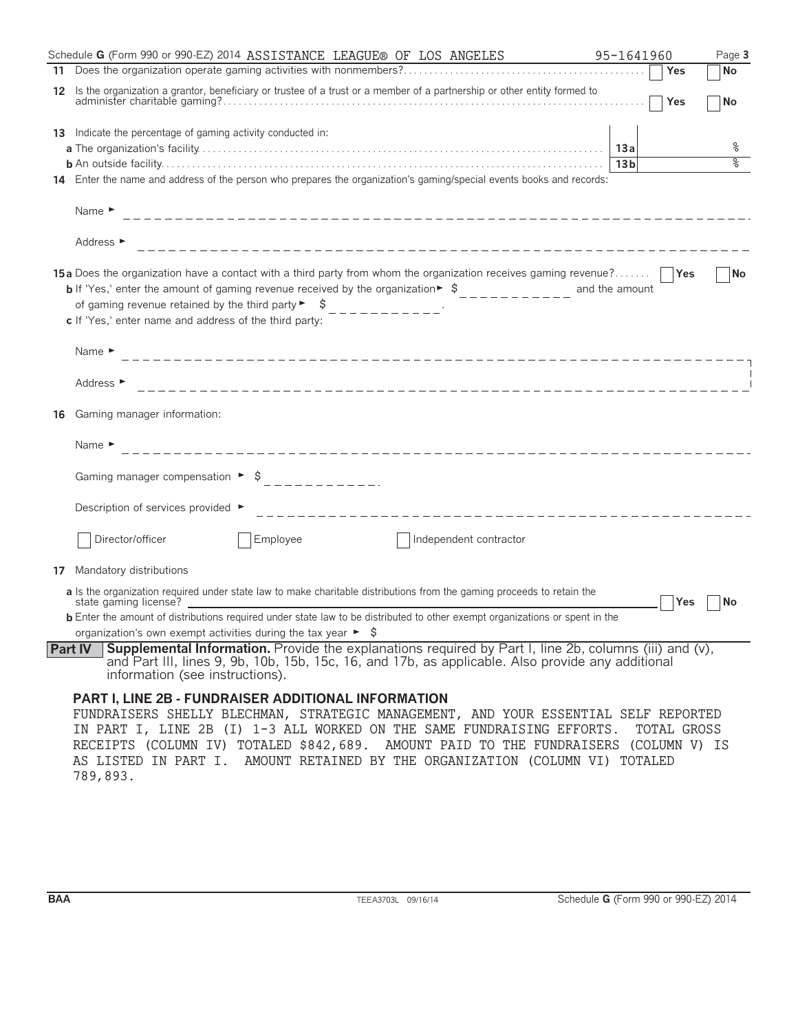Schedule G (Form 990 or 990-EZ) 2014 ASSISTANCE LEAGUE® OF LOS ANGELES 95-1641960

**11** Does the organization operate gaming activities with nonmembers? Yes No

**12** Is the organization a grantor, beneficiary or trustee of a trust or a member of a partnership or other entity formed to administer charitable gaming? Yes No

**13** Indicate the percentage of gaming activity conducted in:

**a** The organization's facility **13a** %

**b** An outside facility **13b** %

**14** Enter the name and address of the person who prepares the organization's gaming/special events books and records:

Name ►

Address ►

**15a** Does the organization have a contact with a third party from whom the organization receives gaming revenue? Yes No

**b** If 'Yes,' enter the amount of gaming revenue received by the organization ► $ \_\_\_\_\_\_\_\_\_\_ and the amount of gaming revenue retained by the third party ► $ \_\_\_\_\_\_\_\_\_\_.

**c** If 'Yes,' enter name and address of the third party:

Name ►

Address ►

**16** Gaming manager information:

Name ►

Gaming manager compensation ► $ \_\_\_\_\_\_\_\_\_\_.

Description of services provided ►

☐ Director/officer ☐ Employee ☐ Independent contractor

**17** Mandatory distributions

**a** Is the organization required under state law to make charitable distributions from the gaming proceeds to retain the state gaming license? Yes No

**b** Enter the amount of distributions required under state law to be distributed to other exempt organizations or spent in the organization's own exempt activities during the tax year ► $

**Part IV** **Supplemental Information.** Provide the explanations required by Part I, line 2b, columns (iii) and (v), and Part III, lines 9, 9b, 10b, 15b, 15c, 16, and 17b, as applicable. Also provide any additional information (see instructions).

**PART I, LINE 2B - FUNDRAISER ADDITIONAL INFORMATION**

FUNDRAISERS SHELLY BLECHMAN, STRATEGIC MANAGEMENT, AND YOUR ESSENTIAL SELF REPORTED IN PART I, LINE 2B (I) 1-3 ALL WORKED ON THE SAME FUNDRAISING EFFORTS. TOTAL GROSS RECEIPTS (COLUMN IV) TOTALED $842,689. AMOUNT PAID TO THE FUNDRAISERS (COLUMN V) IS AS LISTED IN PART I. AMOUNT RETAINED BY THE ORGANIZATION (COLUMN VI) TOTALED 789,893.

BAA TEEA3703L 09/16/14 Schedule G (Form 990 or 990-EZ) 2014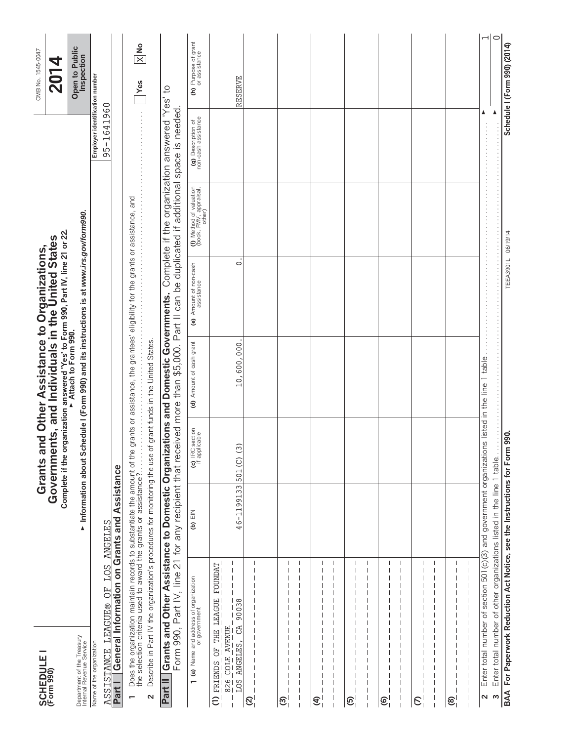# SCHEDULE I (Form 990)

## Grants and Other Assistance to Organizations, Governments, and Individuals in the United States

**Complete if the organization answered 'Yes' to Form 990, Part IV, line 21 or 22.**
**▶ Attach to Form 990.**

▶ Information about Schedule I (Form 990) and its instructions is at *www.irs.gov/form990*.

Department of the Treasury
Internal Revenue Service

OMB No. 1545-0047

**2014**

**Open to Public Inspection**

Name of the organization: ASSISTANCE LEAGUE® OF LOS ANGELES

Employer identification number: 95-1641960

## Part I General Information on Grants and Assistance

1 Does the organization maintain records to substantiate the amount of the grants or assistance, the grantees' eligibility for the grants or assistance, and the selection criteria used to award the grants or assistance? ☐ Yes ☒ No

2 Describe in Part IV the organization's procedures for monitoring the use of grant funds in the United States.

## Part II Grants and Other Assistance to Domestic Organizations and Domestic Governments.

Complete if the organization answered 'Yes' to Form 990, Part IV, line 21 for any recipient that received more than $5,000. Part II can be duplicated if additional space is needed.

| 1 (a) Name and address of organization or government | (b) EIN | (c) IRC section if applicable | (d) Amount of cash grant | (e) Amount of non-cash assistance | (f) Method of valuation (book, FMV, appraisal, other) | (g) Description of non-cash assistance | (h) Purpose of grant or assistance |
|---|---|---|---|---|---|---|---|
| (1) FRIENDS OF THE LEAGUE FOUNDAT 826 COLE AVENUE LOS ANGELES, CA 90038 | 46-1199133 | 501(C)(3) | 10,600,000. | 0. | | | RESERVE |
| (2) | | | | | | | |
| (3) | | | | | | | |
| (4) | | | | | | | |
| (5) | | | | | | | |
| (6) | | | | | | | |
| (7) | | | | | | | |
| (8) | | | | | | | |

2 Enter total number of section 501(c)(3) and government organizations listed in the line 1 table ▶ 1

3 Enter total number of other organizations listed in the line 1 table ▶ 0

**BAA For Paperwork Reduction Act Notice, see the Instructions for Form 990.** TEEA3901L 06/19/14 **Schedule I (Form 990) (2014)**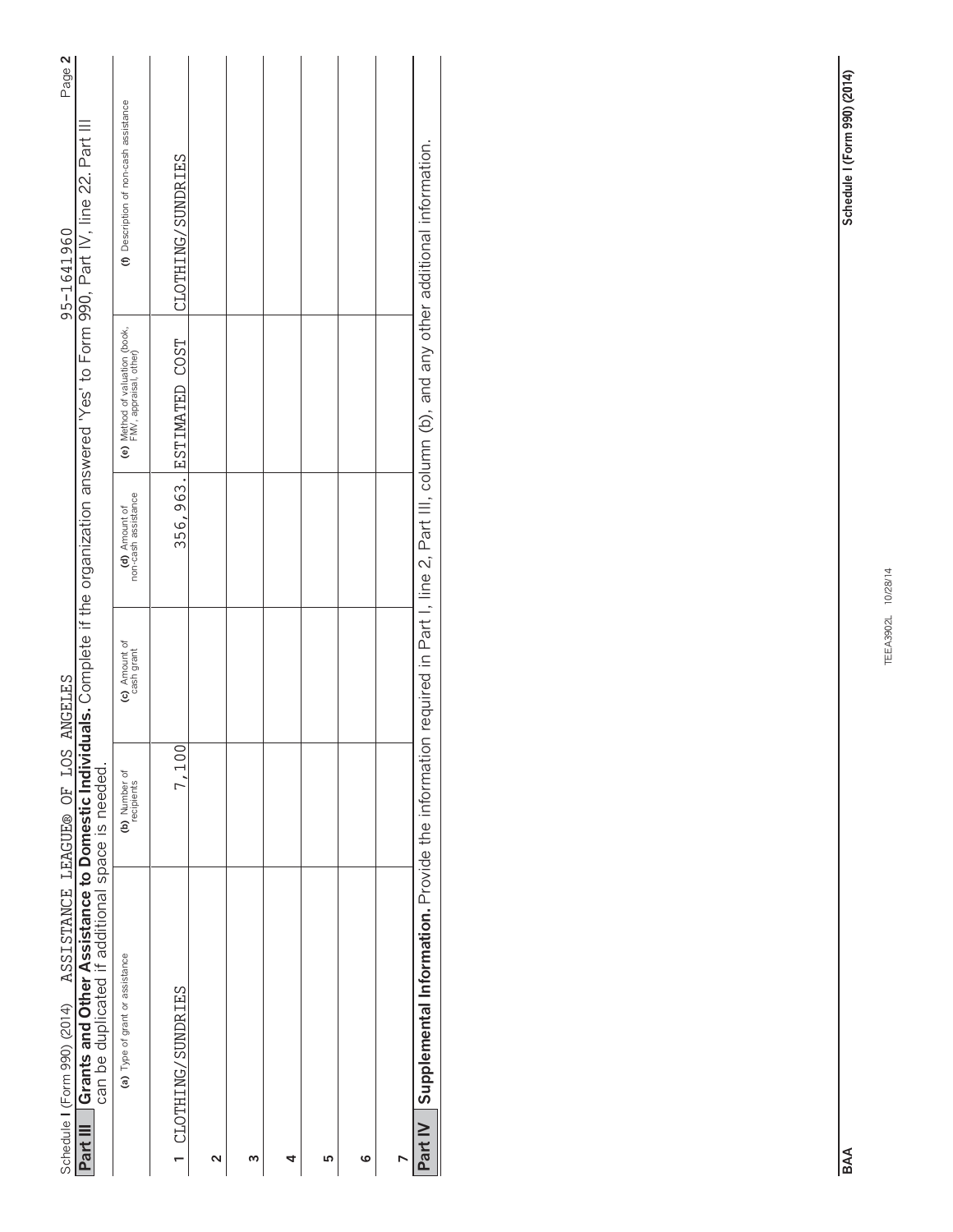Schedule I (Form 990) (2014) ASSISTANCE LEAGUE® OF LOS ANGELES 95-1641960

**Part III Grants and Other Assistance to Domestic Individuals.** Complete if the organization answered 'Yes' to Form 990, Part IV, line 22. Part III can be duplicated if additional space is needed.

| | (a) Type of grant or assistance | (b) Number of recipients | (c) Amount of cash grant | (d) Amount of non-cash assistance | (e) Method of valuation (book, FMV, appraisal, other) | (f) Description of non-cash assistance |
|---|---|---|---|---|---|---|
| 1 | CLOTHING/SUNDRIES | 7,100 | | 356,963. | ESTIMATED COST | CLOTHING/SUNDRIES |
| 2 | | | | | | |
| 3 | | | | | | |
| 4 | | | | | | |
| 5 | | | | | | |
| 6 | | | | | | |
| 7 | | | | | | |

**Part IV Supplemental Information.** Provide the information required in Part I, line 2, Part III, column (b), and any other additional information.

BAA TEEA3902L 10/28/14 Schedule I (Form 990) (2014)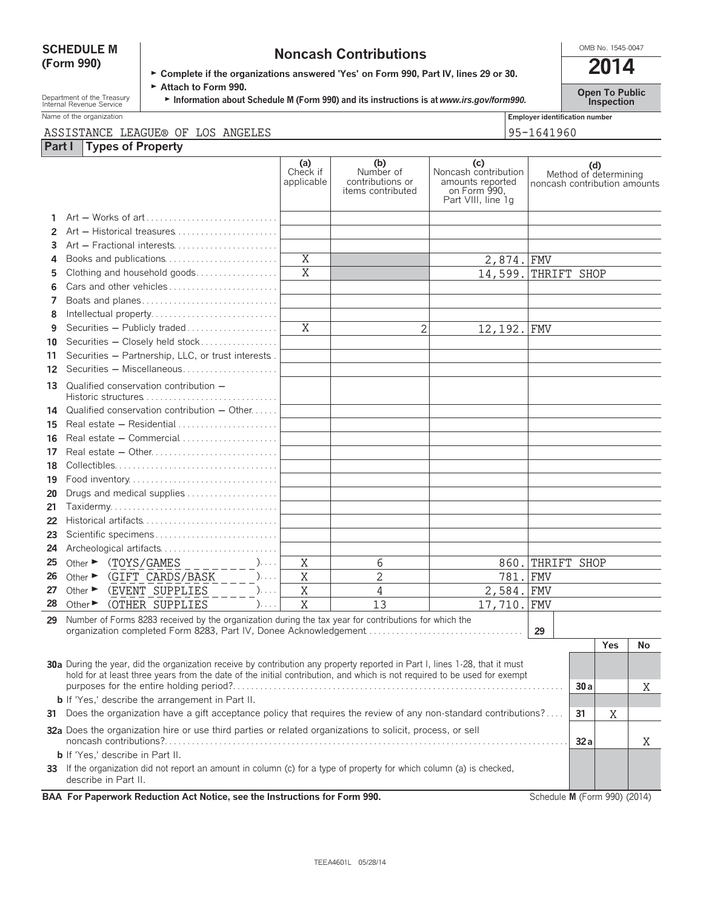# SCHEDULE M (Form 990)

# Noncash Contributions

► Complete if the organizations answered 'Yes' on Form 990, Part IV, lines 29 or 30.

► Attach to Form 990.

► Information about Schedule M (Form 990) and its instructions is at *www.irs.gov/form990.*

Department of the Treasury Internal Revenue Service

OMB No. 1545-0047

**2014**

**Open To Public Inspection**

Name of the organization: ASSISTANCE LEAGUE® OF LOS ANGELES

Employer identification number: 95-1641960

## Part I Types of Property

| | | (a) Check if applicable | (b) Number of contributions or items contributed | (c) Noncash contribution amounts reported on Form 990, Part VIII, line 1g | (d) Method of determining noncash contribution amounts |
|---|---|---|---|---|---|
| 1 | Art — Works of art | | | | |
| 2 | Art — Historical treasures | | | | |
| 3 | Art — Fractional interests | | | | |
| 4 | Books and publications | X | | 2,874. | FMV |
| 5 | Clothing and household goods | X | | 14,599. | THRIFT SHOP |
| 6 | Cars and other vehicles | | | | |
| 7 | Boats and planes | | | | |
| 8 | Intellectual property | | | | |
| 9 | Securities — Publicly traded | X | 2 | 12,192. | FMV |
| 10 | Securities — Closely held stock | | | | |
| 11 | Securities — Partnership, LLC, or trust interests | | | | |
| 12 | Securities — Miscellaneous | | | | |
| 13 | Qualified conservation contribution — Historic structures | | | | |
| 14 | Qualified conservation contribution — Other | | | | |
| 15 | Real estate — Residential | | | | |
| 16 | Real estate — Commercial | | | | |
| 17 | Real estate — Other | | | | |
| 18 | Collectibles | | | | |
| 19 | Food inventory | | | | |
| 20 | Drugs and medical supplies | | | | |
| 21 | Taxidermy | | | | |
| 22 | Historical artifacts | | | | |
| 23 | Scientific specimens | | | | |
| 24 | Archeological artifacts | | | | |
| 25 | Other ► (TOYS/GAMES) | X | 6 | 860. | THRIFT SHOP |
| 26 | Other ► (GIFT CARDS/BASK) | X | 2 | 781. | FMV |
| 27 | Other ► (EVENT SUPPLIES) | X | 4 | 2,584. | FMV |
| 28 | Other ► (OTHER SUPPLIES) | X | 13 | 17,710. | FMV |

**29** Number of Forms 8283 received by the organization during the tax year for contributions for which the organization completed Form 8283, Part IV, Donee Acknowledgement . . . **29**

| | | | Yes | No |
|---|---|---|---|---|
| **30a** | During the year, did the organization receive by contribution any property reported in Part I, lines 1-28, that it must hold for at least three years from the date of the initial contribution, and which is not required to be used for exempt purposes for the entire holding period? | 30a | | X |
| **b** | If 'Yes,' describe the arrangement in Part II. | | | |
| **31** | Does the organization have a gift acceptance policy that requires the review of any non-standard contributions? | 31 | X | |
| **32a** | Does the organization hire or use third parties or related organizations to solicit, process, or sell noncash contributions? | 32a | | X |
| **b** | If 'Yes,' describe in Part II. | | | |
| **33** | If the organization did not report an amount in column (c) for a type of property for which column (a) is checked, describe in Part II. | | | |

**BAA For Paperwork Reduction Act Notice, see the Instructions for Form 990.** Schedule **M** (Form 990) (2014)

TEEA4601L 05/28/14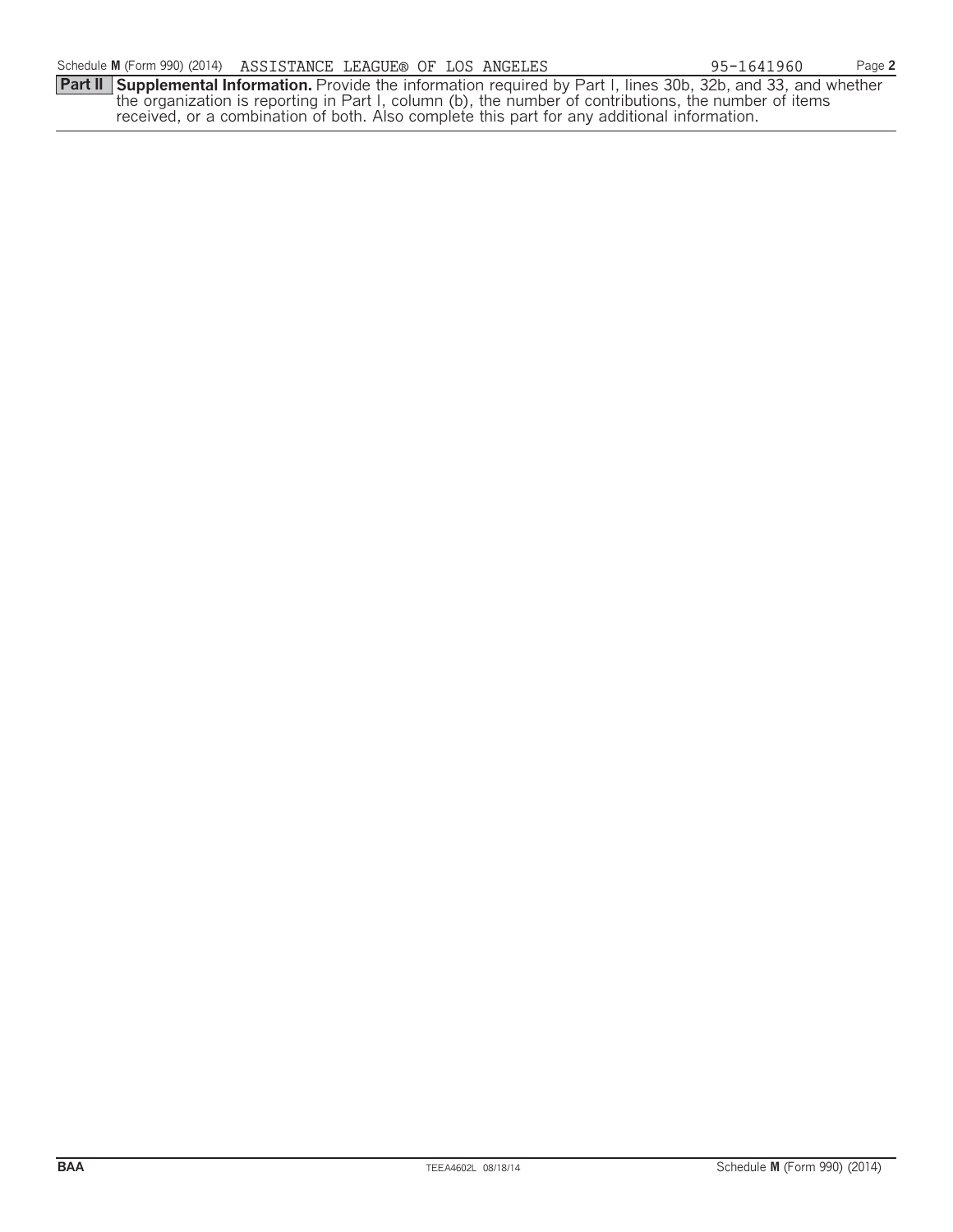Schedule M (Form 990) (2014) ASSISTANCE LEAGUE® OF LOS ANGELES 95-1641960 Page 2

**Part II** **Supplemental Information.** Provide the information required by Part I, lines 30b, 32b, and 33, and whether the organization is reporting in Part I, column (b), the number of contributions, the number of items received, or a combination of both. Also complete this part for any additional information.

BAA TEEA4602L 08/18/14 Schedule M (Form 990) (2014)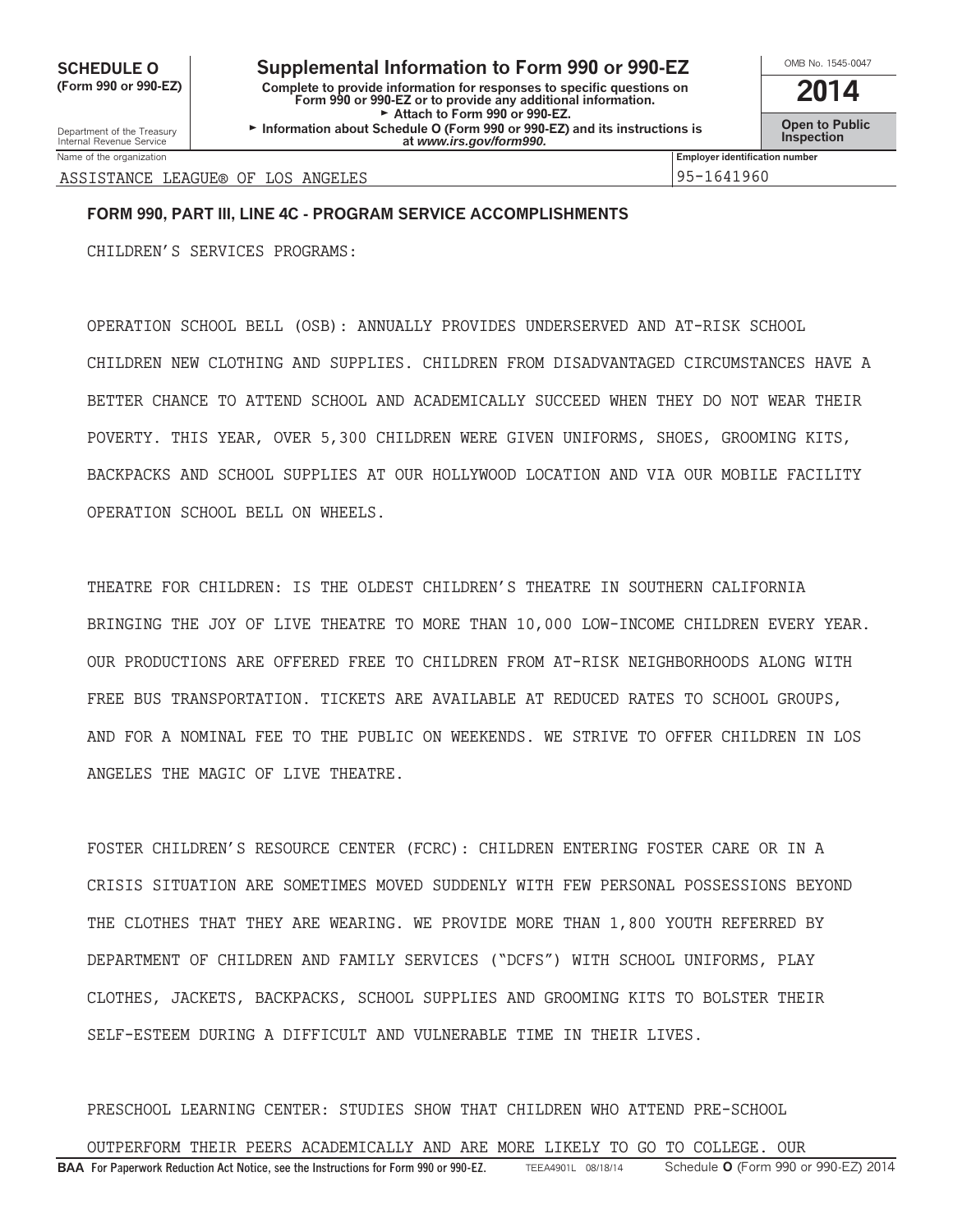**SCHEDULE O (Form 990 or 990-EZ)**

Department of the Treasury
Internal Revenue Service

# Supplemental Information to Form 990 or 990-EZ

**Complete to provide information for responses to specific questions on Form 990 or 990-EZ or to provide any additional information.**
**► Attach to Form 990 or 990-EZ.**
**► Information about Schedule O (Form 990 or 990-EZ) and its instructions is at *www.irs.gov/form990.***

OMB No. 1545-0047

**2014**

**Open to Public Inspection**

| Name of the organization | Employer identification number |
|---|---|
| ASSISTANCE LEAGUE® OF LOS ANGELES | 95-1641960 |

**FORM 990, PART III, LINE 4C - PROGRAM SERVICE ACCOMPLISHMENTS**

CHILDREN'S SERVICES PROGRAMS:

OPERATION SCHOOL BELL (OSB): ANNUALLY PROVIDES UNDERSERVED AND AT-RISK SCHOOL CHILDREN NEW CLOTHING AND SUPPLIES. CHILDREN FROM DISADVANTAGED CIRCUMSTANCES HAVE A BETTER CHANCE TO ATTEND SCHOOL AND ACADEMICALLY SUCCEED WHEN THEY DO NOT WEAR THEIR POVERTY. THIS YEAR, OVER 5,300 CHILDREN WERE GIVEN UNIFORMS, SHOES, GROOMING KITS, BACKPACKS AND SCHOOL SUPPLIES AT OUR HOLLYWOOD LOCATION AND VIA OUR MOBILE FACILITY OPERATION SCHOOL BELL ON WHEELS.

THEATRE FOR CHILDREN: IS THE OLDEST CHILDREN'S THEATRE IN SOUTHERN CALIFORNIA BRINGING THE JOY OF LIVE THEATRE TO MORE THAN 10,000 LOW-INCOME CHILDREN EVERY YEAR. OUR PRODUCTIONS ARE OFFERED FREE TO CHILDREN FROM AT-RISK NEIGHBORHOODS ALONG WITH FREE BUS TRANSPORTATION. TICKETS ARE AVAILABLE AT REDUCED RATES TO SCHOOL GROUPS, AND FOR A NOMINAL FEE TO THE PUBLIC ON WEEKENDS. WE STRIVE TO OFFER CHILDREN IN LOS ANGELES THE MAGIC OF LIVE THEATRE.

FOSTER CHILDREN'S RESOURCE CENTER (FCRC): CHILDREN ENTERING FOSTER CARE OR IN A CRISIS SITUATION ARE SOMETIMES MOVED SUDDENLY WITH FEW PERSONAL POSSESSIONS BEYOND THE CLOTHES THAT THEY ARE WEARING. WE PROVIDE MORE THAN 1,800 YOUTH REFERRED BY DEPARTMENT OF CHILDREN AND FAMILY SERVICES ("DCFS") WITH SCHOOL UNIFORMS, PLAY CLOTHES, JACKETS, BACKPACKS, SCHOOL SUPPLIES AND GROOMING KITS TO BOLSTER THEIR SELF-ESTEEM DURING A DIFFICULT AND VULNERABLE TIME IN THEIR LIVES.

PRESCHOOL LEARNING CENTER: STUDIES SHOW THAT CHILDREN WHO ATTEND PRE-SCHOOL OUTPERFORM THEIR PEERS ACADEMICALLY AND ARE MORE LIKELY TO GO TO COLLEGE. OUR

**BAA For Paperwork Reduction Act Notice, see the Instructions for Form 990 or 990-EZ.** TEEA4901L 08/18/14 Schedule **O** (Form 990 or 990-EZ) 2014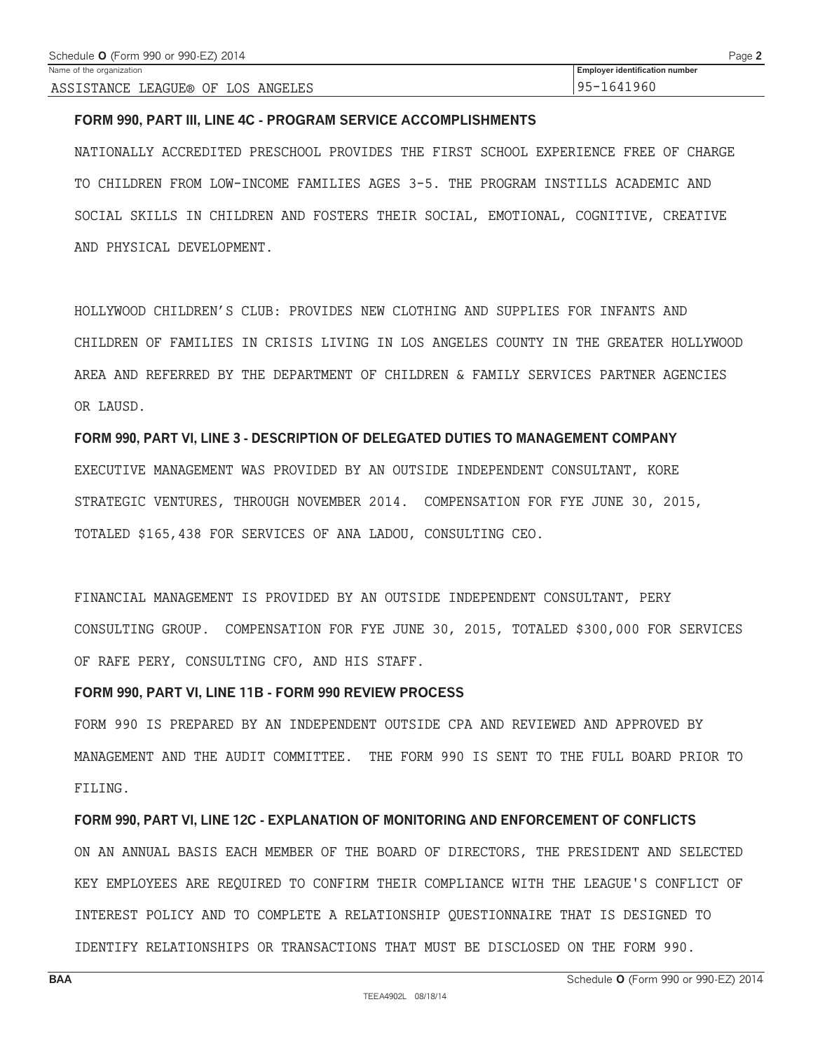Name of the organization: ASSISTANCE LEAGUE® OF LOS ANGELES

Employer identification number: 95-1641960

**FORM 990, PART III, LINE 4C - PROGRAM SERVICE ACCOMPLISHMENTS**

NATIONALLY ACCREDITED PRESCHOOL PROVIDES THE FIRST SCHOOL EXPERIENCE FREE OF CHARGE TO CHILDREN FROM LOW-INCOME FAMILIES AGES 3-5. THE PROGRAM INSTILLS ACADEMIC AND SOCIAL SKILLS IN CHILDREN AND FOSTERS THEIR SOCIAL, EMOTIONAL, COGNITIVE, CREATIVE AND PHYSICAL DEVELOPMENT.

HOLLYWOOD CHILDREN'S CLUB: PROVIDES NEW CLOTHING AND SUPPLIES FOR INFANTS AND CHILDREN OF FAMILIES IN CRISIS LIVING IN LOS ANGELES COUNTY IN THE GREATER HOLLYWOOD AREA AND REFERRED BY THE DEPARTMENT OF CHILDREN & FAMILY SERVICES PARTNER AGENCIES OR LAUSD.

**FORM 990, PART VI, LINE 3 - DESCRIPTION OF DELEGATED DUTIES TO MANAGEMENT COMPANY**

EXECUTIVE MANAGEMENT WAS PROVIDED BY AN OUTSIDE INDEPENDENT CONSULTANT, KORE STRATEGIC VENTURES, THROUGH NOVEMBER 2014. COMPENSATION FOR FYE JUNE 30, 2015, TOTALED $165,438 FOR SERVICES OF ANA LADOU, CONSULTING CEO.

FINANCIAL MANAGEMENT IS PROVIDED BY AN OUTSIDE INDEPENDENT CONSULTANT, PERY CONSULTING GROUP. COMPENSATION FOR FYE JUNE 30, 2015, TOTALED $300,000 FOR SERVICES OF RAFE PERY, CONSULTING CFO, AND HIS STAFF.

**FORM 990, PART VI, LINE 11B - FORM 990 REVIEW PROCESS**

FORM 990 IS PREPARED BY AN INDEPENDENT OUTSIDE CPA AND REVIEWED AND APPROVED BY MANAGEMENT AND THE AUDIT COMMITTEE. THE FORM 990 IS SENT TO THE FULL BOARD PRIOR TO FILING.

**FORM 990, PART VI, LINE 12C - EXPLANATION OF MONITORING AND ENFORCEMENT OF CONFLICTS**

ON AN ANNUAL BASIS EACH MEMBER OF THE BOARD OF DIRECTORS, THE PRESIDENT AND SELECTED KEY EMPLOYEES ARE REQUIRED TO CONFIRM THEIR COMPLIANCE WITH THE LEAGUE'S CONFLICT OF INTEREST POLICY AND TO COMPLETE A RELATIONSHIP QUESTIONNAIRE THAT IS DESIGNED TO IDENTIFY RELATIONSHIPS OR TRANSACTIONS THAT MUST BE DISCLOSED ON THE FORM 990.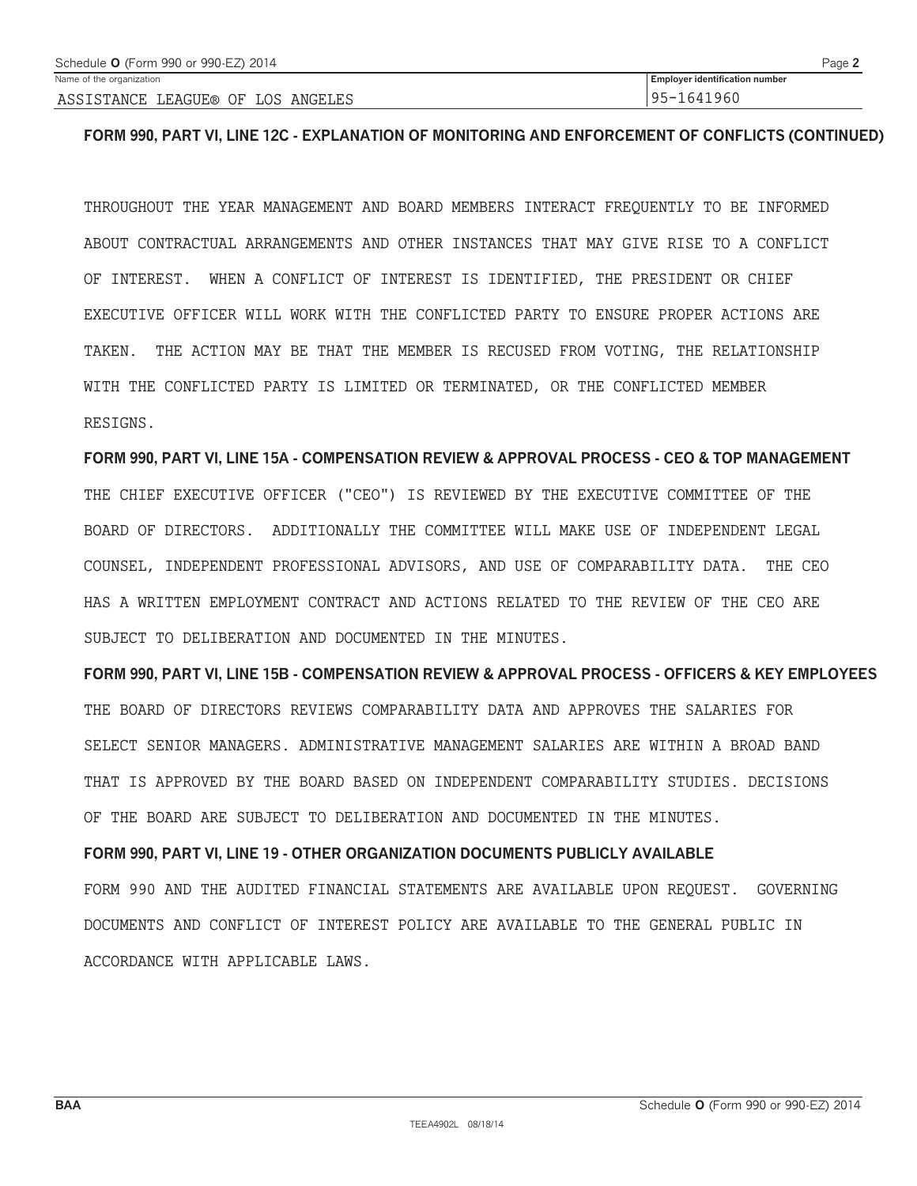Schedule **O** (Form 990 or 990-EZ) 2014

| Name of the organization | Employer identification number |
|---|---|
| ASSISTANCE LEAGUE® OF LOS ANGELES | 95-1641960 |

**FORM 990, PART VI, LINE 12C - EXPLANATION OF MONITORING AND ENFORCEMENT OF CONFLICTS (CONTINUED)**

THROUGHOUT THE YEAR MANAGEMENT AND BOARD MEMBERS INTERACT FREQUENTLY TO BE INFORMED ABOUT CONTRACTUAL ARRANGEMENTS AND OTHER INSTANCES THAT MAY GIVE RISE TO A CONFLICT OF INTEREST. WHEN A CONFLICT OF INTEREST IS IDENTIFIED, THE PRESIDENT OR CHIEF EXECUTIVE OFFICER WILL WORK WITH THE CONFLICTED PARTY TO ENSURE PROPER ACTIONS ARE TAKEN. THE ACTION MAY BE THAT THE MEMBER IS RECUSED FROM VOTING, THE RELATIONSHIP WITH THE CONFLICTED PARTY IS LIMITED OR TERMINATED, OR THE CONFLICTED MEMBER RESIGNS.

**FORM 990, PART VI, LINE 15A - COMPENSATION REVIEW & APPROVAL PROCESS - CEO & TOP MANAGEMENT**

THE CHIEF EXECUTIVE OFFICER ("CEO") IS REVIEWED BY THE EXECUTIVE COMMITTEE OF THE BOARD OF DIRECTORS. ADDITIONALLY THE COMMITTEE WILL MAKE USE OF INDEPENDENT LEGAL COUNSEL, INDEPENDENT PROFESSIONAL ADVISORS, AND USE OF COMPARABILITY DATA. THE CEO HAS A WRITTEN EMPLOYMENT CONTRACT AND ACTIONS RELATED TO THE REVIEW OF THE CEO ARE SUBJECT TO DELIBERATION AND DOCUMENTED IN THE MINUTES.

**FORM 990, PART VI, LINE 15B - COMPENSATION REVIEW & APPROVAL PROCESS - OFFICERS & KEY EMPLOYEES**

THE BOARD OF DIRECTORS REVIEWS COMPARABILITY DATA AND APPROVES THE SALARIES FOR SELECT SENIOR MANAGERS. ADMINISTRATIVE MANAGEMENT SALARIES ARE WITHIN A BROAD BAND THAT IS APPROVED BY THE BOARD BASED ON INDEPENDENT COMPARABILITY STUDIES. DECISIONS OF THE BOARD ARE SUBJECT TO DELIBERATION AND DOCUMENTED IN THE MINUTES.

**FORM 990, PART VI, LINE 19 - OTHER ORGANIZATION DOCUMENTS PUBLICLY AVAILABLE**

FORM 990 AND THE AUDITED FINANCIAL STATEMENTS ARE AVAILABLE UPON REQUEST. GOVERNING DOCUMENTS AND CONFLICT OF INTEREST POLICY ARE AVAILABLE TO THE GENERAL PUBLIC IN ACCORDANCE WITH APPLICABLE LAWS.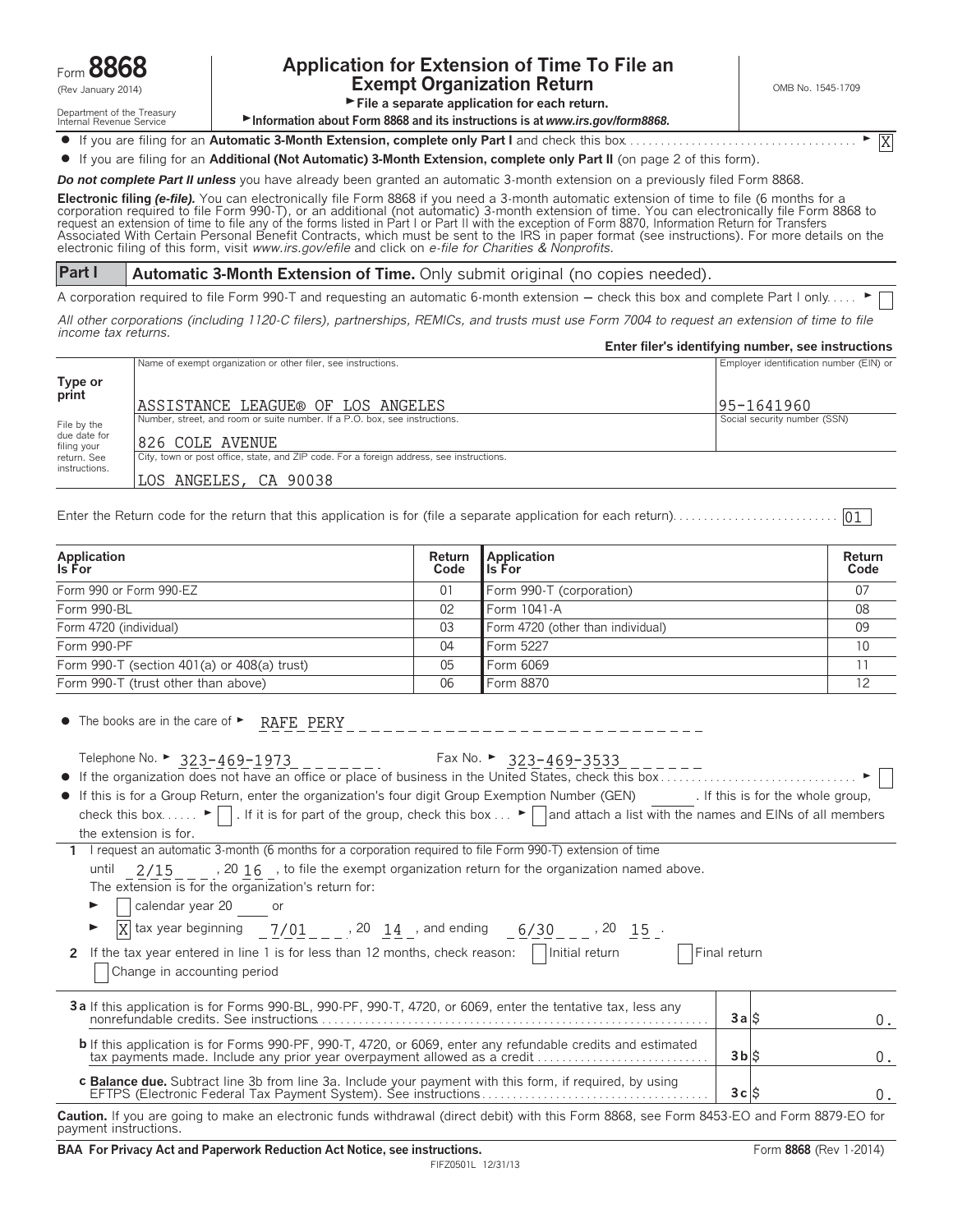Form **8868** (Rev January 2014)

Department of the Treasury
Internal Revenue Service

# Application for Extension of Time To File an Exempt Organization Return

► File a separate application for each return.

► Information about Form 8868 and its instructions is at *www.irs.gov/form8868.*

OMB No. 1545-1709

- If you are filing for an **Automatic 3-Month Extension, complete only Part I** and check this box . . . ► [X]
- If you are filing for an **Additional (Not Automatic) 3-Month Extension, complete only Part II** (on page 2 of this form).

***Do not complete Part II unless*** you have already been granted an automatic 3-month extension on a previously filed Form 8868.

**Electronic filing *(e-file)*.** You can electronically file Form 8868 if you need a 3-month automatic extension of time to file (6 months for a corporation required to file Form 990-T), or an additional (not automatic) 3-month extension of time. You can electronically file Form 8868 to request an extension of time to file any of the forms listed in Part I or Part II with the exception of Form 8870, Information Return for Transfers Associated With Certain Personal Benefit Contracts, which must be sent to the IRS in paper format (see instructions). For more details on the electronic filing of this form, visit *www.irs.gov/efile* and click on *e-file for Charities & Nonprofits.*

## Part I — Automatic 3-Month Extension of Time. Only submit original (no copies needed).

A corporation required to file Form 990-T and requesting an automatic 6-month extension — check this box and complete Part I only . . . ► [ ]

*All other corporations (including 1120-C filers), partnerships, REMICs, and trusts must use Form 7004 to request an extension of time to file income tax returns.*

**Enter filer's identifying number, see instructions**

**Type or print** — File by the due date for filing your return. See instructions.

Name of exempt organization or other filer, see instructions: ASSISTANCE LEAGUE® OF LOS ANGELES

Employer identification number (EIN) or: 95-1641960

Social security number (SSN):

Number, street, and room or suite number. If a P.O. box, see instructions: 826 COLE AVENUE

City, town or post office, state, and ZIP code. For a foreign address, see instructions: LOS ANGELES, CA 90038

Enter the Return code for the return that this application is for (file a separate application for each return) . . . 01

| Application Is For | Return Code | Application Is For | Return Code |
|---|---|---|---|
| Form 990 or Form 990-EZ | 01 | Form 990-T (corporation) | 07 |
| Form 990-BL | 02 | Form 1041-A | 08 |
| Form 4720 (individual) | 03 | Form 4720 (other than individual) | 09 |
| Form 990-PF | 04 | Form 5227 | 10 |
| Form 990-T (section 401(a) or 408(a) trust) | 05 | Form 6069 | 11 |
| Form 990-T (trust other than above) | 06 | Form 8870 | 12 |

- The books are in the care of ► RAFE PERY

  Telephone No. ► 323-469-1973    Fax No. ► 323-469-3533
- If the organization does not have an office or place of business in the United States, check this box . . . ► [ ]
- If this is for a Group Return, enter the organization's four digit Group Exemption Number (GEN) ______ . If this is for the whole group, check this box . . . ► [ ] . If it is for part of the group, check this box . . . ► [ ] and attach a list with the names and EINs of all members the extension is for.

**1** I request an automatic 3-month (6 months for a corporation required to file Form 990-T) extension of time until 2/15, 20 16, to file the exempt organization return for the organization named above. The extension is for the organization's return for:

► [ ] calendar year 20 ____ or

► [X] tax year beginning 7/01, 20 14, and ending 6/30, 20 15.

**2** If the tax year entered in line 1 is for less than 12 months, check reason: [ ] Initial return [ ] Final return [ ] Change in accounting period

| | | |
|---|---|---|
| **3a** If this application is for Forms 990-BL, 990-PF, 990-T, 4720, or 6069, enter the tentative tax, less any nonrefundable credits. See instructions | **3a** $ | 0. |
| **b** If this application is for Forms 990-PF, 990-T, 4720, or 6069, enter any refundable credits and estimated tax payments made. Include any prior year overpayment allowed as a credit | **3b** $ | 0. |
| **c Balance due.** Subtract line 3b from line 3a. Include your payment with this form, if required, by using EFTPS (Electronic Federal Tax Payment System). See instructions | **3c** $ | 0. |

**Caution.** If you are going to make an electronic funds withdrawal (direct debit) with this Form 8868, see Form 8453-EO and Form 8879-EO for payment instructions.

**BAA For Privacy Act and Paperwork Reduction Act Notice, see instructions.** Form **8868** (Rev 1-2014)

FIFZ0501L 12/31/13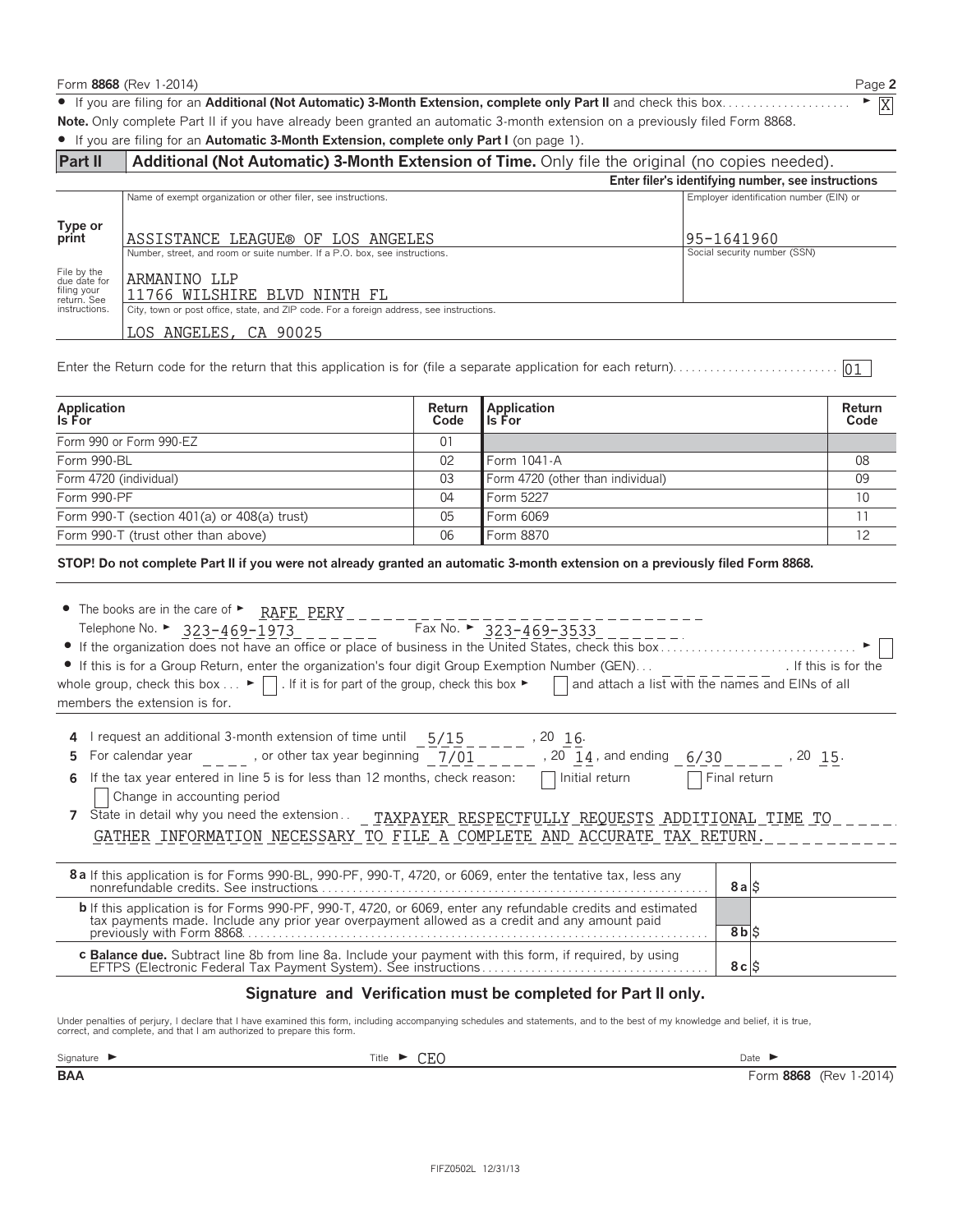Form **8868** (Rev 1-2014) Page **2**

- If you are filing for an **Additional (Not Automatic) 3-Month Extension, complete only Part II** and check this box ► [X]

**Note.** Only complete Part II if you have already been granted an automatic 3-month extension on a previously filed Form 8868.

- If you are filing for an **Automatic 3-Month Extension, complete only Part I** (on page 1).

## Part II Additional (Not Automatic) 3-Month Extension of Time. Only file the original (no copies needed).

**Enter filer's identifying number, see instructions**

| | | |
|---|---|---|
| **Type or print** | Name of exempt organization or other filer, see instructions.<br>ASSISTANCE LEAGUE® OF LOS ANGELES | Employer identification number (EIN) or<br>95-1641960 |
| File by the due date for filing your return. See instructions. | Number, street, and room or suite number. If a P.O. box, see instructions.<br>ARMANINO LLP<br>11766 WILSHIRE BLVD NINTH FL | Social security number (SSN) |
| | City, town or post office, state, and ZIP code. For a foreign address, see instructions.<br>LOS ANGELES, CA 90025 | |

Enter the Return code for the return that this application is for (file a separate application for each return) 01

| Application Is For | Return Code | Application Is For | Return Code |
|---|---|---|---|
| Form 990 or Form 990-EZ | 01 | | |
| Form 990-BL | 02 | Form 1041-A | 08 |
| Form 4720 (individual) | 03 | Form 4720 (other than individual) | 09 |
| Form 990-PF | 04 | Form 5227 | 10 |
| Form 990-T (section 401(a) or 408(a) trust) | 05 | Form 6069 | 11 |
| Form 990-T (trust other than above) | 06 | Form 8870 | 12 |

**STOP! Do not complete Part II if you were not already granted an automatic 3-month extension on a previously filed Form 8868.**

- The books are in the care of ► RAFE PERY
  Telephone No. ► 323-469-1973 Fax No. ► 323-469-3533
- If the organization does not have an office or place of business in the United States, check this box ► [ ]
- If this is for a Group Return, enter the organization's four digit Group Exemption Number (GEN) ______. If this is for the whole group, check this box ► [ ]. If it is for part of the group, check this box ► [ ] and attach a list with the names and EINs of all members the extension is for.

**4** I request an additional 3-month extension of time until 5/15, 20 16.

**5** For calendar year ____, or other tax year beginning 7/01, 20 14, and ending 6/30, 20 15.

**6** If the tax year entered in line 5 is for less than 12 months, check reason: [ ] Initial return [ ] Final return [ ] Change in accounting period

**7** State in detail why you need the extension .. TAXPAYER RESPECTFULLY REQUESTS ADDITIONAL TIME TO GATHER INFORMATION NECESSARY TO FILE A COMPLETE AND ACCURATE TAX RETURN.

| | | |
|---|---|---|
| **8a** If this application is for Forms 990-BL, 990-PF, 990-T, 4720, or 6069, enter the tentative tax, less any nonrefundable credits. See instructions | **8a** | $ |
| **b** If this application is for Forms 990-PF, 990-T, 4720, or 6069, enter any refundable credits and estimated tax payments made. Include any prior year overpayment allowed as a credit and any amount paid previously with Form 8868 | **8b** | $ |
| **c Balance due.** Subtract line 8b from line 8a. Include your payment with this form, if required, by using EFTPS (Electronic Federal Tax Payment System). See instructions | **8c** | $ |

### Signature and Verification must be completed for Part II only.

Under penalties of perjury, I declare that I have examined this form, including accompanying schedules and statements, and to the best of my knowledge and belief, it is true, correct, and complete, and that I am authorized to prepare this form.

Signature ► Title ► CEO Date ►

**BAA** Form **8868** (Rev 1-2014)

FIFZ0502L 12/31/13